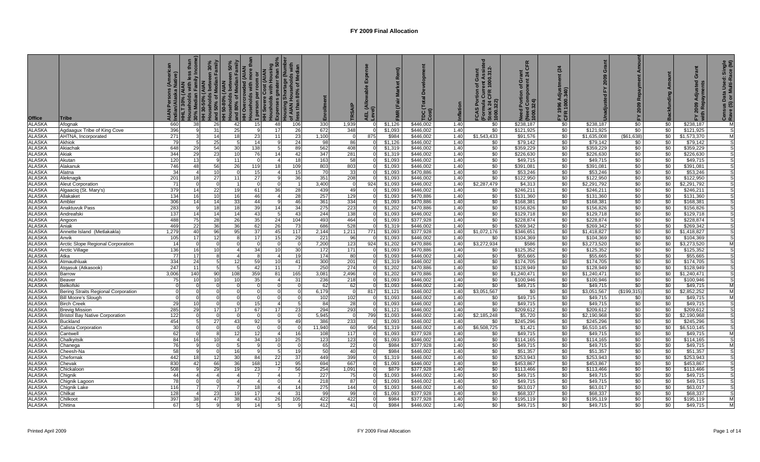# FY 2009 Final Allocation

| Office | Tribe | AIAN Persons (American Indian/Alaska Native) | HHLT 30% (AIAN Households with less than 30% Median Family Income) | HH 30-50% (AIAN Households between 30% and 50% of Median Family | HH 50-80% (AIAN Households between 50% and 80% of Median Family | HH Overcrowded (AIAN Households with more than 1 person per room or | HH Severe Cost (AIAN Households with Housing Expenses greater than 50% | Housing Shortage (Number of AIAN Households with less than 80% of Median | Enrollment | TRSAIP | AEL (Allowable Expense Level) | FMR (Fair Market Rent) | TDC (Total Development Cost) | Inflation | FCAS Portion of Grant (Formula Current Assisted Stock 24 CFR 1000.312-1000.322) | Need Portion of Grant (Need Component 24 CFR 1000.324) | FY 1996 Adjustment (24 CFR 1000.340) | Unadjusted FY 2009 Grant | FY 2009 Repayment Amount | Backfunding Amount | FY 2009 Adjusted Grant with Repayments | Census Data Used: Single Race (S) or Multi-Race (M) |
|---|---|---|---|---|---|---|---|---|---|---|---|---|---|---|---|---|---|---|---|---|---|---|
| ALASKA | Afognak | 660 | 38 | 26 | 42 | 15 | 48 | 106 | 330 | 1,939 | 0 | $1,126 | $446,002 | 1.40 | $0 | $238,187 | $0 | $238,187 | $0 | $0 | $238,187 | M |
| ALASKA | Agdaagux Tribe of King Cove | 396 | 9 | 31 | 25 | 9 | 17 | 26 | 672 | 348 | 0 | $1,093 | $446,002 | 1.40 | $0 | $121,925 | $0 | $121,925 | $0 | $0 | $121,925 | S |
| ALASKA | AHTNA, Incorporated | 271 | 3 | 14 | 18 | 23 | 11 | 23 | 1,100 | 0 | 875 | $984 | $446,002 | 1.40 | $1,543,433 | $91,576 | $0 | $1,635,008 | ($61,638) | $0 | $1,573,370 | M |
| ALASKA | Akhiok | 79 | 5 | 25 | 5 | 14 | 9 | 24 | 98 | 86 | 0 | $1,126 | $446,002 | 1.40 | $0 | $79,142 | $0 | $79,142 | $0 | $0 | $79,142 | S |
| ALASKA | Akiachak | 648 | 29 | 54 | 30 | 138 | 5 | 89 | 562 | 408 | 0 | $1,319 | $446,002 | 1.40 | $0 | $359,229 | $0 | $359,229 | $0 | $0 | $359,229 | S |
| ALASKA | Akiak | 344 | 29 | 23 | 10 | 76 | 14 | 42 | 347 | 281 | 0 | $1,319 | $446,002 | 1.40 | $0 | $226,630 | $0 | $226,630 | $0 | $0 | $226,630 | S |
| ALASKA | Akutan | 120 | 13 | 9 | 11 | 0 | 4 | 18 | 163 | 58 | 0 | $1,093 | $446,002 | 1.40 | $0 | $49,715 | $0 | $49,715 | $0 | $0 | $49,715 | S |
| ALASKA | Alakanuk | 746 | 48 | 56 | 26 | 119 | 18 | 109 | 803 | 803 | 0 | $1,093 | $446,002 | 1.40 | $0 | $391,081 | $0 | $391,081 | $0 | $0 | $391,081 | S |
| ALASKA | Alatna | 34 | 4 | 10 | 0 | 15 | 4 | 15 | 70 | 33 | 0 | $1,093 | $470,886 | 1.40 | $0 | $53,246 | $0 | $53,246 | $0 | $0 | $53,246 | S |
| ALASKA | Aleknagik | 201 | 18 | 27 | 11 | 27 | 9 | 36 | 351 | 208 | 0 | $1,093 | $446,002 | 1.40 | $0 | $122,950 | $0 | $122,950 | $0 | $0 | $122,950 | S |
| ALASKA | Aleut Corporation | 71 | 0 | 0 | 1 | 0 | 0 | 1 | 3,400 | 0 | 924 | $1,093 | $446,002 | 1.40 | $2,287,479 | $4,313 | $0 | $2,291,792 | $0 | $0 | $2,291,792 | S |
| ALASKA | Algaaciq (St. Mary's) | 379 | 14 | 22 | 19 | 61 | 36 | 28 | 439 | 49 | 0 | $1,093 | $446,002 | 1.40 | $0 | $246,211 | $0 | $246,211 | $0 | $0 | $246,211 | S |
| ALASKA | Allakaket | 134 | 16 | 10 | 16 | 46 | 4 | 28 | 257 | 129 | 0 | $1,093 | $470,886 | 1.40 | $0 | $131,360 | $0 | $131,360 | $0 | $0 | $131,360 | S |
| ALASKA | Ambler | 306 | 14 | 14 | 33 | 44 | 9 | 46 | 361 | 334 | 0 | $1,093 | $470,886 | 1.40 | $0 | $168,381 | $0 | $168,381 | $0 | $0 | $168,381 | S |
| ALASKA | Anaktuvuk Pass | 283 | 9 | 18 | 18 | 39 | 14 | 34 | 275 | 223 | 0 | $1,202 | $470,886 | 1.40 | $0 | $156,826 | $0 | $156,826 | $0 | $0 | $156,826 | S |
| ALASKA | Andreafski | 137 | 14 | 14 | 14 | 43 | 5 | 43 | 244 | 138 | 0 | $1,093 | $446,002 | 1.40 | $0 | $129,718 | $0 | $129,718 | $0 | $0 | $129,718 | S |
| ALASKA | Angoon | 488 | 75 | 28 | 26 | 35 | 24 | 104 | 493 | 464 | 0 | $1,093 | $377,928 | 1.40 | $0 | $228,874 | $0 | $228,874 | $0 | $0 | $228,874 | S |
| ALASKA | Aniak | 469 | 22 | 36 | 36 | 62 | 26 | 73 | 686 | 528 | 0 | $1,319 | $446,002 | 1.40 | $0 | $269,342 | $0 | $269,342 | $0 | $0 | $269,342 | S |
| ALASKA | Annette Island (Metlakakla) | 1,279 | 40 | 96 | 95 | 37 | 45 | 117 | 2,144 | 1,211 | 771 | $1,093 | $377,928 | 1.40 | $1,072,176 | $346,651 | $0 | $1,418,827 | $0 | $0 | $1,418,827 | S |
| ALASKA | Anvik | 105 | 17 | 12 | 8 | 17 | 15 | 29 | 221 | 96 | 0 | $1,093 | $446,002 | 1.40 | $0 | $104,369 | $0 | $104,369 | $0 | $0 | $104,369 | S |
| ALASKA | Arctic Slope Regional Corporation | 14 | 0 | 0 | 0 | 0 | 0 | 0 | 7,200 | 123 | 924 | $1,202 | $470,886 | 1.40 | $3,272,934 | $586 | $0 | $3,273,520 | $0 | $0 | $3,273,520 | M |
| ALASKA | Arctic Village | 136 | 16 | 10 | 4 | 34 | 10 | 30 | 172 | 171 | 0 | $1,093 | $470,886 | 1.40 | $0 | $125,352 | $0 | $125,352 | $0 | $0 | $125,352 | S |
| ALASKA | Atka | 77 | 17 | 8 | 4 | 8 | 4 | 19 | 174 | 80 | 0 | $1,093 | $446,002 | 1.40 | $0 | $55,665 | $0 | $55,665 | $0 | $0 | $55,665 | S |
| ALASKA | Atmauthluak | 334 | 24 | 5 | 12 | 59 | 10 | 41 | 300 | 201 | 0 | $1,319 | $446,002 | 1.40 | $0 | $174,705 | $0 | $174,705 | $0 | $0 | $174,705 | S |
| ALASKA | Atqasuk (Atkasook) | 247 | 11 | 5 | 5 | 42 | 11 | 7 | 250 | 274 | 0 | $1,202 | $470,886 | 1.40 | $0 | $128,949 | $0 | $128,949 | $0 | $0 | $128,949 | S |
| ALASKA | Barrow | 3,006 | 140 | 90 | 108 | 359 | 81 | 165 | 3,081 | 2,496 | 0 | $1,202 | $470,886 | 1.40 | $0 | $1,240,471 | $0 | $1,240,471 | $0 | $0 | $1,240,471 | S |
| ALASKA | Beaver | 75 | 10 | 10 | 10 | 35 | 4 | 31 | 236 | 218 | 0 | $1,093 | $446,002 | 1.40 | $0 | $100,946 | $0 | $100,946 | $0 | $0 | $100,946 | S |
| ALASKA | Belkofski | 0 | 0 | 0 | 0 | 0 | 0 | 0 | 62 | 62 | 0 | $1,093 | $446,002 | 1.40 | $0 | $49,715 | $0 | $49,715 | $0 | $0 | $49,715 | M |
| ALASKA | Bering Straits Regional Corporation | 0 | 0 | 0 | 0 | 0 | 0 | 0 | 6,179 | 0 | 817 | $1,121 | $446,002 | 1.40 | $3,051,567 | $0 | $0 | $3,051,567 | ($199,315) | $0 | $2,852,252 | M |
| ALASKA | Bill Moore's Slough | 0 | 0 | 0 | 0 | 0 | 0 | 0 | 102 | 102 | 0 | $1,093 | $446,002 | 1.40 | $0 | $49,715 | $0 | $49,715 | $0 | $0 | $49,715 | M |
| ALASKA | Birch Creek | 29 | 10 | 0 | 0 | 15 | 4 | 5 | 84 | 28 | 0 | $1,093 | $446,002 | 1.40 | $0 | $49,715 | $0 | $49,715 | $0 | $0 | $49,715 | S |
| ALASKA | Brevig Mission | 285 | 29 | 17 | 17 | 67 | 17 | 23 | 294 | 293 | 0 | $1,121 | $446,002 | 1.40 | $0 | $209,612 | $0 | $209,612 | $0 | $0 | $209,612 | S |
| ALASKA | Bristol Bay Native Corporation | 122 | 0 | 0 | 0 | 0 | 0 | 0 | 5,945 | 0 | 799 | $1,093 | $446,002 | 1.40 | $2,185,248 | $5,720 | $0 | $2,190,968 | $0 | $0 | $2,190,968 | S |
| ALASKA | Buckland | 454 | 5 | 27 | 43 | 92 | 9 | 49 | 386 | 233 | 0 | $1,093 | $446,002 | 1.40 | $0 | $245,296 | $0 | $245,296 | $0 | $0 | $245,296 | S |
| ALASKA | Calista Corporation | 30 | 0 | 0 | 0 | 0 | 0 | 0 | 11,940 | 60 | 954 | $1,319 | $446,002 | 1.40 | $6,508,725 | $1,421 | $0 | $6,510,145 | $0 | $0 | $6,510,145 | S |
| ALASKA | Cantwell | 62 | 0 | 8 | 12 | 12 | 4 | 16 | 108 | 117 | 0 | $1,093 | $377,928 | 1.40 | $0 | $49,715 | $0 | $49,715 | $0 | $0 | $49,715 | M |
| ALASKA | Chalkyitsik | 84 | 16 | 10 | 4 | 34 | 10 | 25 | 123 | 123 | 0 | $1,093 | $446,002 | 1.40 | $0 | $114,165 | $0 | $114,165 | $0 | $0 | $114,165 | S |
| ALASKA | Chanega | 76 | 9 | 0 | 5 | 9 | 0 | 0 | 65 | 22 | 0 | $984 | $377,928 | 1.40 | $0 | $49,715 | $0 | $49,715 | $0 | $0 | $49,715 | M |
| ALASKA | Cheesh-Na | 58 | 9 | 0 | 16 | 9 | 5 | 19 | 50 | 40 | 0 | $984 | $446,002 | 1.40 | $0 | $51,357 | $0 | $51,357 | $0 | $0 | $51,357 | S |
| ALASKA | Chefornak | 442 | 18 | 12 | 30 | 84 | 22 | 37 | 449 | 399 | 0 | $1,319 | $446,002 | 1.40 | $0 | $253,943 | $0 | $253,943 | $0 | $0 | $253,943 | S |
| ALASKA | Chevak | 830 | 42 | 66 | 36 | 168 | 12 | 95 | 694 | 667 | 0 | $1,093 | $446,002 | 1.40 | $0 | $453,867 | $0 | $453,867 | $0 | $0 | $453,867 | S |
| ALASKA | Chickaloon | 508 | 9 | 29 | 19 | 23 | 7 | 56 | 254 | 1,091 | 0 | $1,093 | $377,928 | 1.40 | $0 | $113,466 | $0 | $113,466 | $0 | $0 | $113,466 | S |
| ALASKA | Chignik | 44 | 4 | 4 | 4 | 7 | 4 | 7 | 227 | 75 | 0 | $879 | $446,002 | 1.40 | $0 | $49,715 | $0 | $49,715 | $0 | $0 | $49,715 | S |
| ALASKA | Chignik Lagoon | 78 | 0 | 0 | 4 | 4 | 0 | 4 | 218 | 87 | 0 | $1,093 | $446,002 | 1.40 | $0 | $49,715 | $0 | $49,715 | $0 | $0 | $49,715 | S |
| ALASKA | Chignik Lake | 116 | 7 | 7 | 7 | 18 | 4 | 14 | 275 | 144 | 0 | $1,093 | $446,002 | 1.40 | $0 | $63,017 | $0 | $63,017 | $0 | $0 | $63,017 | S |
| ALASKA | Chilkat | 128 | 4 | 23 | 19 | 17 | 4 | 31 | 99 | 99 | 0 | $1,093 | $377,928 | 1.40 | $0 | $68,337 | $0 | $68,337 | $0 | $0 | $68,337 | S |
| ALASKA | Chilkoot | 397 | 38 | 47 | 38 | 43 | 26 | 105 | 422 | 422 | 0 | $984 | $377,928 | 1.40 | $0 | $195,119 | $0 | $195,119 | $0 | $0 | $195,119 | M |
| ALASKA | Chitina | 67 | 5 | 9 | 9 | 14 | 5 | 9 | 412 | 41 | 0 | $984 | $446,002 | 1.40 | $0 | $49,715 | $0 | $49,715 | $0 | $0 | $49,715 | M |

Printed April 2009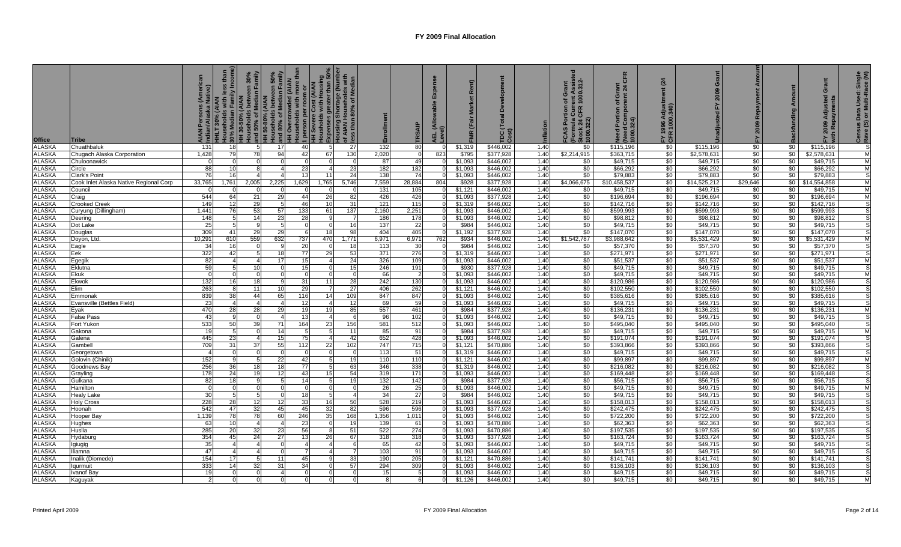# FY 2009 Final Allocation

| Office | Tribe | AIAN Persons (American Indian/Alaska Native) | HHLT 30% (AIAN Households with less than 30% Median Family Income) | HH 30-50% (AIAN Households between 30% and 50% of Median Family | HH 50-80% (AIAN Households between 50% and 80% of Median Family | HH Overcrowded (AIAN Households with more than 1 person per room or | HH Severe Cost (AIAN Households with Housing Expenses greater than 50% | Housing Shortage (Number of AIAN Households with less than 80% of Median | Enrollment | TRSAIP | AEL (Allowable Expense Level) | FMR (Fair Market Rent) | TDC (Total Development Cost) | Inflation | FCAS Portion of Grant (Formula Current Assisted Stock 24 CFR 1000.312-1000.322) | Need Portion of Grant (Need Component 24 CFR 1000.324) | FY 1996 Adjustment (24 CFR 1000.340) | Unadjusted FY 2009 Grant | FY 2009 Repayment Amount | Backfunding Amount | FY 2009 Adjusted Grant with Repayments | Census Data Used: Single Race (S) or Multi-Race (M) |
|---|---|---|---|---|---|---|---|---|---|---|---|---|---|---|---|---|---|---|---|---|---|---|
| ALASKA | Chuathbaluk | 131 | 18 | 5 | 17 | 40 | 5 | 27 | 132 | 80 | 0 | $1,319 | $446,002 | 1.40 | $0 | $115,196 | $0 | $115,196 | $0 | $0 | $115,196 | S |
| ALASKA | Chugach Alaska Corporation | 1,428 | 79 | 78 | 94 | 42 | 67 | 130 | 2,020 | 0 | 823 | $795 | $377,928 | 1.40 | $2,214,915 | $363,715 | $0 | $2,578,631 | $0 | $0 | $2,578,631 | M |
| ALASKA | Chuloonawick | 0 | 0 | 0 | 0 | 0 | 0 | 0 | 87 | 49 | 0 | $1,093 | $446,002 | 1.40 | $0 | $49,715 | $0 | $49,715 | $0 | $0 | $49,715 | M |
| ALASKA | Circle | 88 | 10 | 8 | 4 | 23 | 4 | 23 | 182 | 182 | 0 | $1,093 | $446,002 | 1.40 | $0 | $66,292 | $0 | $66,292 | $0 | $0 | $66,292 | M |
| ALASKA | Clark's Point | 76 | 16 | 4 | 4 | 13 | 11 | 24 | 138 | 74 | 0 | $1,093 | $446,002 | 1.40 | $0 | $79,883 | $0 | $79,883 | $0 | $0 | $79,883 | S |
| ALASKA | Cook Inlet Alaska Native Regional Corp | 33,765 | 1,761 | 2,005 | 2,225 | 1,629 | 1,765 | 5,746 | 7,559 | 28,884 | 804 | $928 | $377,928 | 1.40 | $4,066,675 | $10,458,537 | $0 | $14,525,212 | $29,646 | $0 | $14,554,858 | M |
| ALASKA | Council | 0 | 0 | 0 | 0 | 0 | 0 | 0 | 131 | 105 | 0 | $1,121 | $446,002 | 1.40 | $0 | $49,715 | $0 | $49,715 | $0 | $0 | $49,715 | M |
| ALASKA | Craig | 544 | 64 | 21 | 29 | 44 | 26 | 82 | 426 | 426 | 0 | $1,093 | $377,928 | 1.40 | $0 | $196,694 | $0 | $196,694 | $0 | $0 | $196,694 | M |
| ALASKA | Crooked Creek | 149 | 12 | 29 | 5 | 46 | 10 | 31 | 121 | 115 | 0 | $1,319 | $446,002 | 1.40 | $0 | $142,716 | $0 | $142,716 | $0 | $0 | $142,716 | S |
| ALASKA | Curyung (Dillingham) | 1,441 | 76 | 53 | 57 | 133 | 61 | 137 | 2,160 | 2,251 | 0 | $1,093 | $446,002 | 1.40 | $0 | $599,993 | $0 | $599,993 | $0 | $0 | $599,993 | S |
| ALASKA | Deering | 148 | 5 | 14 | 23 | 28 | 9 | 7 | 186 | 178 | 0 | $1,093 | $446,002 | 1.40 | $0 | $98,812 | $0 | $98,812 | $0 | $0 | $98,812 | S |
| ALASKA | Dot Lake | 25 | 5 | 9 | 5 | 0 | 0 | 16 | 137 | 22 | 0 | $984 | $446,002 | 1.40 | $0 | $49,715 | $0 | $49,715 | $0 | $0 | $49,715 | S |
| ALASKA | Douglas | 309 | 41 | 29 | 29 | 6 | 18 | 98 | 404 | 405 | 0 | $1,192 | $377,928 | 1.40 | $0 | $147,070 | $0 | $147,070 | $0 | $0 | $147,070 | S |
| ALASKA | Doyon, Ltd. | 10,291 | 610 | 559 | 632 | 737 | 470 | 1,771 | 6,971 | 6,971 | 762 | $934 | $446,002 | 1.40 | $1,542,787 | $3,988,642 | $0 | $5,531,429 | $0 | $0 | $5,531,429 | M |
| ALASKA | Eagle | 34 | 16 | 0 | 9 | 20 | 0 | 18 | 113 | 30 | 0 | $984 | $446,002 | 1.40 | $0 | $57,370 | $0 | $57,370 | $0 | $0 | $57,370 | S |
| ALASKA | Eek | 322 | 42 | 5 | 18 | 77 | 29 | 53 | 371 | 276 | 0 | $1,319 | $446,002 | 1.40 | $0 | $271,971 | $0 | $271,971 | $0 | $0 | $271,971 | S |
| ALASKA | Egegik | 82 | 4 | 4 | 17 | 15 | 4 | 24 | 326 | 109 | 0 | $1,093 | $446,002 | 1.40 | $0 | $51,537 | $0 | $51,537 | $0 | $0 | $51,537 | M |
| ALASKA | Eklutna | 59 | 5 | 10 | 0 | 15 | 0 | 15 | 246 | 191 | 0 | $930 | $377,928 | 1.40 | $0 | $49,715 | $0 | $49,715 | $0 | $0 | $49,715 | S |
| ALASKA | Ekuk | 0 | 0 | 0 | 0 | 0 | 0 | 0 | 66 | 2 | 0 | $1,093 | $446,002 | 1.40 | $0 | $49,715 | $0 | $49,715 | $0 | $0 | $49,715 | M |
| ALASKA | Ekwok | 132 | 16 | 18 | 9 | 31 | 11 | 28 | 242 | 130 | 0 | $1,093 | $446,002 | 1.40 | $0 | $120,986 | $0 | $120,986 | $0 | $0 | $120,986 | S |
| ALASKA | Elim | 263 | 8 | 11 | 10 | 29 | 7 | 27 | 406 | 262 | 0 | $1,121 | $446,002 | 1.40 | $0 | $102,550 | $0 | $102,550 | $0 | $0 | $102,550 | S |
| ALASKA | Emmonak | 839 | 38 | 44 | 65 | 116 | 14 | 109 | 847 | 847 | 0 | $1,093 | $446,002 | 1.40 | $0 | $385,616 | $0 | $385,616 | $0 | $0 | $385,616 | S |
| ALASKA | Evansville (Bettles Field) | 23 | 4 | 4 | 4 | 12 | 4 | 12 | 69 | 59 | 0 | $1,093 | $446,002 | 1.40 | $0 | $49,715 | $0 | $49,715 | $0 | $0 | $49,715 | S |
| ALASKA | Eyak | 470 | 28 | 28 | 29 | 19 | 19 | 85 | 557 | 461 | 0 | $984 | $377,928 | 1.40 | $0 | $136,231 | $0 | $136,231 | $0 | $0 | $136,231 | M |
| ALASKA | False Pass | 43 | 9 | 0 | 4 | 13 | 4 | 6 | 96 | 102 | 0 | $1,093 | $446,002 | 1.40 | $0 | $49,715 | $0 | $49,715 | $0 | $0 | $49,715 | S |
| ALASKA | Fort Yukon | 533 | 50 | 39 | 71 | 164 | 23 | 156 | 581 | 512 | 0 | $1,093 | $446,002 | 1.40 | $0 | $495,040 | $0 | $495,040 | $0 | $0 | $495,040 | S |
| ALASKA | Gakona | 19 | 5 | 0 | 14 | 5 | 5 | 11 | 85 | 91 | 0 | $984 | $377,928 | 1.40 | $0 | $49,715 | $0 | $49,715 | $0 | $0 | $49,715 | M |
| ALASKA | Galena | 445 | 23 | 4 | 15 | 75 | 4 | 42 | 652 | 428 | 0 | $1,093 | $446,002 | 1.40 | $0 | $191,074 | $0 | $191,074 | $0 | $0 | $191,074 | S |
| ALASKA | Gambell | 709 | 31 | 37 | 55 | 112 | 22 | 102 | 747 | 715 | 0 | $1,121 | $470,886 | 1.40 | $0 | $393,866 | $0 | $393,866 | $0 | $0 | $393,866 | S |
| ALASKA | Georgetown | 4 | 0 | 0 | 0 | 0 | 0 | 0 | 113 | 51 | 0 | $1,319 | $446,002 | 1.40 | $0 | $49,715 | $0 | $49,715 | $0 | $0 | $49,715 | S |
| ALASKA | Golovin (Chinik) | 152 | 9 | 5 | 22 | 42 | 5 | 19 | 110 | 110 | 0 | $1,121 | $446,002 | 1.40 | $0 | $99,897 | $0 | $99,897 | $0 | $0 | $99,897 | M |
| ALASKA | Goodnews Bay | 256 | 36 | 18 | 18 | 77 | 5 | 63 | 346 | 338 | 0 | $1,319 | $446,002 | 1.40 | $0 | $216,082 | $0 | $216,082 | $0 | $0 | $216,082 | S |
| ALASKA | Grayling | 178 | 24 | 19 | 12 | 43 | 15 | 54 | 319 | 171 | 0 | $1,093 | $446,002 | 1.40 | $0 | $169,448 | $0 | $169,448 | $0 | $0 | $169,448 | S |
| ALASKA | Gulkana | 82 | 18 | 9 | 5 | 14 | 5 | 19 | 132 | 142 | 0 | $984 | $377,928 | 1.40 | $0 | $56,715 | $0 | $56,715 | $0 | $0 | $56,715 | S |
| ALASKA | Hamilton | 0 | 0 | 0 | 0 | 0 | 0 | 0 | 26 | 25 | 0 | $1,093 | $446,002 | 1.40 | $0 | $49,715 | $0 | $49,715 | $0 | $0 | $49,715 | M |
| ALASKA | Healy Lake | 30 | 5 | 5 | 0 | 18 | 5 | 4 | 34 | 27 | 0 | $984 | $446,002 | 1.40 | $0 | $49,715 | $0 | $49,715 | $0 | $0 | $49,715 | S |
| ALASKA | Holy Cross | 228 | 28 | 12 | 12 | 33 | 16 | 50 | 528 | 219 | 0 | $1,093 | $446,002 | 1.40 | $0 | $158,013 | $0 | $158,013 | $0 | $0 | $158,013 | S |
| ALASKA | Hoonah | 542 | 47 | 32 | 45 | 45 | 32 | 82 | 596 | 596 | 0 | $1,093 | $377,928 | 1.40 | $0 | $242,475 | $0 | $242,475 | $0 | $0 | $242,475 | S |
| ALASKA | Hooper Bay | 1,139 | 78 | 78 | 60 | 246 | 35 | 168 | 1,356 | 1,011 | 0 | $1,093 | $446,002 | 1.40 | $0 | $722,200 | $0 | $722,200 | $0 | $0 | $722,200 | S |
| ALASKA | Hughes | 63 | 10 | 4 | 4 | 23 | 0 | 19 | 139 | 61 | 0 | $1,093 | $470,886 | 1.40 | $0 | $62,363 | $0 | $62,363 | $0 | $0 | $62,363 | S |
| ALASKA | Huslia | 285 | 20 | 32 | 23 | 56 | 8 | 51 | 522 | 274 | 0 | $1,093 | $470,886 | 1.40 | $0 | $197,535 | $0 | $197,535 | $0 | $0 | $197,535 | S |
| ALASKA | Hydaburg | 354 | 45 | 24 | 27 | 13 | 26 | 67 | 318 | 318 | 0 | $1,093 | $377,928 | 1.40 | $0 | $163,724 | $0 | $163,724 | $0 | $0 | $163,724 | S |
| ALASKA | Igiugig | 35 | 4 | 4 | 0 | 4 | 4 | 6 | 65 | 42 | 0 | $1,093 | $446,002 | 1.40 | $0 | $49,715 | $0 | $49,715 | $0 | $0 | $49,715 | S |
| ALASKA | Iliamna | 47 | 4 | 4 | 0 | 7 | 4 | 7 | 103 | 91 | 0 | $1,093 | $446,002 | 1.40 | $0 | $49,715 | $0 | $49,715 | $0 | $0 | $49,715 | S |
| ALASKA | Inalik (Diomede) | 154 | 17 | 5 | 11 | 45 | 9 | 33 | 190 | 205 | 0 | $1,121 | $470,886 | 1.40 | $0 | $141,741 | $0 | $141,741 | $0 | $0 | $141,741 | S |
| ALASKA | Iqurmuit | 333 | 14 | 32 | 31 | 34 | 0 | 57 | 294 | 309 | 0 | $1,093 | $446,002 | 1.40 | $0 | $136,103 | $0 | $136,103 | $0 | $0 | $136,103 | S |
| ALASKA | Ivanof Bay | 19 | 0 | 0 | 4 | 0 | 0 | 0 | 15 | 5 | 0 | $1,093 | $446,002 | 1.40 | $0 | $49,715 | $0 | $49,715 | $0 | $0 | $49,715 | S |
| ALASKA | Kaguyak | 2 | 0 | 0 | 0 | 0 | 0 | 0 | 8 | 6 | 0 | $1,126 | $446,002 | 1.40 | $0 | $49,715 | $0 | $49,715 | $0 | $0 | $49,715 | M |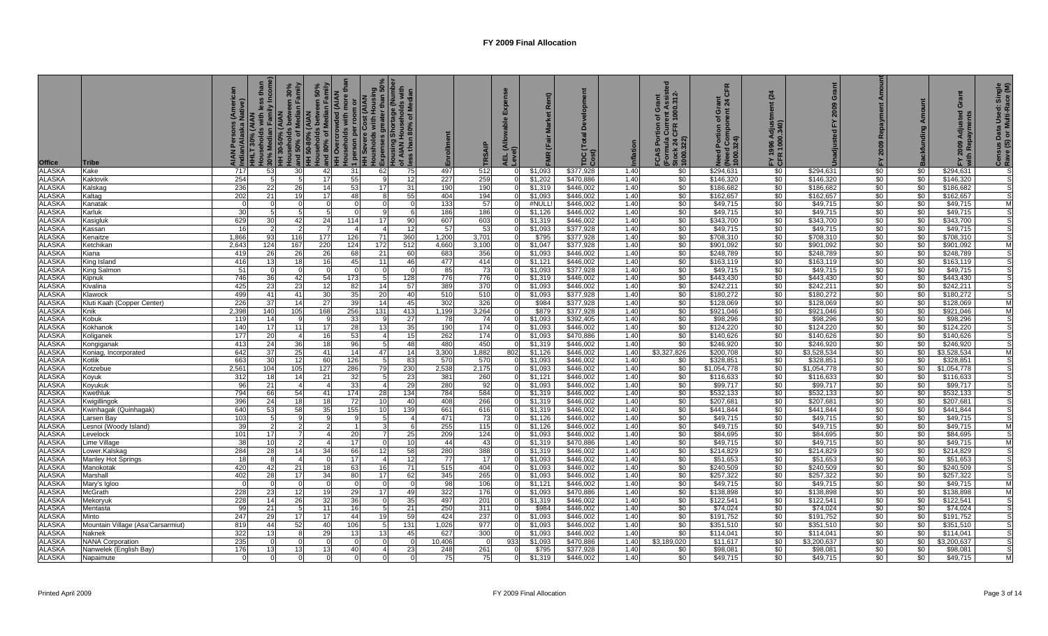# FY 2009 Final Allocation

| Office | Tribe | AIAN Persons (American Indian/Alaska Native) | HHLT 30% (AIAN Households with less than 30% Median Family Income) | HH 30-50% (AIAN Households between 30% and 50% of Median Family | HH 50-80% (AIAN Households between 50% and 80% of Median Family | HH Overcrowded (AIAN Households with more than 1 person per room or | HH Severe Cost (AIAN Households with Housing Expenses greater than 50% | Housing Shortage (Number of AIAN Households with less than 80% of Median | Enrollment | TRSAIP | AEL (Allowable Expense Level) | FMR (Fair Market Rent) | TDC (Total Development Cost) | Inflation | FCAS Portion of Grant (Formula Current Assisted Stock 24 CFR 1000.312-1000.322) | Need Portion of Grant (Need Component 24 CFR 1000.324) | FY 1996 Adjustment (24 CFR 1000.340) | Unadjusted FY 2009 Grant | FY 2009 Repayment Amount | Backfunding Amount | FY 2009 Adjusted Grant with Repayments | Census Data Used: Single Race (S) or Multi-Race (M) |
|---|---|---|---|---|---|---|---|---|---|---|---|---|---|---|---|---|---|---|---|---|---|---|
| ALASKA | Kake | 717 | 53 | 30 | 42 | 31 | 62 | 75 | 497 | 512 | 0 | $1,093 | $377,928 | 1.40 | $0 | $294,631 | $0 | $294,631 | $0 | $0 | $294,631 | S |
| ALASKA | Kaktovik | 254 | 5 | 5 | 17 | 55 | 9 | 12 | 227 | 259 | 0 | $1,202 | $470,886 | 1.40 | $0 | $146,320 | $0 | $146,320 | $0 | $0 | $146,320 | S |
| ALASKA | Kalskag | 236 | 22 | 26 | 14 | 53 | 17 | 31 | 190 | 190 | 0 | $1,319 | $446,002 | 1.40 | $0 | $186,682 | $0 | $186,682 | $0 | $0 | $186,682 | S |
| ALASKA | Kaltag | 202 | 21 | 19 | 17 | 48 | 8 | 55 | 404 | 194 | 0 | $1,093 | $446,002 | 1.40 | $0 | $162,657 | $0 | $162,657 | $0 | $0 | $162,657 | S |
| ALASKA | Kanatak | 0 | 0 | 0 | 0 | 0 | 0 | 0 | 133 | 57 | 0 | #NULL! | $446,002 | 1.40 | $0 | $49,715 | $0 | $49,715 | $0 | $0 | $49,715 | M |
| ALASKA | Karluk | 30 | 5 | 5 | 5 | 0 | 9 | 6 | 186 | 186 | 0 | $1,126 | $446,002 | 1.40 | $0 | $49,715 | $0 | $49,715 | $0 | $0 | $49,715 | S |
| ALASKA | Kasigluk | 629 | 30 | 42 | 24 | 114 | 17 | 90 | 607 | 603 | 0 | $1,319 | $446,002 | 1.40 | $0 | $343,700 | $0 | $343,700 | $0 | $0 | $343,700 | S |
| ALASKA | Kassan | 16 | 2 | 2 | 7 | 4 | 4 | 12 | 57 | 53 | 0 | $1,093 | $377,928 | 1.40 | $0 | $49,715 | $0 | $49,715 | $0 | $0 | $49,715 | S |
| ALASKA | Kenaitze | 1,866 | 93 | 116 | 177 | 126 | 71 | 360 | 1,200 | 3,701 | 0 | $795 | $377,928 | 1.40 | $0 | $708,310 | $0 | $708,310 | $0 | $0 | $708,310 | S |
| ALASKA | Ketchikan | 2,643 | 124 | 167 | 220 | 124 | 172 | 512 | 4,660 | 3,100 | 0 | $1,047 | $377,928 | 1.40 | $0 | $901,092 | $0 | $901,092 | $0 | $0 | $901,092 | M |
| ALASKA | Kiana | 419 | 26 | 26 | 26 | 68 | 21 | 60 | 683 | 356 | 0 | $1,093 | $446,002 | 1.40 | $0 | $248,789 | $0 | $248,789 | $0 | $0 | $248,789 | S |
| ALASKA | King Island | 416 | 13 | 18 | 16 | 45 | 11 | 46 | 477 | 414 | 0 | $1,121 | $446,002 | 1.40 | $0 | $163,119 | $0 | $163,119 | $0 | $0 | $163,119 | S |
| ALASKA | King Salmon | 51 | 0 | 0 | 0 | 0 | 0 | 0 | 85 | 73 | 0 | $1,093 | $377,928 | 1.40 | $0 | $49,715 | $0 | $49,715 | $0 | $0 | $49,715 | S |
| ALASKA | Kipnuk | 746 | 36 | 42 | 54 | 173 | 5 | 128 | 776 | 776 | 0 | $1,319 | $446,002 | 1.40 | $0 | $443,430 | $0 | $443,430 | $0 | $0 | $443,430 | S |
| ALASKA | Kivalina | 425 | 23 | 23 | 12 | 82 | 14 | 57 | 389 | 370 | 0 | $1,093 | $446,002 | 1.40 | $0 | $242,211 | $0 | $242,211 | $0 | $0 | $242,211 | S |
| ALASKA | Klawock | 499 | 41 | 41 | 30 | 35 | 20 | 40 | 510 | 510 | 0 | $1,093 | $377,928 | 1.40 | $0 | $180,272 | $0 | $180,272 | $0 | $0 | $180,272 | S |
| ALASKA | Kluti Kaah (Copper Center) | 226 | 37 | 14 | 27 | 39 | 14 | 45 | 302 | 326 | 0 | $984 | $377,928 | 1.40 | $0 | $128,069 | $0 | $128,069 | $0 | $0 | $128,069 | M |
| ALASKA | Knik | 2,398 | 140 | 105 | 168 | 256 | 131 | 413 | 1,199 | 3,264 | 0 | $879 | $377,928 | 1.40 | $0 | $921,046 | $0 | $921,046 | $0 | $0 | $921,046 | M |
| ALASKA | Kobuk | 119 | 14 | 9 | 9 | 33 | 9 | 27 | 78 | 74 | 0 | $1,093 | $392,405 | 1.40 | $0 | $98,296 | $0 | $98,296 | $0 | $0 | $98,296 | S |
| ALASKA | Kokhanok | 140 | 17 | 11 | 17 | 28 | 13 | 35 | 190 | 174 | 0 | $1,093 | $446,002 | 1.40 | $0 | $124,220 | $0 | $124,220 | $0 | $0 | $124,220 | S |
| ALASKA | Koliganek | 177 | 20 | 4 | 16 | 53 | 4 | 15 | 262 | 174 | 0 | $1,093 | $470,886 | 1.40 | $0 | $140,626 | $0 | $140,626 | $0 | $0 | $140,626 | S |
| ALASKA | Kongiganak | 413 | 24 | 36 | 18 | 96 | 5 | 48 | 480 | 450 | 0 | $1,319 | $446,002 | 1.40 | $0 | $246,920 | $0 | $246,920 | $0 | $0 | $246,920 | S |
| ALASKA | Koniag, Incorporated | 642 | 37 | 25 | 41 | 14 | 47 | 14 | 3,300 | 1,882 | 802 | $1,126 | $446,002 | 1.40 | $3,327,826 | $200,708 | $0 | $3,528,534 | $0 | $0 | $3,528,534 | M |
| ALASKA | Kotlik | 663 | 30 | 12 | 60 | 126 | 5 | 83 | 570 | 570 | 0 | $1,093 | $446,002 | 1.40 | $0 | $328,851 | $0 | $328,851 | $0 | $0 | $328,851 | S |
| ALASKA | Kotzebue | 2,561 | 104 | 105 | 127 | 286 | 79 | 230 | 2,538 | 2,175 | 0 | $1,093 | $446,002 | 1.40 | $0 | $1,054,778 | $0 | $1,054,778 | $0 | $0 | $1,054,778 | S |
| ALASKA | Koyuk | 312 | 18 | 14 | 21 | 32 | 5 | 23 | 381 | 260 | 0 | $1,121 | $446,002 | 1.40 | $0 | $116,633 | $0 | $116,633 | $0 | $0 | $116,633 | S |
| ALASKA | Koyukuk | 96 | 21 | 4 | 4 | 33 | 4 | 29 | 280 | 92 | 0 | $1,093 | $446,002 | 1.40 | $0 | $99,717 | $0 | $99,717 | $0 | $0 | $99,717 | S |
| ALASKA | Kwethluk | 794 | 66 | 54 | 41 | 174 | 28 | 134 | 784 | 584 | 0 | $1,319 | $446,002 | 1.40 | $0 | $532,133 | $0 | $532,133 | $0 | $0 | $532,133 | S |
| ALASKA | Kwigillingok | 396 | 24 | 18 | 18 | 72 | 10 | 40 | 408 | 266 | 0 | $1,319 | $446,002 | 1.40 | $0 | $207,681 | $0 | $207,681 | $0 | $0 | $207,681 | S |
| ALASKA | Kwinhagak (Quinhagak) | 640 | 53 | 58 | 35 | 155 | 10 | 139 | 661 | 616 | 0 | $1,319 | $446,002 | 1.40 | $0 | $441,844 | $0 | $441,844 | $0 | $0 | $441,844 | S |
| ALASKA | Larsen Bay | 103 | 5 | 9 | 9 | 9 | 5 | 4 | 471 | 73 | 0 | $1,126 | $446,002 | 1.40 | $0 | $49,715 | $0 | $49,715 | $0 | $0 | $49,715 | S |
| ALASKA | Lesnoi (Woody Island) | 39 | 2 | 2 | 2 | 1 | 3 | 6 | 255 | 115 | 0 | $1,126 | $446,002 | 1.40 | $0 | $49,715 | $0 | $49,715 | $0 | $0 | $49,715 | M |
| ALASKA | Levelock | 101 | 17 | 7 | 4 | 20 | 7 | 25 | 209 | 124 | 0 | $1,093 | $446,002 | 1.40 | $0 | $84,695 | $0 | $84,695 | $0 | $0 | $84,695 | S |
| ALASKA | Lime Village | 38 | 10 | 2 | 4 | 17 | 0 | 10 | 44 | 43 | 0 | $1,319 | $470,886 | 1.40 | $0 | $49,715 | $0 | $49,715 | $0 | $0 | $49,715 | M |
| ALASKA | Lower.Kalskag | 284 | 28 | 14 | 34 | 66 | 12 | 58 | 280 | 388 | 0 | $1,319 | $446,002 | 1.40 | $0 | $214,829 | $0 | $214,829 | $0 | $0 | $214,829 | S |
| ALASKA | Manley Hot Springs | 18 | 8 | 4 | 0 | 17 | 4 | 12 | 77 | 17 | 0 | $1,093 | $446,002 | 1.40 | $0 | $51,653 | $0 | $51,653 | $0 | $0 | $51,653 | S |
| ALASKA | Manokotak | 420 | 42 | 21 | 18 | 63 | 16 | 71 | 515 | 404 | 0 | $1,093 | $446,002 | 1.40 | $0 | $240,509 | $0 | $240,509 | $0 | $0 | $240,509 | S |
| ALASKA | Marshall | 402 | 28 | 17 | 34 | 80 | 17 | 62 | 345 | 265 | 0 | $1,093 | $446,002 | 1.40 | $0 | $257,322 | $0 | $257,322 | $0 | $0 | $257,322 | S |
| ALASKA | Mary's Igloo | 0 | 0 | 0 | 0 | 0 | 0 | 0 | 98 | 106 | 0 | $1,121 | $446,002 | 1.40 | $0 | $49,715 | $0 | $49,715 | $0 | $0 | $49,715 | M |
| ALASKA | McGrath | 228 | 23 | 12 | 19 | 29 | 17 | 49 | 322 | 176 | 0 | $1,093 | $470,886 | 1.40 | $0 | $138,898 | $0 | $138,898 | $0 | $0 | $138,898 | M |
| ALASKA | Mekoryuk | 228 | 14 | 26 | 32 | 36 | 0 | 35 | 497 | 201 | 0 | $1,319 | $446,002 | 1.40 | $0 | $122,541 | $0 | $122,541 | $0 | $0 | $122,541 | S |
| ALASKA | Mentasta | 99 | 21 | 5 | 11 | 16 | 5 | 21 | 250 | 311 | 0 | $984 | $446,002 | 1.40 | $0 | $74,024 | $0 | $74,024 | $0 | $0 | $74,024 | S |
| ALASKA | Minto | 247 | 29 | 17 | 17 | 44 | 19 | 59 | 424 | 237 | 0 | $1,093 | $446,002 | 1.40 | $0 | $191,752 | $0 | $191,752 | $0 | $0 | $191,752 | S |
| ALASKA | Mountain Village (Asa'Carsarmiut) | 819 | 44 | 52 | 40 | 106 | 5 | 131 | 1,026 | 977 | 0 | $1,093 | $446,002 | 1.40 | $0 | $351,510 | $0 | $351,510 | $0 | $0 | $351,510 | S |
| ALASKA | Naknek | 322 | 13 | 8 | 29 | 13 | 13 | 45 | 627 | 300 | 0 | $1,093 | $446,002 | 1.40 | $0 | $114,041 | $0 | $114,041 | $0 | $0 | $114,041 | S |
| ALASKA | NANA Corporation | 235 | 0 | 0 | 0 | 0 | 0 | 0 | 10,406 | 0 | 933 | $1,093 | $470,886 | 1.40 | $3,189,020 | $11,617 | $0 | $3,200,637 | $0 | $0 | $3,200,637 | S |
| ALASKA | Nanwelek (English Bay) | 176 | 13 | 13 | 13 | 40 | 4 | 23 | 248 | 261 | 0 | $795 | $377,928 | 1.40 | $0 | $98,081 | $0 | $98,081 | $0 | $0 | $98,081 | S |
| ALASKA | Napaimute | 0 | 0 | 0 | 0 | 0 | 0 | 0 | 75 | 75 | 0 | $1,319 | $446,002 | 1.40 | $0 | $49,715 | $0 | $49,715 | $0 | $0 | $49,715 | M |

Printed April 2009 | FY 2009 Final Allocation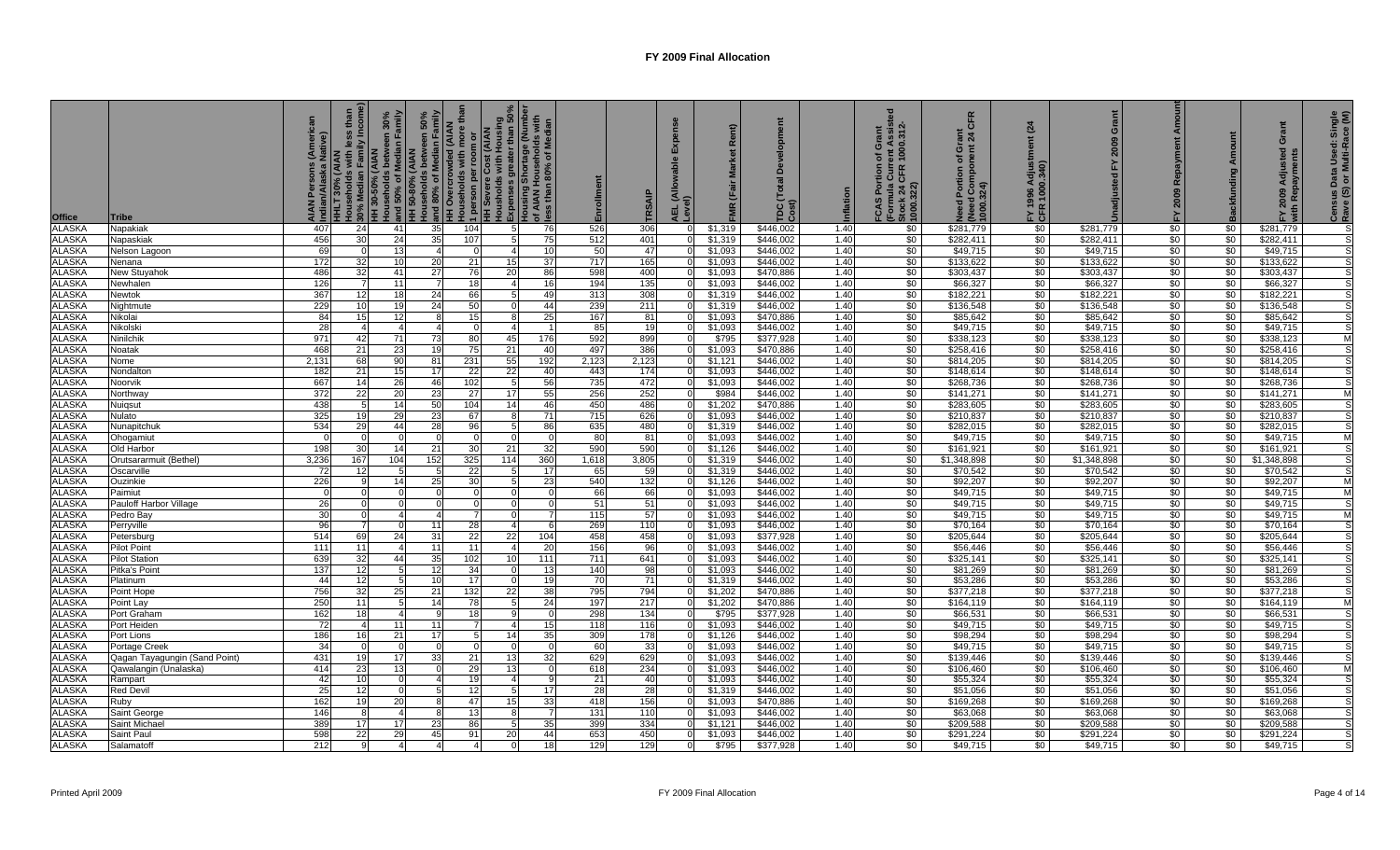# FY 2009 Final Allocation

| Office | Tribe | AIAN Persons (American Indian/Alaska Native) | HHLT 30% (AIAN Households with less than 30% Median Family Income) | HH 30-50% (AIAN Households between 30% and 50% of Median Family | HH 50-80% (AIAN Households between 50% and 80% of Median Family | HH Overcrowded (AIAN Households with more than 1 person per room or | HH Severe Cost (AIAN Households with Housing Expenses greater than 50% | Housing Shortage (Number of AIAN Households with less than 80% of Median | Enrollment | TRSAIP | AEL (Allowable Expense Level) | FMR (Fair Market Rent) | TDC (Total Development Cost) | Inflation | FCAS Portion of Grant (Formula Current Assisted Stock 24 CFR 1000.312-1000.322) | Need Portion of Grant (Need Component 24 CFR 1000.324) | FY 1996 Adjustment (24 CFR 1000.340) | Unadjusted FY 2009 Grant | FY 2009 Repayment Amount | Backfunding Amount | FY 2009 Adjusted Grant with Repayments | Census Data Used: Single Race (S) or Multi-Race (M) |
|---|---|---|---|---|---|---|---|---|---|---|---|---|---|---|---|---|---|---|---|---|---|---|
| ALASKA | Napakiak | 407 | 24 | 41 | 35 | 104 | 5 | 76 | 526 | 306 | 0 | $1,319 | $446,002 | 1.40 | $0 | $281,779 | $0 | $281,779 | $0 | $0 | $281,779 | S |
| ALASKA | Napaskiak | 456 | 30 | 24 | 35 | 107 | 5 | 75 | 512 | 401 | 0 | $1,319 | $446,002 | 1.40 | $0 | $282,411 | $0 | $282,411 | $0 | $0 | $282,411 | S |
| ALASKA | Nelson Lagoon | 69 | 0 | 13 | 4 | 0 | 4 | 10 | 50 | 47 | 0 | $1,093 | $446,002 | 1.40 | $0 | $49,715 | $0 | $49,715 | $0 | $0 | $49,715 | S |
| ALASKA | Nenana | 172 | 32 | 10 | 20 | 21 | 15 | 37 | 717 | 165 | 0 | $1,093 | $446,002 | 1.40 | $0 | $133,622 | $0 | $133,622 | $0 | $0 | $133,622 | S |
| ALASKA | New Stuyahok | 486 | 32 | 41 | 27 | 76 | 20 | 86 | 598 | 400 | 0 | $1,093 | $470,886 | 1.40 | $0 | $303,437 | $0 | $303,437 | $0 | $0 | $303,437 | S |
| ALASKA | Newhalen | 126 | 7 | 11 | 7 | 18 | 4 | 16 | 194 | 135 | 0 | $1,093 | $446,002 | 1.40 | $0 | $66,327 | $0 | $66,327 | $0 | $0 | $66,327 | S |
| ALASKA | Newtok | 367 | 12 | 18 | 24 | 66 | 5 | 49 | 313 | 308 | 0 | $1,319 | $446,002 | 1.40 | $0 | $182,221 | $0 | $182,221 | $0 | $0 | $182,221 | S |
| ALASKA | Nightmute | 229 | 10 | 19 | 24 | 50 | 0 | 44 | 239 | 211 | 0 | $1,319 | $446,002 | 1.40 | $0 | $136,548 | $0 | $136,548 | $0 | $0 | $136,548 | S |
| ALASKA | Nikolai | 84 | 15 | 12 | 8 | 15 | 8 | 25 | 167 | 81 | 0 | $1,093 | $470,886 | 1.40 | $0 | $85,642 | $0 | $85,642 | $0 | $0 | $85,642 | S |
| ALASKA | Nikolski | 28 | 4 | 4 | 4 | 0 | 4 | 1 | 85 | 19 | 0 | $1,093 | $446,002 | 1.40 | $0 | $49,715 | $0 | $49,715 | $0 | $0 | $49,715 | S |
| ALASKA | Ninilchik | 971 | 42 | 71 | 73 | 80 | 45 | 176 | 592 | 899 | 0 | $795 | $377,928 | 1.40 | $0 | $338,123 | $0 | $338,123 | $0 | $0 | $338,123 | M |
| ALASKA | Noatak | 468 | 21 | 23 | 19 | 75 | 21 | 40 | 497 | 386 | 0 | $1,093 | $470,886 | 1.40 | $0 | $258,416 | $0 | $258,416 | $0 | $0 | $258,416 | S |
| ALASKA | Nome | 2,131 | 68 | 90 | 81 | 231 | 55 | 192 | 2,123 | 2,123 | 0 | $1,121 | $446,002 | 1.40 | $0 | $814,205 | $0 | $814,205 | $0 | $0 | $814,205 | S |
| ALASKA | Nondalton | 182 | 21 | 15 | 17 | 22 | 22 | 40 | 443 | 174 | 0 | $1,093 | $446,002 | 1.40 | $0 | $148,614 | $0 | $148,614 | $0 | $0 | $148,614 | S |
| ALASKA | Noorvik | 667 | 14 | 26 | 46 | 102 | 5 | 56 | 735 | 472 | 0 | $1,093 | $446,002 | 1.40 | $0 | $268,736 | $0 | $268,736 | $0 | $0 | $268,736 | S |
| ALASKA | Northway | 372 | 22 | 20 | 23 | 27 | 17 | 55 | 256 | 252 | 0 | $984 | $446,002 | 1.40 | $0 | $141,271 | $0 | $141,271 | $0 | $0 | $141,271 | M |
| ALASKA | Nuiqsut | 438 | 5 | 14 | 50 | 104 | 14 | 46 | 450 | 486 | 0 | $1,202 | $470,886 | 1.40 | $0 | $283,605 | $0 | $283,605 | $0 | $0 | $283,605 | S |
| ALASKA | Nulato | 325 | 19 | 29 | 23 | 67 | 8 | 71 | 715 | 626 | 0 | $1,093 | $446,002 | 1.40 | $0 | $210,837 | $0 | $210,837 | $0 | $0 | $210,837 | S |
| ALASKA | Nunapitchuk | 534 | 29 | 44 | 28 | 96 | 5 | 86 | 635 | 480 | 0 | $1,319 | $446,002 | 1.40 | $0 | $282,015 | $0 | $282,015 | $0 | $0 | $282,015 | S |
| ALASKA | Ohogamiut | 0 | 0 | 0 | 0 | 0 | 0 | 0 | 80 | 81 | 0 | $1,093 | $446,002 | 1.40 | $0 | $49,715 | $0 | $49,715 | $0 | $0 | $49,715 | M |
| ALASKA | Old Harbor | 198 | 30 | 14 | 21 | 30 | 21 | 32 | 590 | 590 | 0 | $1,126 | $446,002 | 1.40 | $0 | $161,921 | $0 | $161,921 | $0 | $0 | $161,921 | S |
| ALASKA | Orutsararmuit (Bethel) | 3,236 | 167 | 104 | 152 | 325 | 114 | 360 | 1,618 | 3,805 | 0 | $1,319 | $446,002 | 1.40 | $0 | $1,348,898 | $0 | $1,348,898 | $0 | $0 | $1,348,898 | S |
| ALASKA | Oscarville | 72 | 12 | 5 | 5 | 22 | 5 | 17 | 65 | 59 | 0 | $1,319 | $446,002 | 1.40 | $0 | $70,542 | $0 | $70,542 | $0 | $0 | $70,542 | S |
| ALASKA | Ouzinkie | 226 | 9 | 14 | 25 | 30 | 5 | 23 | 540 | 132 | 0 | $1,126 | $446,002 | 1.40 | $0 | $92,207 | $0 | $92,207 | $0 | $0 | $92,207 | M |
| ALASKA | Paimiut | 0 | 0 | 0 | 0 | 0 | 0 | 0 | 66 | 66 | 0 | $1,093 | $446,002 | 1.40 | $0 | $49,715 | $0 | $49,715 | $0 | $0 | $49,715 | M |
| ALASKA | Pauloff Harbor Village | 26 | 0 | 0 | 0 | 0 | 0 | 0 | 51 | 51 | 0 | $1,093 | $446,002 | 1.40 | $0 | $49,715 | $0 | $49,715 | $0 | $0 | $49,715 | S |
| ALASKA | Pedro Bay | 30 | 0 | 4 | 4 | 7 | 0 | 7 | 115 | 57 | 0 | $1,093 | $446,002 | 1.40 | $0 | $49,715 | $0 | $49,715 | $0 | $0 | $49,715 | M |
| ALASKA | Perryville | 96 | 7 | 0 | 11 | 28 | 4 | 6 | 269 | 110 | 0 | $1,093 | $446,002 | 1.40 | $0 | $70,164 | $0 | $70,164 | $0 | $0 | $70,164 | S |
| ALASKA | Petersburg | 514 | 69 | 24 | 31 | 22 | 22 | 104 | 458 | 458 | 0 | $1,093 | $377,928 | 1.40 | $0 | $205,644 | $0 | $205,644 | $0 | $0 | $205,644 | S |
| ALASKA | Pilot Point | 111 | 11 | 4 | 11 | 11 | 4 | 20 | 156 | 96 | 0 | $1,093 | $446,002 | 1.40 | $0 | $56,446 | $0 | $56,446 | $0 | $0 | $56,446 | S |
| ALASKA | Pilot Station | 639 | 32 | 44 | 35 | 102 | 10 | 111 | 711 | 641 | 0 | $1,093 | $446,002 | 1.40 | $0 | $325,141 | $0 | $325,141 | $0 | $0 | $325,141 | S |
| ALASKA | Pitka's Point | 137 | 12 | 5 | 12 | 34 | 0 | 13 | 140 | 98 | 0 | $1,093 | $446,002 | 1.40 | $0 | $81,269 | $0 | $81,269 | $0 | $0 | $81,269 | S |
| ALASKA | Platinum | 44 | 12 | 5 | 10 | 17 | 0 | 19 | 70 | 71 | 0 | $1,319 | $446,002 | 1.40 | $0 | $53,286 | $0 | $53,286 | $0 | $0 | $53,286 | S |
| ALASKA | Point Hope | 756 | 32 | 25 | 21 | 132 | 22 | 38 | 795 | 794 | 0 | $1,202 | $470,886 | 1.40 | $0 | $377,218 | $0 | $377,218 | $0 | $0 | $377,218 | S |
| ALASKA | Point Lay | 250 | 11 | 5 | 14 | 78 | 5 | 24 | 197 | 217 | 0 | $1,202 | $470,886 | 1.40 | $0 | $164,119 | $0 | $164,119 | $0 | $0 | $164,119 | M |
| ALASKA | Port Graham | 162 | 18 | 4 | 9 | 18 | 9 | 0 | 298 | 134 | 0 | $795 | $377,928 | 1.40 | $0 | $66,531 | $0 | $66,531 | $0 | $0 | $66,531 | S |
| ALASKA | Port Heiden | 72 | 4 | 11 | 11 | 7 | 4 | 15 | 118 | 116 | 0 | $1,093 | $446,002 | 1.40 | $0 | $49,715 | $0 | $49,715 | $0 | $0 | $49,715 | S |
| ALASKA | Port Lions | 186 | 16 | 21 | 17 | 5 | 14 | 35 | 309 | 178 | 0 | $1,126 | $446,002 | 1.40 | $0 | $98,294 | $0 | $98,294 | $0 | $0 | $98,294 | S |
| ALASKA | Portage Creek | 34 | 0 | 0 | 0 | 0 | 0 | 0 | 60 | 33 | 0 | $1,093 | $446,002 | 1.40 | $0 | $49,715 | $0 | $49,715 | $0 | $0 | $49,715 | S |
| ALASKA | Qagan Tayagungin (Sand Point) | 431 | 19 | 17 | 33 | 21 | 13 | 32 | 629 | 629 | 0 | $1,093 | $446,002 | 1.40 | $0 | $139,446 | $0 | $139,446 | $0 | $0 | $139,446 | S |
| ALASKA | Qawalangin (Unalaska) | 414 | 23 | 13 | 0 | 29 | 13 | 0 | 618 | 234 | 0 | $1,093 | $446,002 | 1.40 | $0 | $106,460 | $0 | $106,460 | $0 | $0 | $106,460 | M |
| ALASKA | Rampart | 42 | 10 | 0 | 4 | 19 | 4 | 9 | 21 | 40 | 0 | $1,093 | $446,002 | 1.40 | $0 | $55,324 | $0 | $55,324 | $0 | $0 | $55,324 | S |
| ALASKA | Red Devil | 25 | 12 | 0 | 5 | 12 | 5 | 17 | 28 | 28 | 0 | $1,319 | $446,002 | 1.40 | $0 | $51,056 | $0 | $51,056 | $0 | $0 | $51,056 | S |
| ALASKA | Ruby | 162 | 19 | 20 | 8 | 47 | 15 | 33 | 418 | 156 | 0 | $1,093 | $470,886 | 1.40 | $0 | $169,268 | $0 | $169,268 | $0 | $0 | $169,268 | S |
| ALASKA | Saint George | 146 | 8 | 4 | 8 | 13 | 8 | 7 | 131 | 110 | 0 | $1,093 | $446,002 | 1.40 | $0 | $63,068 | $0 | $63,068 | $0 | $0 | $63,068 | S |
| ALASKA | Saint Michael | 389 | 17 | 17 | 23 | 86 | 5 | 35 | 399 | 334 | 0 | $1,121 | $446,002 | 1.40 | $0 | $209,588 | $0 | $209,588 | $0 | $0 | $209,588 | S |
| ALASKA | Saint Paul | 598 | 22 | 29 | 45 | 91 | 20 | 44 | 653 | 450 | 0 | $1,093 | $446,002 | 1.40 | $0 | $291,224 | $0 | $291,224 | $0 | $0 | $291,224 | S |
| ALASKA | Salamatoff | 212 | 9 | 4 | 4 | 4 | 0 | 18 | 129 | 129 | 0 | $795 | $377,928 | 1.40 | $0 | $49,715 | $0 | $49,715 | $0 | $0 | $49,715 | S |

Printed April 2009 — FY 2009 Final Allocation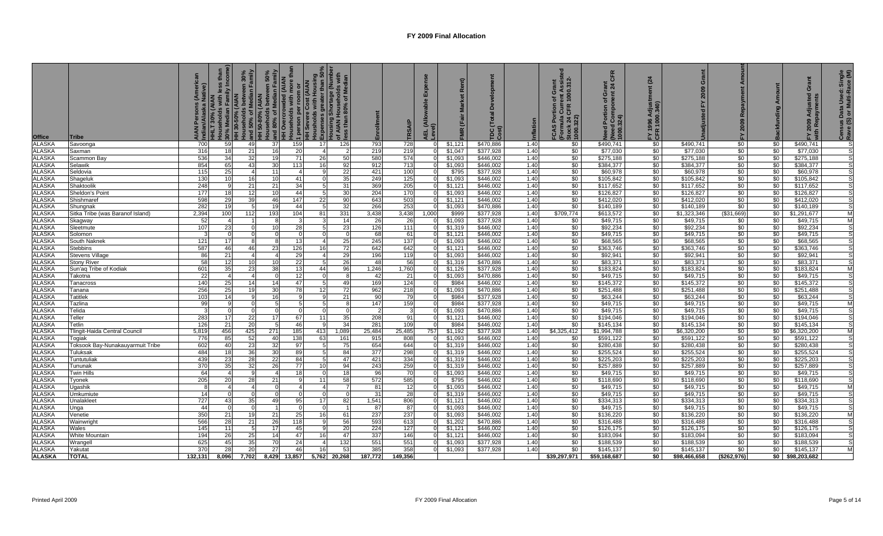# FY 2009 Final Allocation

| Office | Tribe | AIAN Persons (American Indian/Alaska Native) | HHLT 30% (AIAN Households with less than 30% Median Family Income) | HH 30-50% (AIAN Households between 30% and 50% of Median Family | HH 50-80% (AIAN Households between 50% and 80% of Median Family | HH Overcrowded (AIAN Households with more than 1 person per room or | HH Severe Cost (AIAN Households with Housing Expenses greater than 50% | Housing Shortage (Number of AIAN Households with less than 80% of Median | Enrollment | TRSAIP | AEL (Allowable Expense Level) | FMR (Fair Market Rent) | TDC (Total Development Cost) | Inflation | FCAS Portion of Grant (Formula Current Assisted Stock 24 CFR 1000.312-1000.322) | Need Portion of Grant (Need Component 24 CFR 1000.324) | FY 1996 Adjustment (24 CFR 1000.340) | Unadjusted FY 2009 Grant | FY 2009 Repayment Amount | Backfunding Amount | FY 2009 Adjusted Grant with Repayments | Census Data Used: Single Race (S) or Multi-Race (M) |
|---|---|---|---|---|---|---|---|---|---|---|---|---|---|---|---|---|---|---|---|---|---|---|
| ALASKA | Savoonga | 700 | 59 | 49 | 37 | 159 | 17 | 126 | 793 | 728 | 0 | $1,121 | $470,886 | 1.40 | $0 | $490,741 | $0 | $490,741 | $0 | $0 | $490,741 | S |
| ALASKA | Saxman | 316 | 18 | 21 | 16 | 20 | 4 | 2 | 219 | 219 | 0 | $1,047 | $377,928 | 1.40 | $0 | $77,030 | $0 | $77,030 | $0 | $0 | $77,030 | S |
| ALASKA | Scammon Bay | 536 | 34 | 32 | 19 | 71 | 26 | 50 | 580 | 574 | 0 | $1,093 | $446,002 | 1.40 | $0 | $275,188 | $0 | $275,188 | $0 | $0 | $275,188 | S |
| ALASKA | Selawik | 854 | 65 | 43 | 30 | 113 | 16 | 92 | 912 | 713 | 0 | $1,093 | $446,002 | 1.40 | $0 | $384,377 | $0 | $384,377 | $0 | $0 | $384,377 | S |
| ALASKA | Seldovia | 115 | 25 | 4 | 11 | 4 | 9 | 22 | 421 | 100 | 0 | $795 | $377,928 | 1.40 | $0 | $60,978 | $0 | $60,978 | $0 | $0 | $60,978 | S |
| ALASKA | Shageluk | 130 | 10 | 16 | 10 | 41 | 0 | 35 | 249 | 125 | 0 | $1,093 | $446,002 | 1.40 | $0 | $105,842 | $0 | $105,842 | $0 | $0 | $105,842 | S |
| ALASKA | Shaktoolik | 248 | 9 | 21 | 21 | 34 | 5 | 31 | 369 | 205 | 0 | $1,121 | $446,002 | 1.40 | $0 | $117,652 | $0 | $117,652 | $0 | $0 | $117,652 | S |
| ALASKA | Sheldon's Point | 177 | 18 | 12 | 10 | 44 | 5 | 30 | 204 | 170 | 0 | $1,093 | $446,002 | 1.40 | $0 | $126,827 | $0 | $126,827 | $0 | $0 | $126,827 | S |
| ALASKA | Shishmaref | 598 | 29 | 39 | 46 | 147 | 22 | 90 | 643 | 503 | 0 | $1,121 | $446,002 | 1.40 | $0 | $412,020 | $0 | $412,020 | $0 | $0 | $412,020 | S |
| ALASKA | Shungnak | 282 | 19 | 5 | 19 | 44 | 5 | 32 | 266 | 253 | 0 | $1,093 | $470,886 | 1.40 | $0 | $140,189 | $0 | $140,189 | $0 | $0 | $140,189 | S |
| ALASKA | Sitka Tribe (was Baranof Island) | 2,394 | 100 | 112 | 193 | 104 | 81 | 331 | 3,438 | 3,438 | 1,000 | $999 | $377,928 | 1.40 | $709,774 | $613,572 | $0 | $1,323,346 | ($31,669) | $0 | $1,291,677 | M |
| ALASKA | Skagway | 52 | 4 | 1 | 8 | 3 | 3 | 14 | 26 | 26 | 0 | $1,093 | $377,928 | 1.40 | $0 | $49,715 | $0 | $49,715 | $0 | $0 | $49,715 | M |
| ALASKA | Sleetmute | 107 | 23 | 0 | 10 | 28 | 5 | 23 | 126 | 111 | 0 | $1,319 | $446,002 | 1.40 | $0 | $92,234 | $0 | $92,234 | $0 | $0 | $92,234 | S |
| ALASKA | Solomon | 3 | 0 | 0 | 0 | 0 | 0 | 0 | 68 | 61 | 0 | $1,121 | $446,002 | 1.40 | $0 | $49,715 | $0 | $49,715 | $0 | $0 | $49,715 | S |
| ALASKA | South Naknek | 121 | 17 | 8 | 8 | 13 | 4 | 25 | 245 | 137 | 0 | $1,093 | $446,002 | 1.40 | $0 | $68,565 | $0 | $68,565 | $0 | $0 | $68,565 | S |
| ALASKA | Stebbins | 587 | 46 | 46 | 23 | 126 | 16 | 72 | 642 | 642 | 0 | $1,121 | $446,002 | 1.40 | $0 | $363,746 | $0 | $363,746 | $0 | $0 | $363,746 | S |
| ALASKA | Stevens Village | 86 | 21 | 4 | 4 | 29 | 4 | 29 | 196 | 119 | 0 | $1,093 | $446,002 | 1.40 | $0 | $92,941 | $0 | $92,941 | $0 | $0 | $92,941 | S |
| ALASKA | Stony River | 58 | 12 | 10 | 10 | 22 | 5 | 26 | 48 | 56 | 0 | $1,319 | $470,886 | 1.40 | $0 | $83,371 | $0 | $83,371 | $0 | $0 | $83,371 | S |
| ALASKA | Sun'aq Tribe of Kodiak | 601 | 35 | 23 | 38 | 13 | 44 | 96 | 1,246 | 1,760 | 0 | $1,126 | $377,928 | 1.40 | $0 | $183,824 | $0 | $183,824 | $0 | $0 | $183,824 | M |
| ALASKA | Takotna | 22 | 4 | 4 | 0 | 12 | 0 | 8 | 42 | 21 | 0 | $1,093 | $470,886 | 1.40 | $0 | $49,715 | $0 | $49,715 | $0 | $0 | $49,715 | S |
| ALASKA | Tanacross | 140 | 25 | 14 | 14 | 47 | 5 | 49 | 169 | 124 | 0 | $984 | $446,002 | 1.40 | $0 | $145,372 | $0 | $145,372 | $0 | $0 | $145,372 | S |
| ALASKA | Tanana | 256 | 25 | 19 | 30 | 78 | 12 | 72 | 962 | 218 | 0 | $1,093 | $470,886 | 1.40 | $0 | $251,488 | $0 | $251,488 | $0 | $0 | $251,488 | S |
| ALASKA | Tatitlek | 103 | 14 | 9 | 16 | 9 | 9 | 21 | 90 | 79 | 0 | $984 | $377,928 | 1.40 | $0 | $63,244 | $0 | $63,244 | $0 | $0 | $63,244 | S |
| ALASKA | Tazlina | 99 | 9 | 0 | 5 | 5 | 5 | 8 | 147 | 159 | 0 | $984 | $446,002 | 1.40 | $0 | $49,715 | $0 | $49,715 | $0 | $0 | $49,715 | M |
| ALASKA | Telida | 3 | 0 | 0 | 0 | 0 | 0 | 0 | 2 | 3 | 0 | $1,093 | $470,886 | 1.40 | $0 | $49,715 | $0 | $49,715 | $0 | $0 | $49,715 | S |
| ALASKA | Teller | 283 | 17 | 22 | 17 | 67 | 11 | 35 | 208 | 91 | 0 | $1,121 | $446,002 | 1.40 | $0 | $194,046 | $0 | $194,046 | $0 | $0 | $194,046 | S |
| ALASKA | Tetlin | 126 | 21 | 20 | 5 | 46 | 9 | 34 | 281 | 109 | 0 | $984 | $446,002 | 1.40 | $0 | $145,134 | $0 | $145,134 | $0 | $0 | $145,134 | S |
| ALASKA | Tlingit-Haida Central Council | 5,819 | 456 | 425 | 271 | 185 | 413 | 1,089 | 25,484 | 25,485 | 757 | $1,192 | $377,928 | 1.40 | $4,325,412 | $1,994,788 | $0 | $6,320,200 | $0 | $0 | $6,320,200 | M |
| ALASKA | Togiak | 776 | 85 | 52 | 40 | 138 | 63 | 161 | 915 | 808 | 0 | $1,093 | $446,002 | 1.40 | $0 | $591,122 | $0 | $591,122 | $0 | $0 | $591,122 | S |
| ALASKA | Toksook Bay-Nunakauyarmuit Tribe | 602 | 40 | 23 | 32 | 97 | 5 | 75 | 654 | 644 | 0 | $1,319 | $446,002 | 1.40 | $0 | $280,438 | $0 | $280,438 | $0 | $0 | $280,438 | S |
| ALASKA | Tuluksak | 484 | 18 | 36 | 30 | 89 | 5 | 84 | 377 | 298 | 0 | $1,319 | $446,002 | 1.40 | $0 | $255,524 | $0 | $255,524 | $0 | $0 | $255,524 | S |
| ALASKA | Tuntutuliak | 439 | 23 | 28 | 22 | 84 | 5 | 47 | 421 | 334 | 0 | $1,319 | $446,002 | 1.40 | $0 | $225,203 | $0 | $225,203 | $0 | $0 | $225,203 | S |
| ALASKA | Tununak | 370 | 35 | 32 | 26 | 77 | 10 | 94 | 243 | 259 | 0 | $1,319 | $446,002 | 1.40 | $0 | $257,889 | $0 | $257,889 | $0 | $0 | $257,889 | S |
| ALASKA | Twin Hills | 64 | 4 | 9 | 4 | 18 | 0 | 18 | 96 | 70 | 0 | $1,093 | $446,002 | 1.40 | $0 | $49,715 | $0 | $49,715 | $0 | $0 | $49,715 | S |
| ALASKA | Tyonek | 205 | 20 | 28 | 21 | 9 | 11 | 58 | 572 | 585 | 0 | $795 | $446,002 | 1.40 | $0 | $118,690 | $0 | $118,690 | $0 | $0 | $118,690 | S |
| ALASKA | Ugashik | 8 | 4 | 4 | 0 | 4 | 4 | 7 | 81 | 12 | 0 | $1,093 | $446,002 | 1.40 | $0 | $49,715 | $0 | $49,715 | $0 | $0 | $49,715 | M |
| ALASKA | Umkumiute | 14 | 0 | 0 | 0 | 0 | 0 | 0 | 31 | 28 | 0 | $1,319 | $446,002 | 1.40 | $0 | $49,715 | $0 | $49,715 | $0 | $0 | $49,715 | S |
| ALASKA | Unalakleet | 727 | 43 | 35 | 49 | 95 | 17 | 82 | 1,541 | 806 | 0 | $1,121 | $446,002 | 1.40 | $0 | $334,313 | $0 | $334,313 | $0 | $0 | $334,313 | S |
| ALASKA | Unga | 44 | 0 | 0 | 1 | 0 | 0 | 1 | 87 | 87 | 0 | $1,093 | $446,002 | 1.40 | $0 | $49,715 | $0 | $49,715 | $0 | $0 | $49,715 | S |
| ALASKA | Venetie | 350 | 21 | 19 | 21 | 25 | 16 | 61 | 237 | 237 | 0 | $1,093 | $446,002 | 1.40 | $0 | $136,220 | $0 | $136,220 | $0 | $0 | $136,220 | M |
| ALASKA | Wainwright | 566 | 28 | 21 | 26 | 118 | 9 | 56 | 593 | 613 | 0 | $1,202 | $470,886 | 1.40 | $0 | $316,488 | $0 | $316,488 | $0 | $0 | $316,488 | S |
| ALASKA | Wales | 145 | 11 | 5 | 17 | 45 | 9 | 20 | 224 | 127 | 0 | $1,121 | $446,002 | 1.40 | $0 | $126,175 | $0 | $126,175 | $0 | $0 | $126,175 | S |
| ALASKA | White Mountain | 194 | 26 | 25 | 14 | 47 | 16 | 47 | 337 | 146 | 0 | $1,121 | $446,002 | 1.40 | $0 | $183,094 | $0 | $183,094 | $0 | $0 | $183,094 | S |
| ALASKA | Wrangell | 625 | 45 | 35 | 70 | 24 | 4 | 132 | 551 | 551 | 0 | $1,093 | $377,928 | 1.40 | $0 | $188,539 | $0 | $188,539 | $0 | $0 | $188,539 | S |
| ALASKA | Yakutat | 370 | 28 | 20 | 27 | 46 | 16 | 53 | 385 | 358 | 0 | $1,093 | $377,928 | 1.40 | $0 | $145,137 | $0 | $145,137 | $0 | $0 | $145,137 | M |
| **ALASKA** | **TOTAL** | **132,131** | **8,096** | **7,702** | **8,429** | **13,857** | **5,762** | **20,268** | **187,772** | **149,356** | | | | | **$39,297,971** | **$59,168,687** | **$0** | **$98,466,658** | **($262,976)** | **$0** | **$98,203,682** | |

Printed April 2009 | FY 2009 Final Allocation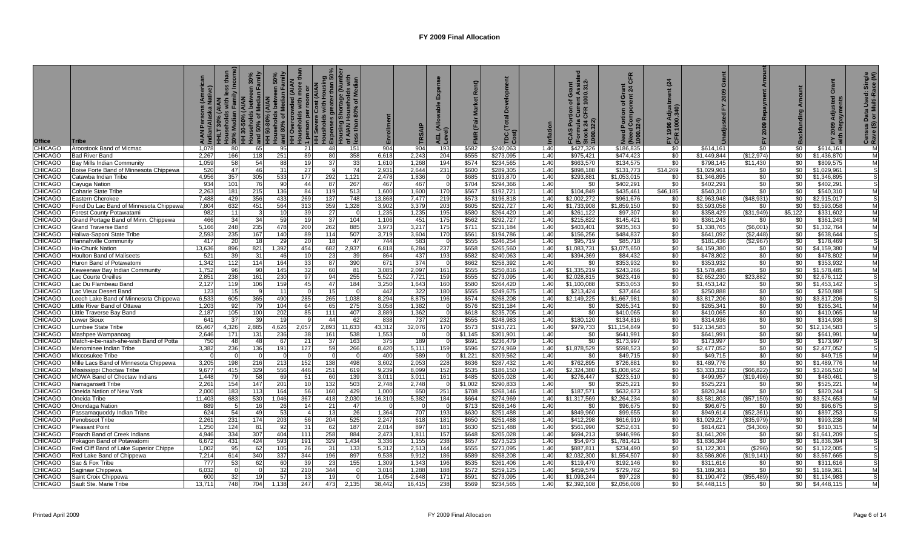# FY 2009 Final Allocation

| Office | Tribe | AIAN Persons (American Indian/Alaska Native) | HHLT 30% (AIAN Households with less than 30% Median Family Income) | HH 30-50% (AIAN Households between 30% and 50% of Median Family | HH 50-80% (AIAN Households between 50% and 80% of Median Family | HH Overcrowded (AIAN Households with more than 1 person per room or | HH Severe Cost (AIAN Households with Housing Expenses greater than 50% | Housing Shortage (Number of AIAN Households with less than 80% of Median | Enrollment | TRSAIP | AEL (Allowable Expense Level) | FMR (Fair Market Rent) | TDC (Total Development Cost) | Inflation | FCAS Portion of Grant (Formula Current Assisted Stock 24 CFR 1000.312-1000.322) | Need Portion of Grant (Need Component 24 CFR 1000.324) | FY 1996 Adjustment (24 CFR 1000.340) | Unadjusted FY 2009 Grant | FY 2009 Repayment Amount | Backfunding Amount | FY 2009 Adjusted Grant with Repayments | Census Data Used: Single Rave (S) or Multi-Race (M) |
|---|---|---|---|---|---|---|---|---|---|---|---|---|---|---|---|---|---|---|---|---|---|---|
| CHICAGO | Aroostook Band of Micmac | 1,078 | 80 | 65 | 95 | 21 | 48 | 151 | 904 | 904 | 193 | $582 | $240,063 | 1.40 | $427,326 | $186,835 | $0 | $614,161 | $0 | $0 | $614,161 | M |
| CHICAGO | Bad River Band | 2,267 | 166 | 118 | 251 | 89 | 80 | 358 | 6,618 | 2,243 | 204 | $555 | $273,095 | 1.40 | $975,421 | $474,423 | $0 | $1,449,844 | ($12,974) | $0 | $1,436,870 | M |
| CHICAGO | Bay Mills Indian Community | 1,059 | 58 | 54 | 88 | 19 | 37 | 33 | 1,610 | 1,268 | 194 | $574 | $234,565 | 1.40 | $663,570 | $134,575 | $0 | $798,145 | $11,430 | $0 | $809,575 | M |
| CHICAGO | Boise Forte Band of Minnesota Chippewa | 520 | 47 | 46 | 31 | 27 | 9 | 74 | 2,931 | 2,644 | 231 | $600 | $289,305 | 1.40 | $898,188 | $131,773 | $14,269 | $1,029,961 | $0 | $0 | $1,029,961 | S |
| CHICAGO | Catawba Indian Tribe | 4,956 | 357 | 305 | 533 | 177 | 292 | 1,121 | 2,478 | 1,836 | 0 | $685 | $193,870 | 1.40 | $293,881 | $1,053,015 | $0 | $1,346,895 | $0 | $0 | $1,346,895 | S |
| CHICAGO | Cayuga Nation | 934 | 101 | 76 | 90 | 44 | 87 | 267 | 467 | 467 | 0 | $704 | $294,366 | 1.40 | $0 | $402,291 | $0 | $402,291 | $0 | $0 | $402,291 | S |
| CHICAGO | Coharie State Tribe | 2,263 | 181 | 215 | 136 | 84 | 119 | 513 | 1,600 | 1,600 | 170 | $567 | $192,721 | 1.40 | $104,849 | $435,461 | $46,185 | $540,310 | $0 | $0 | $540,310 | M |
| CHICAGO | Eastern Cherokee | 7,488 | 429 | 356 | 433 | 269 | 137 | 748 | 13,868 | 7,477 | 219 | $573 | $196,818 | 1.40 | $2,002,272 | $961,676 | $0 | $2,963,948 | ($48,931) | $0 | $2,915,017 | S |
| CHICAGO | Fond Du Lac Band of Minnesota Chippewa | 7,804 | 632 | 451 | 564 | 313 | 359 | 1,328 | 3,902 | 3,379 | 203 | $605 | $292,727 | 1.40 | $1,733,908 | $1,859,150 | $0 | $3,593,058 | $0 | $0 | $3,593,058 | M |
| CHICAGO | Forest County Potawatami | 982 | 11 | 3 | 10 | 39 | 27 | 0 | 1,235 | 1,235 | 195 | $580 | $264,420 | 1.40 | $261,122 | $97,307 | $0 | $358,429 | ($31,949) | $5,122 | $331,602 | M |
| CHICAGO | Grand Portage Band of Minn. Chippewa | 466 | 34 | 34 | 59 | 19 | 37 | 104 | 1,106 | 451 | 175 | $562 | $292,727 | 1.40 | $215,822 | $145,421 | $0 | $361,243 | $0 | $0 | $361,243 | M |
| CHICAGO | Grand Traverse Band | 5,166 | 248 | 235 | 478 | 200 | 262 | 885 | 3,973 | 3,217 | 175 | $711 | $231,184 | 1.40 | $403,401 | $935,363 | $0 | $1,338,765 | ($6,001) | $0 | $1,332,764 | M |
| CHICAGO | Haliwa-Saponi State Tribe | 2,593 | 235 | 167 | 140 | 89 | 114 | 507 | 3,719 | 3,604 | 170 | $561 | $194,786 | 1.40 | $156,256 | $484,837 | $0 | $641,092 | ($2,448) | $0 | $638,644 | S |
| CHICAGO | Hannahville Community | 417 | 20 | 18 | 29 | 20 | 18 | 47 | 744 | 583 | 0 | $555 | $246,254 | 1.40 | $95,719 | $85,718 | $0 | $181,436 | ($2,967) | $0 | $178,469 | S |
| CHICAGO | Ho-Chunk Nation | 13,636 | 896 | 821 | 1,392 | 454 | 682 | 2,937 | 6,818 | 6,284 | 237 | $658 | $265,560 | 1.40 | $1,083,731 | $3,075,650 | $0 | $4,159,380 | $0 | $0 | $4,159,380 | M |
| CHICAGO | Houlton Band of Maliseets | 521 | 39 | 31 | 46 | 10 | 23 | 39 | 864 | 437 | 193 | $582 | $240,063 | 1.40 | $394,369 | $84,432 | $0 | $478,802 | $0 | $0 | $478,802 | M |
| CHICAGO | Huron Band of Potawatomi | 1,342 | 112 | 114 | 164 | 33 | 87 | 390 | 671 | 374 | 0 | $662 | $258,392 | 1.40 | $0 | $353,932 | $0 | $353,932 | $0 | $0 | $353,932 | M |
| CHICAGO | Keweenaw Bay Indian Community | 1,752 | 96 | 90 | 145 | 32 | 60 | 81 | 3,085 | 2,097 | 161 | $555 | $250,816 | 1.40 | $1,335,219 | $243,266 | $0 | $1,578,485 | $0 | $0 | $1,578,485 | M |
| CHICAGO | Lac Courte Oreilles | 2,851 | 238 | 161 | 230 | 97 | 94 | 255 | 5,522 | 7,721 | 159 | $555 | $273,095 | 1.40 | $2,028,815 | $623,416 | $0 | $2,652,230 | $23,882 | $0 | $2,676,112 | S |
| CHICAGO | Lac Du Flambeau Band | 2,127 | 119 | 106 | 159 | 45 | 47 | 184 | 3,250 | 1,643 | 160 | $580 | $264,420 | 1.40 | $1,100,088 | $353,053 | $0 | $1,453,142 | $0 | $0 | $1,453,142 | S |
| CHICAGO | Lac Vieux Desert Band | 123 | 15 | 9 | 11 | 0 | 15 | 0 | 442 | 322 | 180 | $555 | $249,675 | 1.40 | $213,424 | $37,464 | $0 | $250,888 | $0 | $0 | $250,888 | S |
| CHICAGO | Leech Lake Band of Minnesota Chippewa | 6,533 | 605 | 365 | 490 | 285 | 265 | 1,038 | 8,294 | 8,875 | 196 | $574 | $268,208 | 1.40 | $2,149,225 | $1,667,981 | $0 | $3,817,206 | $0 | $0 | $3,817,206 | S |
| CHICAGO | Little River Band of Ottawa | 1,203 | 92 | 79 | 104 | 64 | 65 | 275 | 3,058 | 1,382 | 0 | $576 | $231,184 | 1.40 | $0 | $265,341 | $0 | $265,341 | $0 | $0 | $265,341 | M |
| CHICAGO | Little Traverse Bay Band | 2,187 | 105 | 100 | 202 | 85 | 111 | 407 | 3,889 | 1,362 | 0 | $618 | $235,705 | 1.40 | $0 | $410,065 | $0 | $410,065 | $0 | $0 | $410,065 | M |
| CHICAGO | Lower Sioux | 641 | 37 | 39 | 19 | 9 | 44 | 62 | 838 | 737 | 232 | $555 | $248,983 | 1.40 | $180,120 | $134,816 | $0 | $314,936 | $0 | $0 | $314,936 | S |
| CHICAGO | Lumbee State Tribe | 65,467 | 4,326 | 2,885 | 4,626 | 2,057 | 2,893 | 11,633 | 43,312 | 32,076 | 170 | $573 | $193,721 | 1.40 | $979,733 | $11,154,849 | $0 | $12,134,583 | $0 | $0 | $12,134,583 | S |
| CHICAGO | Mashpee Wampanoag | 2,646 | 171 | 131 | 236 | 38 | 161 | 538 | 1,553 | 0 | 0 | $1,145 | $301,901 | 1.40 | $0 | $641,991 | $0 | $641,991 | $0 | $0 | $641,991 | M |
| CHICAGO | Match-e-be-nash-she-wish Band of Potta | 750 | 48 | 48 | 67 | 21 | 37 | 163 | 375 | 189 | 0 | $691 | $236,479 | 1.40 | $0 | $173,997 | $0 | $173,997 | $0 | $0 | $173,997 | S |
| CHICAGO | Menominee Indian Tribe | 3,382 | 236 | 136 | 191 | 127 | 59 | 266 | 8,420 | 5,111 | 159 | $596 | $274,969 | 1.40 | $1,878,529 | $598,523 | $0 | $2,477,052 | $0 | $0 | $2,477,052 | S |
| CHICAGO | Miccosukee Tribe | 0 | 0 | 0 | 0 | 0 | 0 | 0 | 400 | 589 | 0 | $1,221 | $209,562 | 1.40 | $0 | $49,715 | $0 | $49,715 | $0 | $0 | $49,715 | M |
| CHICAGO | Mille Lacs Band of Minnesota Chippewa | 3,205 | 198 | 216 | 213 | 152 | 138 | 498 | 3,602 | 2,053 | 228 | $636 | $287,432 | 1.40 | $762,895 | $726,881 | $0 | $1,489,776 | $0 | $0 | $1,489,776 | M |
| CHICAGO | Mississippi Choctaw Tribe | 9,677 | 415 | 329 | 556 | 446 | 251 | 619 | 9,239 | 8,099 | 152 | $535 | $186,150 | 1.40 | $2,324,380 | $1,008,952 | $0 | $3,333,332 | ($66,822) | $0 | $3,266,510 | M |
| CHICAGO | MOWA Band of Choctaw Indians | 1,448 | 79 | 58 | 69 | 51 | 60 | 139 | 3,011 | 3,011 | 161 | $485 | $205,028 | 1.40 | $276,447 | $223,510 | $0 | $499,957 | ($19,496) | $0 | $480,461 | S |
| CHICAGO | Narragansett Tribe | 2,261 | 154 | 147 | 201 | 10 | 132 | 503 | 2,748 | 2,748 | 0 | $1,002 | $290,833 | 1.40 | $0 | $525,221 | $0 | $525,221 | $0 | $0 | $525,221 | M |
| CHICAGO | Oneida Nation of New York | 2,000 | 183 | 113 | 164 | 56 | 160 | 429 | 1,000 | 650 | 251 | $708 | $268,146 | 1.40 | $187,571 | $632,673 | $0 | $820,244 | $0 | $0 | $820,244 | S |
| CHICAGO | Oneida Tribe | 11,403 | 683 | 530 | 1,046 | 367 | 418 | 2,030 | 16,310 | 5,382 | 184 | $664 | $274,969 | 1.40 | $1,317,569 | $2,264,234 | $0 | $3,581,803 | ($57,150) | $0 | $3,524,653 | M |
| CHICAGO | Onondaga Nation | 889 | 5 | 16 | 26 | 14 | 21 | 47 | 0 | 0 | 0 | $713 | $268,146 | 1.40 | $0 | $96,675 | $0 | $96,675 | $0 | $0 | $96,675 | S |
| CHICAGO | Passamaquoddy Indian Tribe | 624 | 54 | 49 | 53 | 4 | 13 | 26 | 1,364 | 707 | 193 | $630 | $251,488 | 1.40 | $849,960 | $99,655 | $0 | $949,614 | ($52,361) | $0 | $897,253 | S |
| CHICAGO | Penobscot Tribe | 2,261 | 231 | 174 | 203 | 56 | 204 | 525 | 2,247 | 618 | 181 | $650 | $251,488 | 1.40 | $412,298 | $616,919 | $0 | $1,029,217 | ($35,979) | $0 | $993,238 | M |
| CHICAGO | Pleasant Point | 1,250 | 124 | 81 | 92 | 31 | 62 | 187 | 2,014 | 897 | 181 | $630 | $251,488 | 1.40 | $561,990 | $252,631 | $0 | $814,621 | ($4,306) | $0 | $810,315 | M |
| CHICAGO | Poarch Band of Creek Indians | 4,946 | 334 | 307 | 404 | 111 | 258 | 884 | 2,473 | 1,811 | 157 | $648 | $205,028 | 1.40 | $694,213 | $946,996 | $0 | $1,641,209 | $0 | $0 | $1,641,209 | S |
| CHICAGO | Pokagon Band of Potawatomi | 6,672 | 431 | 424 | 593 | 191 | 329 | 1,434 | 3,336 | 1,155 | 238 | $657 | $273,523 | 1.40 | $54,973 | $1,781,421 | $0 | $1,836,394 | $0 | $0 | $1,836,394 | S |
| CHICAGO | Red Cliff Band of Lake Superior Chippe | 1,002 | 95 | 62 | 105 | 26 | 31 | 133 | 5,312 | 2,513 | 144 | $555 | $273,095 | 1.40 | $887,811 | $234,490 | $0 | $1,122,301 | ($296) | $0 | $1,122,005 | S |
| CHICAGO | Red Lake Band of Chippewa | 7,214 | 614 | 340 | 337 | 344 | 196 | 897 | 9,538 | 9,912 | 186 | $589 | $268,208 | 1.40 | $2,032,300 | $1,554,507 | $0 | $3,586,806 | ($19,141) | $0 | $3,567,665 | S |
| CHICAGO | Sac & Fox Tribe | 777 | 53 | 62 | 60 | 39 | 23 | 155 | 1,309 | 1,343 | 196 | $535 | $261,406 | 1.40 | $119,470 | $192,146 | $0 | $311,616 | $0 | $0 | $311,616 | S |
| CHICAGO | Saginaw Chippewa | 6,032 | 0 | 0 | 32 | 210 | 344 | 0 | 3,016 | 1,288 | 188 | $572 | $259,125 | 1.40 | $459,579 | $729,782 | $0 | $1,189,361 | $0 | $0 | $1,189,361 | M |
| CHICAGO | Saint Croix Chippewa | 600 | 32 | 19 | 57 | 13 | 19 | 0 | 1,054 | 2,648 | 171 | $591 | $273,095 | 1.40 | $1,093,244 | $97,228 | $0 | $1,190,472 | ($55,489) | $0 | $1,134,983 | S |
| CHICAGO | Sault Ste. Marie Tribe | 13,711 | 748 | 704 | 1,138 | 247 | 473 | 2,135 | 38,442 | 16,415 | 238 | $569 | $234,565 | 1.40 | $2,392,108 | $2,056,008 | $0 | $4,448,115 | $0 | $0 | $4,448,115 | M |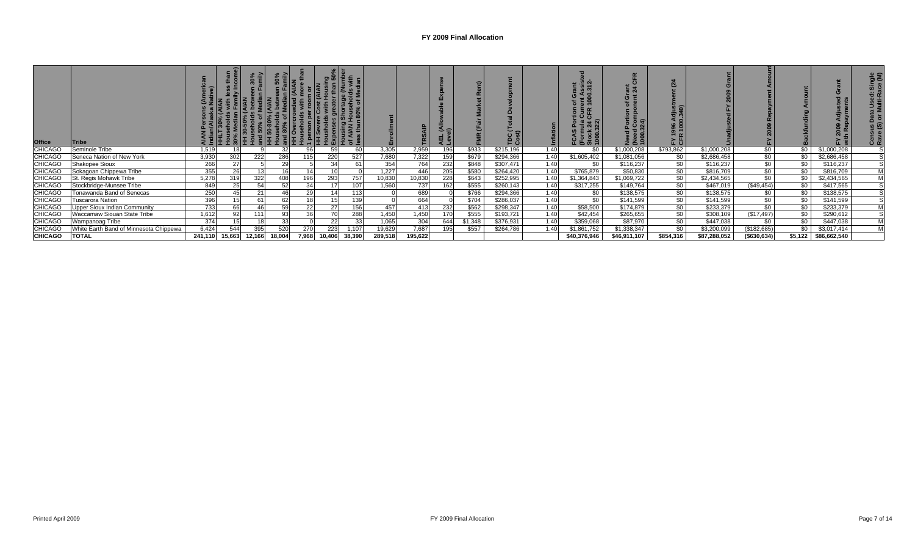# FY 2009 Final Allocation

| Office | Tribe | AIAN Persons (American Indian/Alaska Native) | HHLT 30% (AIAN Households with less than 30% Median Family Income) | HH 30-50% (AIAN Households between 30% and 50% of Median Family | HH 50-80% (AIAN Households between 50% and 80% of Median Family | HH Overcrowded (AIAN Households with more than 1 person per room or | HH Severe Cost (AIAN Households with Housing Expenses greater than 50% | Housing Shortage (Number of AIAN Households with less than 80% of Median | Enrollment | TRSAIP | AEL (Allowable Expense Level) | FMR (Fair Market Rent) | TDC (Total Development Cost) | Inflation | FCAS Portion of Grant (Formula Current Assisted Stock 24 CFR 1000.312-1000.322) | Need Portion of Grant (Need Component 24 CFR 1000.324) | FY 1996 Adjustment (24 CFR 1000.340) | Unadjusted FY 2009 Grant | FY 2009 Repayment Amount | Backfunding Amount | FY 2009 Adjusted Grant with Repayments | Census Data Used: Single Race (S) or Multi-Race (M) |
|---|---|---|---|---|---|---|---|---|---|---|---|---|---|---|---|---|---|---|---|---|---|---|
| CHICAGO | Seminole Tribe | 1,519 | 18 | 9 | 32 | 96 | 59 | 60 | 3,305 | 2,959 | 196 | $933 | $215,196 | 1.40 | $0 | $1,000,208 | $793,862 | $1,000,208 | $0 | $0 | $1,000,208 | S |
| CHICAGO | Seneca Nation of New York | 3,930 | 302 | 222 | 286 | 115 | 220 | 527 | 7,680 | 7,322 | 159 | $679 | $294,366 | 1.40 | $1,605,402 | $1,081,056 | $0 | $2,686,458 | $0 | $0 | $2,686,458 | S |
| CHICAGO | Shakopee Sioux | 266 | 27 | 5 | 29 | 5 | 34 | 61 | 354 | 764 | 232 | $848 | $307,471 | 1.40 | $0 | $116,237 | $0 | $116,237 | $0 | $0 | $116,237 | S |
| CHICAGO | Sokagoan Chippewa Tribe | 355 | 26 | 13 | 16 | 14 | 10 | 0 | 1,227 | 446 | 205 | $580 | $264,420 | 1.40 | $765,879 | $50,830 | $0 | $816,709 | $0 | $0 | $816,709 | M |
| CHICAGO | St. Regis Mohawk Tribe | 5,278 | 319 | 322 | 408 | 196 | 293 | 757 | 10,830 | 10,830 | 228 | $643 | $252,995 | 1.40 | $1,364,843 | $1,069,722 | $0 | $2,434,565 | $0 | $0 | $2,434,565 | M |
| CHICAGO | Stockbridge-Munsee Tribe | 849 | 25 | 54 | 52 | 34 | 17 | 107 | 1,560 | 737 | 162 | $555 | $260,143 | 1.40 | $317,255 | $149,764 | $0 | $467,019 | ($49,454) | $0 | $417,565 | S |
| CHICAGO | Tonawanda Band of Senecas | 250 | 45 | 21 | 46 | 29 | 14 | 113 | 0 | 689 | 0 | $766 | $294,366 | 1.40 | $0 | $138,575 | $0 | $138,575 | $0 | $0 | $138,575 | S |
| CHICAGO | Tuscarora Nation | 396 | 15 | 61 | 62 | 18 | 15 | 139 | 0 | 664 | 0 | $704 | $286,037 | 1.40 | $0 | $141,599 | $0 | $141,599 | $0 | $0 | $141,599 | S |
| CHICAGO | Upper Sioux Indian Community | 733 | 66 | 46 | 59 | 22 | 27 | 156 | 457 | 413 | 232 | $562 | $298,347 | 1.40 | $58,500 | $174,879 | $0 | $233,379 | $0 | $0 | $233,379 | M |
| CHICAGO | Waccamaw Siouan State Tribe | 1,612 | 92 | 111 | 93 | 36 | 70 | 288 | 1,450 | 1,450 | 170 | $555 | $193,721 | 1.40 | $42,454 | $265,655 | $0 | $308,109 | ($17,497) | $0 | $290,612 | S |
| CHICAGO | Wampanoag Tribe | 374 | 15 | 18 | 33 | 0 | 22 | 33 | 1,065 | 304 | 644 | $1,348 | $376,931 | 1.40 | $359,068 | $87,970 | $0 | $447,038 | $0 | $0 | $447,038 | M |
| CHICAGO | White Earth Band of Minnesota Chippewa | 6,424 | 544 | 395 | 520 | 270 | 223 | 1,107 | 19,629 | 7,687 | 195 | $557 | $264,786 | 1.40 | $1,861,752 | $1,338,347 | $0 | $3,200,099 | ($182,685) | $0 | $3,017,414 | M |
| **CHICAGO** | **TOTAL** | **241,110** | **15,663** | **12,166** | **18,004** | **7,968** | **10,406** | **38,390** | **289,518** | **195,622** | | | | | **$40,376,946** | **$46,911,107** | **$854,316** | **$87,288,052** | **($630,634)** | **$5,122** | **$86,662,540** | |

Printed April 2009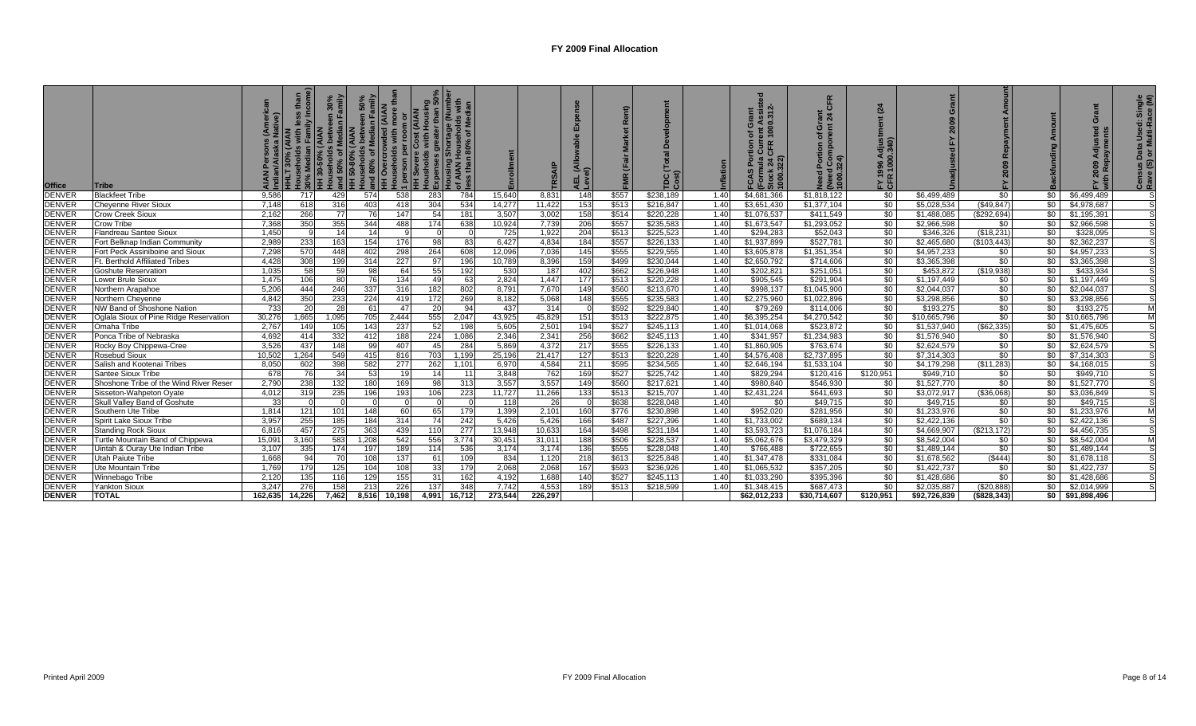# FY 2009 Final Allocation

| Office | Tribe | AIAN Persons (American Indian/Alaska Native) | HHLT 30% (AIAN Households with less than 30% Median Family Income) | HH 30-50% (AIAN Households between 30% and 50% of Median Family | HH 50-80% (AIAN Households between 50% and 80% of Median Family | HH Overcrowded (AIAN Households with more than 1 person per room or | HH Severe Cost (AIAN Households with Housing Expenses greater than 50% | Housing Shortage (Number of AIAN Households with less than 80% of Median | Enrollment | TRSAIP | AEL (Allowable Expense Level) | FMR (Fair Market Rent) | TDC (Total Development Cost) | Inflation | FCAS Portion of Grant (Formula Current Assisted Stock 24 CFR 1000.312-1000.322) | Need Portion of Grant (Need Component 24 CFR 1000.324) | FY 1996 Adjustment (24 CFR 1000.340) | Unadjusted FY 2009 Grant | FY 2009 Repayment Amount | Backfunding Amount | FY 2009 Adjusted Grant with Repayments | Census Data Used: Single Race (S) or Multi-Race (M) |
|---|---|---|---|---|---|---|---|---|---|---|---|---|---|---|---|---|---|---|---|---|---|---|
| DENVER | Blackfeet Tribe | 9,586 | 717 | 429 | 574 | 538 | 283 | 784 | 15,640 | 8,831 | 148 | $557 | $238,189 | 1.40 | $4,681,366 | $1,818,122 | $0 | $6,499,489 | $0 | $0 | $6,499,489 | S |
| DENVER | Cheyenne River Sioux | 7,148 | 618 | 316 | 403 | 418 | 304 | 534 | 14,277 | 11,422 | 153 | $513 | $216,847 | 1.40 | $3,651,430 | $1,377,104 | $0 | $5,028,534 | ($49,847) | $0 | $4,978,687 | S |
| DENVER | Crow Creek Sioux | 2,162 | 266 | 77 | 76 | 147 | 54 | 181 | 3,507 | 3,002 | 158 | $514 | $220,228 | 1.40 | $1,076,537 | $411,549 | $0 | $1,488,085 | ($292,694) | $0 | $1,195,391 | S |
| DENVER | Crow Tribe | 7,368 | 350 | 355 | 344 | 488 | 174 | 638 | 10,924 | 7,739 | 206 | $557 | $235,583 | 1.40 | $1,673,547 | $1,293,052 | $0 | $2,966,598 | $0 | $0 | $2,966,598 | S |
| DENVER | Flandreau Santee Sioux | 1,450 | 9 | 14 | 14 | 9 | 0 | 0 | 725 | 1,922 | 204 | $513 | $225,523 | 1.40 | $294,283 | $52,043 | $0 | $346,326 | ($18,231) | $0 | $328,095 | S |
| DENVER | Fort Belknap Indian Community | 2,989 | 233 | 163 | 154 | 176 | 98 | 83 | 6,427 | 4,834 | 184 | $557 | $226,133 | 1.40 | $1,937,899 | $527,781 | $0 | $2,465,680 | ($103,443) | $0 | $2,362,237 | S |
| DENVER | Fort Peck Assiniboine and Sioux | 7,298 | 570 | 448 | 402 | 298 | 265 | 608 | 12,096 | 7,036 | 145 | $555 | $229,555 | 1.40 | $3,605,878 | $1,351,354 | $0 | $4,957,233 | $0 | $0 | $4,957,233 | S |
| DENVER | Ft. Berthold Affiliated Tribes | 4,428 | 308 | 199 | 314 | 227 | 97 | 196 | 10,789 | 8,396 | 159 | $499 | $230,044 | 1.40 | $2,650,792 | $714,606 | $0 | $3,365,398 | $0 | $0 | $3,365,398 | S |
| DENVER | Goshute Reservation | 1,035 | 58 | 59 | 98 | 64 | 55 | 192 | 530 | 187 | 402 | $662 | $226,948 | 1.40 | $202,821 | $251,051 | $0 | $453,872 | ($19,938) | $0 | $433,934 | S |
| DENVER | Lower Brule Sioux | 1,475 | 106 | 80 | 76 | 134 | 49 | 63 | 2,824 | 1,447 | 177 | $513 | $220,228 | 1.40 | $905,545 | $291,904 | $0 | $1,197,449 | $0 | $0 | $1,197,449 | S |
| DENVER | Northern Arapahoe | 5,206 | 444 | 246 | 337 | 316 | 182 | 802 | 8,791 | 7,670 | 149 | $560 | $213,670 | 1.40 | $998,137 | $1,045,900 | $0 | $2,044,037 | $0 | $0 | $2,044,037 | S |
| DENVER | Northern Cheyenne | 4,842 | 350 | 233 | 224 | 419 | 172 | 269 | 8,182 | 5,068 | 148 | $555 | $235,583 | 1.40 | $2,275,960 | $1,022,896 | $0 | $3,298,856 | $0 | $0 | $3,298,856 | S |
| DENVER | NW Band of Shoshone Nation | 733 | 20 | 28 | 61 | 47 | 20 | 94 | 437 | 314 | 0 | $592 | $229,840 | 1.40 | $79,269 | $114,006 | $0 | $193,275 | $0 | $0 | $193,275 | M |
| DENVER | Oglala Sioux of Pine Ridge Reservation | 30,276 | 1,665 | 1,095 | 705 | 2,444 | 555 | 2,047 | 43,925 | 45,829 | 151 | $513 | $222,875 | 1.40 | $6,395,254 | $4,270,542 | $0 | $10,665,796 | $0 | $0 | $10,665,796 | M |
| DENVER | Omaha Tribe | 2,767 | 149 | 105 | 143 | 237 | 52 | 198 | 5,605 | 2,501 | 194 | $527 | $245,113 | 1.40 | $1,014,068 | $523,872 | $0 | $1,537,940 | ($62,335) | $0 | $1,475,605 | S |
| DENVER | Ponca Tribe of Nebraska | 4,692 | 414 | 332 | 412 | 188 | 224 | 1,086 | 2,346 | 2,341 | 256 | $662 | $245,113 | 1.40 | $341,957 | $1,234,983 | $0 | $1,576,940 | $0 | $0 | $1,576,940 | S |
| DENVER | Rocky Boy Chippewa-Cree | 3,526 | 437 | 148 | 99 | 407 | 45 | 284 | 5,869 | 4,372 | 217 | $555 | $226,133 | 1.40 | $1,860,905 | $763,674 | $0 | $2,624,579 | $0 | $0 | $2,624,579 | S |
| DENVER | Rosebud Sioux | 10,502 | 1,264 | 549 | 415 | 816 | 703 | 1,199 | 25,196 | 21,417 | 127 | $513 | $220,228 | 1.40 | $4,576,408 | $2,737,895 | $0 | $7,314,303 | $0 | $0 | $7,314,303 | S |
| DENVER | Salish and Kootenai Tribes | 8,050 | 602 | 398 | 582 | 277 | 262 | 1,101 | 6,970 | 4,584 | 211 | $595 | $234,565 | 1.40 | $2,646,194 | $1,533,104 | $0 | $4,179,298 | ($11,283) | $0 | $4,168,015 | S |
| DENVER | Santee Sioux Tribe | 678 | 76 | 34 | 53 | 19 | 14 | 11 | 3,848 | 762 | 169 | $527 | $225,742 | 1.40 | $829,294 | $120,416 | $120,951 | $949,710 | $0 | $0 | $949,710 | S |
| DENVER | Shoshone Tribe of the Wind River Reser | 2,790 | 238 | 132 | 180 | 169 | 98 | 313 | 3,557 | 3,557 | 149 | $560 | $217,621 | 1.40 | $980,840 | $546,930 | $0 | $1,527,770 | $0 | $0 | $1,527,770 | S |
| DENVER | Sisseton-Wahpeton Oyate | 4,012 | 319 | 235 | 196 | 193 | 106 | 223 | 11,727 | 11,266 | 133 | $513 | $215,707 | 1.40 | $2,431,224 | $641,693 | $0 | $3,072,917 | ($36,068) | $0 | $3,036,849 | S |
| DENVER | Skull Valley Band of Goshute | 33 | 0 | 0 | 0 | 0 | 0 | 0 | 118 | 26 | 0 | $638 | $228,048 | 1.40 | $0 | $49,715 | $0 | $49,715 | $0 | $0 | $49,715 | S |
| DENVER | Southern Ute Tribe | 1,814 | 121 | 101 | 148 | 60 | 65 | 179 | 1,399 | 2,101 | 160 | $776 | $230,898 | 1.40 | $952,020 | $281,956 | $0 | $1,233,976 | $0 | $0 | $1,233,976 | M |
| DENVER | Spirit Lake Sioux Tribe | 3,957 | 255 | 185 | 184 | 314 | 74 | 242 | 5,426 | 5,426 | 166 | $487 | $227,396 | 1.40 | $1,733,002 | $689,134 | $0 | $2,422,136 | $0 | $0 | $2,422,136 | S |
| DENVER | Standing Rock Sioux | 6,816 | 457 | 275 | 363 | 439 | 110 | 277 | 13,948 | 10,633 | 164 | $498 | $231,184 | 1.40 | $3,593,723 | $1,076,184 | $0 | $4,669,907 | ($213,172) | $0 | $4,456,735 | S |
| DENVER | Turtle Mountain Band of Chippewa | 15,091 | 3,160 | 583 | 1,208 | 542 | 556 | 3,774 | 30,451 | 31,011 | 188 | $506 | $228,537 | 1.40 | $5,062,676 | $3,479,329 | $0 | $8,542,004 | $0 | $0 | $8,542,004 | M |
| DENVER | Uintah & Ouray Ute Indian Tribe | 3,107 | 335 | 174 | 197 | 189 | 114 | 536 | 3,174 | 3,174 | 136 | $555 | $228,048 | 1.40 | $766,488 | $722,655 | $0 | $1,489,144 | $0 | $0 | $1,489,144 | S |
| DENVER | Utah Paiute Tribe | 1,668 | 94 | 70 | 108 | 137 | 61 | 109 | 834 | 1,120 | 218 | $613 | $225,848 | 1.40 | $1,347,478 | $331,084 | $0 | $1,678,562 | ($444) | $0 | $1,678,118 | S |
| DENVER | Ute Mountain Tribe | 1,769 | 179 | 125 | 104 | 108 | 33 | 179 | 2,068 | 2,068 | 167 | $593 | $236,926 | 1.40 | $1,065,532 | $357,205 | $0 | $1,422,737 | $0 | $0 | $1,422,737 | S |
| DENVER | Winnebago Tribe | 2,120 | 135 | 116 | 129 | 155 | 31 | 162 | 4,192 | 1,688 | 140 | $527 | $245,113 | 1.40 | $1,033,290 | $395,396 | $0 | $1,428,686 | $0 | $0 | $1,428,686 | S |
| DENVER | Yankton Sioux | 3,247 | 276 | 158 | 213 | 226 | 137 | 348 | 7,742 | 4,553 | 189 | $513 | $218,599 | 1.40 | $1,348,415 | $687,473 | $0 | $2,035,887 | ($20,888) | $0 | $2,014,999 | S |
| **DENVER** | **TOTAL** | **162,635** | **14,226** | **7,462** | **8,516** | **10,198** | **4,991** | **16,712** | **273,544** | **226,297** | | | | | **$62,012,233** | **$30,714,607** | **$120,951** | **$92,726,839** | **($828,343)** | **$0** | **$91,898,496** | |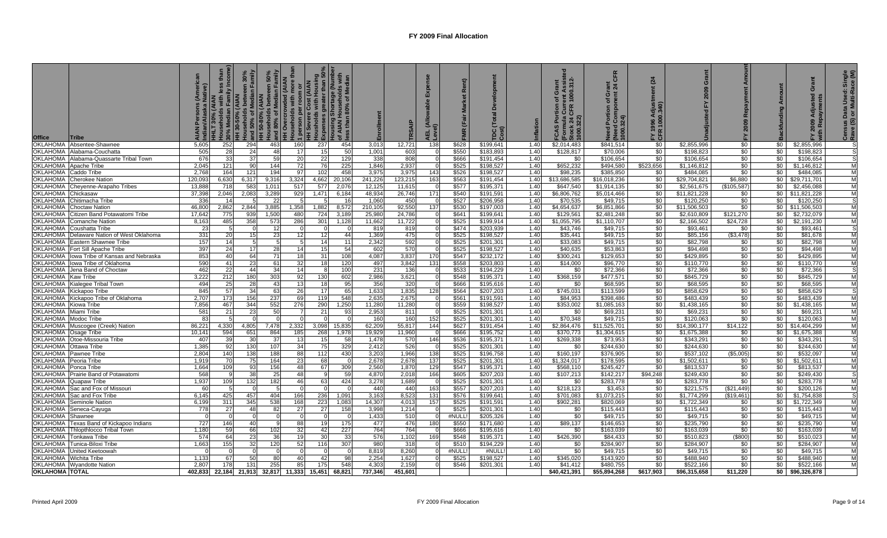# FY 2009 Final Allocation

| Office | Tribe | AIAN Persons (American Indian/Alaska Native) | HHLT 30% (AIAN Households with less than 30% Median Family Income) | HH 30-50% (AIAN Households between 30% and 50% of Median Family | HH 50-80% (AIAN Households between 50% and 80% of Median Family | HH Overcrowded (AIAN Households with more than 1 person per room or | HH Severe Cost (AIAN Households with Housing Expenses greater than 50% | Housing Shortage (Number of AIAN Households with less than 80% of Median | Enrollment | TRSAIP | AEL (Allowable Expense Level) | FMR (Fair Market Rent) | TDC (Total Development Cost) | Inflation | FCAS Portion of Grant (Formula Current Assisted Stock 24 CFR 1000.312-1000.322) | Need Portion of Grant (Need Component 24 CFR 1000.324) | FY 1996 Adjustment (24 CFR 1000.340) | Unadjusted FY 2009 Grant | FY 2009 Repayment Amount | Backfunding Amount | FY 2009 Adjusted Grant with Repayments | Census Data Used: Single Race (S) or Multi-Race (M) |
|---|---|---|---|---|---|---|---|---|---|---|---|---|---|---|---|---|---|---|---|---|---|---|
| OKLAHOMA | Absentee-Shawnee | 5,605 | 252 | 294 | 463 | 160 | 237 | 454 | 3,013 | 12,721 | 138 | $628 | $199,641 | 1.40 | $2,014,483 | $841,514 | $0 | $2,855,996 | $0 | $0 | $2,855,996 | S |
| OKLAHOMA | Alabama-Couchatta | 505 | 28 | 24 | 48 | 17 | 15 | 50 | 1,001 | 603 | 0 | $550 | $183,893 | 1.40 | $128,817 | $70,006 | $0 | $198,823 | $0 | $0 | $198,823 | S |
| OKLAHOMA | Alabama-Quassarte Tribal Town | 676 | 33 | 37 | 59 | 20 | 22 | 129 | 338 | 808 | 0 | $666 | $191,454 | 1.40 | $0 | $106,654 | $0 | $106,654 | $0 | $0 | $106,654 | S |
| OKLAHOMA | Apache Tribe | 2,045 | 121 | 90 | 144 | 72 | 76 | 225 | 1,846 | 2,937 | 0 | $525 | $198,527 | 1.40 | $652,232 | $494,580 | $523,656 | $1,146,812 | $0 | $0 | $1,146,812 | M |
| OKLAHOMA | Caddo Tribe | 2,768 | 164 | 121 | 194 | 97 | 102 | 458 | 3,975 | 3,975 | 143 | $526 | $198,527 | 1.40 | $98,235 | $385,850 | $0 | $484,085 | $0 | $0 | $484,085 | M |
| OKLAHOMA | Cherokee Nation | 120,093 | 6,630 | 6,317 | 9,316 | 3,324 | 4,662 | 20,106 | 241,226 | 123,215 | 163 | $563 | $191,454 | 1.40 | $13,686,585 | $16,018,236 | $0 | $29,704,821 | $6,880 | $0 | $29,711,701 | M |
| OKLAHOMA | Cheyenne-Arapaho Tribes | 13,888 | 718 | 583 | 1,011 | 517 | 577 | 2,076 | 12,125 | 11,615 | 0 | $577 | $195,371 | 1.40 | $647,540 | $1,914,135 | $0 | $2,561,675 | ($105,587) | $0 | $2,456,088 | M |
| OKLAHOMA | Chickasaw | 37,398 | 2,046 | 2,083 | 3,289 | 929 | 1,471 | 6,184 | 48,934 | 26,746 | 171 | $540 | $191,591 | 1.40 | $6,806,762 | $5,014,466 | $0 | $11,821,228 | $0 | $0 | $11,821,228 | M |
| OKLAHOMA | Chitimacha Tribe | 336 | 14 | 5 | 22 | 5 | 5 | 16 | 1,060 | 450 | 0 | $527 | $206,958 | 1.40 | $70,535 | $49,715 | $0 | $120,250 | $0 | $0 | $120,250 | S |
| OKLAHOMA | Choctaw Nation | 46,800 | 2,862 | 2,844 | 3,885 | 1,358 | 1,882 | 8,572 | 210,105 | 92,550 | 137 | $530 | $197,003 | 1.40 | $4,654,637 | $6,851,866 | $0 | $11,506,503 | $0 | $0 | $11,506,503 | M |
| OKLAHOMA | Citizen Band Potawatomi Tribe | 17,642 | 775 | 939 | 1,500 | 480 | 724 | 3,189 | 25,980 | 24,786 | 0 | $641 | $199,641 | 1.40 | $129,561 | $2,481,248 | $0 | $2,610,809 | $121,270 | $0 | $2,732,079 | M |
| OKLAHOMA | Comanche Nation | 8,163 | 485 | 358 | 573 | 286 | 301 | 1,128 | 11,662 | 11,722 | 0 | $525 | $199,914 | 1.40 | $1,055,795 | $1,110,707 | $0 | $2,166,502 | $24,728 | $0 | $2,191,230 | M |
| OKLAHOMA | Coushatta Tribe | 23 | 5 | 0 | 12 | 0 | 0 | 0 | 819 | 819 | 0 | $474 | $203,939 | 1.40 | $43,746 | $49,715 | $0 | $93,461 | $0 | $0 | $93,461 | S |
| OKLAHOMA | Delaware Nation of West Oklahoma | 331 | 20 | 15 | 23 | 12 | 12 | 44 | 1,369 | 475 | 0 | $525 | $198,527 | 1.40 | $35,441 | $49,715 | $0 | $85,156 | ($3,478) | $0 | $81,678 | M |
| OKLAHOMA | Eastern Shawnee Tribe | 157 | 14 | 5 | 5 | 5 | 14 | 11 | 2,342 | 592 | 0 | $525 | $201,301 | 1.40 | $33,083 | $49,715 | $0 | $82,798 | $0 | $0 | $82,798 | M |
| OKLAHOMA | Fort Sill Apache Tribe | 397 | 24 | 17 | 28 | 14 | 15 | 54 | 602 | 570 | 0 | $525 | $198,527 | 1.40 | $40,635 | $53,863 | $0 | $94,498 | $0 | $0 | $94,498 | M |
| OKLAHOMA | Iowa Tribe of Kansas and Nebraska | 853 | 40 | 64 | 71 | 18 | 31 | 108 | 4,087 | 3,837 | 170 | $547 | $232,172 | 1.40 | $300,241 | $129,653 | $0 | $429,895 | $0 | $0 | $429,895 | M |
| OKLAHOMA | Iowa Tribe of Oklahoma | 590 | 41 | 23 | 61 | 32 | 18 | 120 | 497 | 3,842 | 131 | $558 | $203,803 | 1.40 | $14,000 | $96,770 | $0 | $110,770 | $0 | $0 | $110,770 | M |
| OKLAHOMA | Jena Band of Choctaw | 462 | 22 | 44 | 34 | 14 | 8 | 100 | 231 | 136 | 0 | $533 | $194,229 | 1.40 | $0 | $72,366 | $0 | $72,366 | $0 | $0 | $72,366 | S |
| OKLAHOMA | Kaw Tribe | 3,222 | 212 | 180 | 303 | 92 | 130 | 602 | 2,986 | 3,621 | 0 | $548 | $195,371 | 1.40 | $368,159 | $477,571 | $0 | $845,729 | $0 | $0 | $845,729 | M |
| OKLAHOMA | Kialegee Tribal Town | 494 | 25 | 28 | 43 | 13 | 18 | 95 | 356 | 320 | 0 | $666 | $195,616 | 1.40 | $0 | $68,595 | $0 | $68,595 | $0 | $0 | $68,595 | M |
| OKLAHOMA | Kickapoo Tribe | 845 | 57 | 34 | 63 | 26 | 17 | 65 | 1,633 | 1,835 | 128 | $564 | $207,203 | 1.40 | $745,031 | $113,599 | $0 | $858,629 | $0 | $0 | $858,629 | S |
| OKLAHOMA | Kickapoo Tribe of Oklahoma | 2,707 | 173 | 156 | 237 | 69 | 119 | 548 | 2,635 | 2,675 | 0 | $561 | $191,591 | 1.40 | $84,953 | $398,486 | $0 | $483,439 | $0 | $0 | $483,439 | M |
| OKLAHOMA | Kiowa Tribe | 7,856 | 467 | 344 | 552 | 276 | 290 | 1,250 | 11,280 | 11,280 | 0 | $559 | $198,527 | 1.40 | $353,002 | $1,085,163 | $0 | $1,438,165 | $0 | $0 | $1,438,165 | M |
| OKLAHOMA | Miami Tribe | 581 | 21 | 23 | 50 | 7 | 21 | 93 | 2,953 | 811 | 0 | $525 | $201,301 | 1.40 | $0 | $69,231 | $0 | $69,231 | $0 | $0 | $69,231 | M |
| OKLAHOMA | Modoc Tribe | 83 | 5 | 0 | 0 | 0 | 0 | 0 | 160 | 160 | 152 | $525 | $201,301 | 1.40 | $70,348 | $49,715 | $0 | $120,063 | $0 | $0 | $120,063 | M |
| OKLAHOMA | Muscogee (Creek) Nation | 86,221 | 4,330 | 4,805 | 7,478 | 2,332 | 3,098 | 15,835 | 62,209 | 55,817 | 144 | $627 | $191,454 | 1.40 | $2,864,476 | $11,525,701 | $0 | $14,390,177 | $14,122 | $0 | $14,404,299 | M |
| OKLAHOMA | Osage Tribe | 10,141 | 594 | 651 | 864 | 185 | 268 | 1,978 | 19,929 | 11,960 | 0 | $666 | $195,752 | 1.40 | $370,773 | $1,304,615 | $0 | $1,675,388 | $0 | $0 | $1,675,388 | M |
| OKLAHOMA | Otoe-Missouria Tribe | 407 | 39 | 30 | 37 | 13 | 15 | 58 | 1,478 | 570 | 146 | $536 | $195,371 | 1.40 | $269,338 | $73,953 | $0 | $343,291 | $0 | $0 | $343,291 | S |
| OKLAHOMA | Ottawa Tribe | 1,385 | 92 | 130 | 107 | 34 | 75 | 329 | 2,412 | 526 | 0 | $525 | $201,301 | 1.40 | $0 | $244,630 | $0 | $244,630 | $0 | $0 | $244,630 | M |
| OKLAHOMA | Pawnee Tribe | 2,804 | 140 | 138 | 188 | 88 | 112 | 430 | 3,203 | 1,966 | 138 | $525 | $196,758 | 1.40 | $160,197 | $376,905 | $0 | $537,102 | ($5,005) | $0 | $532,097 | M |
| OKLAHOMA | Peoria Tribe | 1,919 | 70 | 75 | 164 | 23 | 68 | 0 | 2,678 | 2,678 | 137 | $525 | $201,301 | 1.40 | $1,324,017 | $178,595 | $0 | $1,502,611 | $0 | $0 | $1,502,611 | M |
| OKLAHOMA | Ponca Tribe | 1,664 | 109 | 93 | 156 | 48 | 67 | 309 | 2,560 | 1,870 | 129 | $547 | $195,371 | 1.40 | $568,110 | $245,427 | $0 | $813,537 | $0 | $0 | $813,537 | M |
| OKLAHOMA | Prairie Band of Potawatomi | 568 | 9 | 38 | 25 | 48 | 9 | 59 | 4,870 | 2,018 | 166 | $605 | $207,203 | 1.40 | $107,213 | $142,217 | $94,248 | $249,430 | $0 | $0 | $249,430 | S |
| OKLAHOMA | Quapaw Tribe | 1,937 | 109 | 132 | 182 | 46 | 63 | 424 | 3,278 | 1,689 | 0 | $525 | $201,301 | 1.40 | $0 | $283,778 | $0 | $283,778 | $0 | $0 | $283,778 | M |
| OKLAHOMA | Sac and Fox of Missouri | 60 | 5 | 0 | 5 | 0 | 0 | 0 | 440 | 440 | 163 | $557 | $207,203 | 1.40 | $218,123 | $3,453 | $0 | $221,575 | ($21,449) | $0 | $200,126 | M |
| OKLAHOMA | Sac and Fox Tribe | 6,145 | 425 | 457 | 404 | 166 | 236 | 1,091 | 3,163 | 8,523 | 131 | $576 | $199,641 | 1.40 | $701,083 | $1,073,215 | $0 | $1,774,299 | ($19,461) | $0 | $1,754,838 | S |
| OKLAHOMA | Seminole Nation | 6,199 | 311 | 345 | 538 | 168 | 223 | 1,083 | 14,307 | 4,013 | 157 | $525 | $191,591 | 1.40 | $902,281 | $820,069 | $0 | $1,722,349 | $0 | $0 | $1,722,349 | M |
| OKLAHOMA | Seneca-Cayuga | 778 | 27 | 48 | 82 | 27 | 27 | 158 | 3,998 | 1,214 | 0 | $525 | $201,301 | 1.40 | $0 | $115,443 | $0 | $115,443 | $0 | $0 | $115,443 | M |
| OKLAHOMA | Shawnee | 0 | 0 | 0 | 0 | 0 | 0 | 0 | 1,433 | 510 | 0 | #NULL! | $205,326 | 1.40 | $0 | $49,715 | $0 | $49,715 | $0 | $0 | $49,715 | M |
| OKLAHOMA | Texas Band of Kickapoo Indians | 727 | 146 | 40 | 9 | 88 | 19 | 175 | 477 | 476 | 180 | $550 | $171,680 | 1.40 | $89,137 | $146,653 | $0 | $235,790 | $0 | $0 | $235,790 | M |
| OKLAHOMA | Thlopthlocco Tribal Town | 1,180 | 59 | 66 | 102 | 32 | 42 | 227 | 764 | 764 | 0 | $666 | $195,616 | 1.40 | $0 | $163,039 | $0 | $163,039 | $0 | $0 | $163,039 | M |
| OKLAHOMA | Tonkawa Tribe | 574 | 64 | 23 | 36 | 19 | 30 | 33 | 576 | 1,102 | 169 | $548 | $195,371 | 1.40 | $426,390 | $84,433 | $0 | $510,823 | ($800) | $0 | $510,023 | M |
| OKLAHOMA | Tunica-Biloxi Tribe | 1,663 | 155 | 32 | 120 | 52 | 116 | 307 | 980 | 318 | 0 | $510 | $194,229 | 1.40 | $0 | $284,907 | $0 | $284,907 | $0 | $0 | $284,907 | M |
| OKLAHOMA | United Keetoowah | 0 | 0 | 0 | 0 | 0 | 0 | 0 | 8,819 | 8,260 | 0 | #NULL! | #NULL! | 1.40 | $0 | $49,715 | $0 | $49,715 | $0 | $0 | $49,715 | M |
| OKLAHOMA | Wichita Tribe | 1,133 | 67 | 50 | 80 | 40 | 42 | 98 | 2,254 | 1,627 | 0 | $525 | $198,527 | 1.40 | $345,020 | $143,920 | $0 | $488,940 | $0 | $0 | $488,940 | M |
| OKLAHOMA | Wyandotte Nation | 2,807 | 178 | 131 | 255 | 85 | 175 | 548 | 4,303 | 2,159 | 0 | $546 | $201,301 | 1.40 | $41,412 | $480,755 | $0 | $522,166 | $0 | $0 | $522,166 | M |
| **OKLAHOMA** | **TOTAL** | **402,833** | **22,184** | **21,913** | **32,817** | **11,333** | **15,451** | **68,821** | **737,346** | **451,601** | | | | | **$40,421,391** | **$55,894,268** | **$617,903** | **$96,315,658** | **$11,220** | **$0** | **$96,326,878** | |

Printed April 2009 — FY 2009 Final Allocation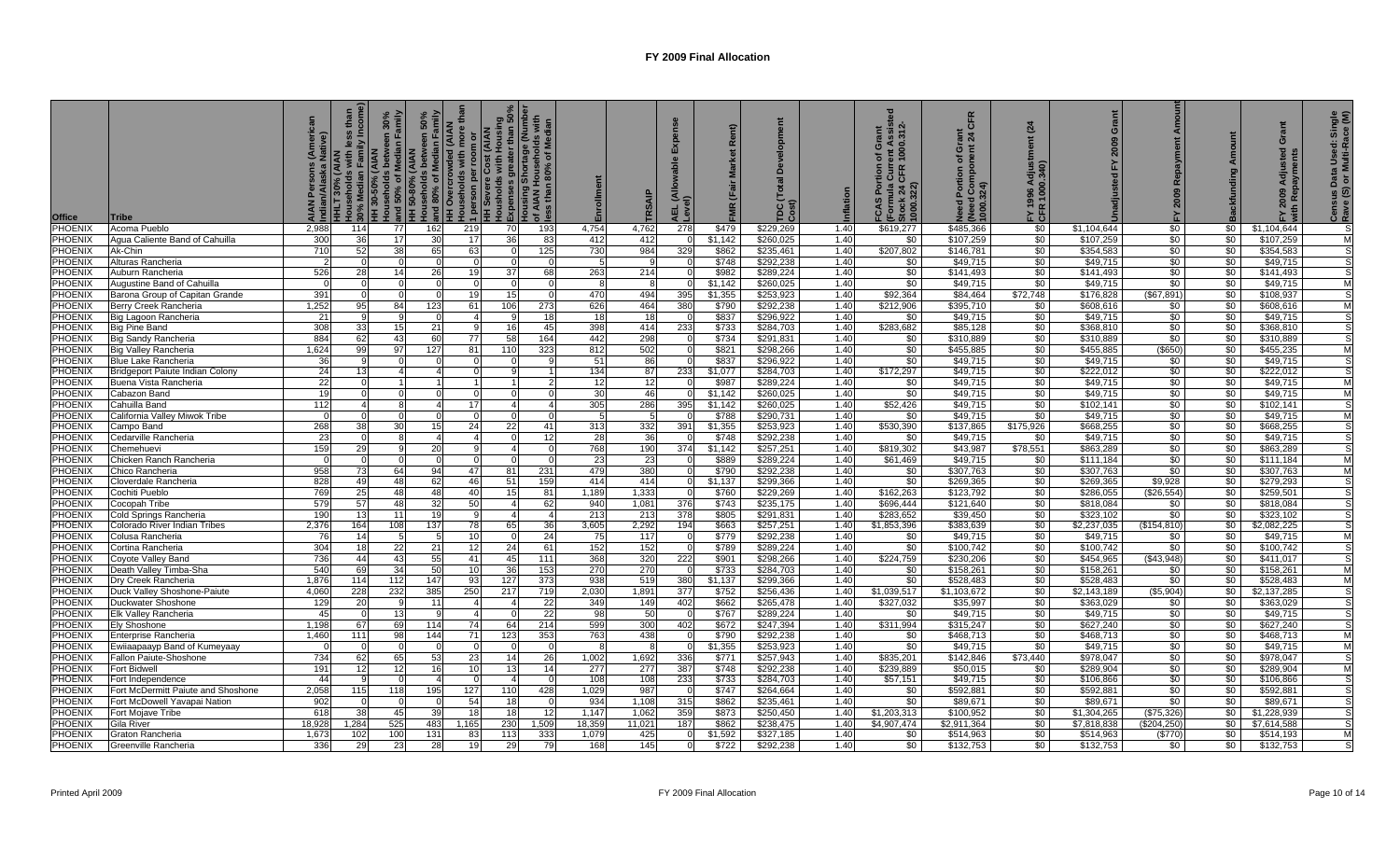# FY 2009 Final Allocation

| Office | Tribe | AIAN Persons (American Indian/Alaska Native) | HHLT 30% (AIAN Households with less than 30% Median Family Income) | HH 30-50% (AIAN Households between 30% and 50% of Median Family | HH 50-80% (AIAN Households between 50% and 80% of Median Family | HH Overcrowded (AIAN Households with more than 1 person per room or | HH Severe Cost (AIAN Households with Housing Expenses greater than 50% | Housing Shortage (Number of AIAN Households with less than 80% of Median | Enrollment | TRSAIP | AEL (Allowable Expense Level) | FMR (Fair Market Rent) | TDC (Total Development Cost) | Inflation | FCAS Portion of Grant (Formula Current Assisted Stock 24 CFR 1000.312-1000.322) | Need Portion of Grant (Need Component 24 CFR 1000.324) | FY 1996 Adjustment (24 CFR 1000.340) | Unadjusted FY 2009 Grant | FY 2009 Repayment Amount | Backfunding Amount | FY 2009 Adjusted Grant with Repayments | Census Data Used: Single Race (S) or Multi-Race (M) |
|---|---|---|---|---|---|---|---|---|---|---|---|---|---|---|---|---|---|---|---|---|---|---|
| PHOENIX | Acoma Pueblo | 2,988 | 114 | 77 | 162 | 219 | 70 | 193 | 4,754 | 4,762 | 278 | $479 | $229,269 | 1.40 | $619,277 | $485,366 | $0 | $1,104,644 | $0 | $0 | $1,104,644 | S |
| PHOENIX | Agua Caliente Band of Cahuilla | 300 | 36 | 17 | 30 | 17 | 36 | 83 | 412 | 412 | 0 | $1,142 | $260,025 | 1.40 | $0 | $107,259 | $0 | $107,259 | $0 | $0 | $107,259 | M |
| PHOENIX | Ak-Chin | 710 | 52 | 38 | 65 | 63 | 0 | 125 | 730 | 984 | 329 | $862 | $235,461 | 1.40 | $207,802 | $146,781 | $0 | $354,583 | $0 | $0 | $354,583 | S |
| PHOENIX | Alturas Rancheria | 2 | 0 | 0 | 0 | 0 | 0 | 0 | 5 | 9 | 0 | $748 | $292,238 | 1.40 | $0 | $49,715 | $0 | $49,715 | $0 | $0 | $49,715 | S |
| PHOENIX | Auburn Rancheria | 526 | 28 | 14 | 26 | 19 | 37 | 68 | 263 | 214 | 0 | $982 | $289,224 | 1.40 | $0 | $141,493 | $0 | $141,493 | $0 | $0 | $141,493 | S |
| PHOENIX | Augustine Band of Cahuilla | 0 | 0 | 0 | 0 | 0 | 0 | 0 | 8 | 8 | 0 | $1,142 | $260,025 | 1.40 | $0 | $49,715 | $0 | $49,715 | $0 | $0 | $49,715 | M |
| PHOENIX | Barona Group of Capitan Grande | 391 | 0 | 0 | 0 | 19 | 15 | 0 | 470 | 494 | 395 | $1,355 | $253,923 | 1.40 | $92,364 | $84,464 | $72,748 | $176,828 | ($67,891) | $0 | $108,937 | S |
| PHOENIX | Berry Creek Rancheria | 1,252 | 95 | 84 | 123 | 61 | 106 | 273 | 626 | 464 | 380 | $790 | $292,238 | 1.40 | $212,906 | $395,710 | $0 | $608,616 | $0 | $0 | $608,616 | M |
| PHOENIX | Big Lagoon Rancheria | 21 | 9 | 9 | 0 | 4 | 9 | 18 | 18 | 18 | 0 | $837 | $296,922 | 1.40 | $0 | $49,715 | $0 | $49,715 | $0 | $0 | $49,715 | S |
| PHOENIX | Big Pine Band | 308 | 33 | 15 | 21 | 9 | 16 | 45 | 398 | 414 | 233 | $733 | $284,703 | 1.40 | $283,682 | $85,128 | $0 | $368,810 | $0 | $0 | $368,810 | S |
| PHOENIX | Big Sandy Rancheria | 884 | 62 | 43 | 60 | 77 | 58 | 164 | 442 | 298 | 0 | $734 | $291,831 | 1.40 | $0 | $310,889 | $0 | $310,889 | $0 | $0 | $310,889 | S |
| PHOENIX | Big Valley Rancheria | 1,624 | 99 | 97 | 127 | 81 | 110 | 323 | 812 | 502 | 0 | $821 | $298,266 | 1.40 | $0 | $455,885 | $0 | $455,885 | ($650) | $0 | $455,235 | M |
| PHOENIX | Blue Lake Rancheria | 36 | 9 | 0 | 0 | 0 | 0 | 9 | 51 | 86 | 0 | $837 | $296,922 | 1.40 | $0 | $49,715 | $0 | $49,715 | $0 | $0 | $49,715 | S |
| PHOENIX | Bridgeport Paiute Indian Colony | 24 | 13 | 4 | 4 | 0 | 9 | 1 | 134 | 87 | 233 | $1,077 | $284,703 | 1.40 | $172,297 | $49,715 | $0 | $222,012 | $0 | $0 | $222,012 | S |
| PHOENIX | Buena Vista Rancheria | 22 | 0 | 1 | 1 | 1 | 1 | 2 | 12 | 12 | 0 | $987 | $289,224 | 1.40 | $0 | $49,715 | $0 | $49,715 | $0 | $0 | $49,715 | M |
| PHOENIX | Cabazon Band | 19 | 0 | 0 | 0 | 0 | 0 | 0 | 30 | 46 | 0 | $1,142 | $260,025 | 1.40 | $0 | $49,715 | $0 | $49,715 | $0 | $0 | $49,715 | M |
| PHOENIX | Cahuilla Band | 112 | 4 | 8 | 4 | 17 | 4 | 4 | 305 | 286 | 395 | $1,142 | $260,025 | 1.40 | $52,426 | $49,715 | $0 | $102,141 | $0 | $0 | $102,141 | S |
| PHOENIX | California Valley Miwok Tribe | 0 | 0 | 0 | 0 | 0 | 0 | 0 | 5 | 5 | 0 | $788 | $290,731 | 1.40 | $0 | $49,715 | $0 | $49,715 | $0 | $0 | $49,715 | M |
| PHOENIX | Campo Band | 268 | 38 | 30 | 15 | 24 | 22 | 41 | 313 | 332 | 391 | $1,355 | $253,923 | 1.40 | $530,390 | $137,865 | $175,926 | $668,255 | $0 | $0 | $668,255 | S |
| PHOENIX | Cedarville Rancheria | 23 | 0 | 8 | 4 | 4 | 0 | 12 | 28 | 36 | 0 | $748 | $292,238 | 1.40 | $0 | $49,715 | $0 | $49,715 | $0 | $0 | $49,715 | S |
| PHOENIX | Chemehuevi | 159 | 29 | 9 | 20 | 9 | 4 | 0 | 768 | 190 | 374 | $1,142 | $257,251 | 1.40 | $819,302 | $43,987 | $78,551 | $863,289 | $0 | $0 | $863,289 | S |
| PHOENIX | Chicken Ranch Rancheria | 0 | 0 | 0 | 0 | 0 | 0 | 0 | 23 | 23 | 0 | $889 | $289,224 | 1.40 | $61,469 | $49,715 | $0 | $111,184 | $0 | $0 | $111,184 | M |
| PHOENIX | Chico Rancheria | 958 | 73 | 64 | 94 | 47 | 81 | 231 | 479 | 380 | 0 | $790 | $292,238 | 1.40 | $0 | $307,763 | $0 | $307,763 | $0 | $0 | $307,763 | M |
| PHOENIX | Cloverdale Rancheria | 828 | 49 | 48 | 62 | 46 | 51 | 159 | 414 | 414 | 0 | $1,137 | $299,366 | 1.40 | $0 | $269,365 | $0 | $269,365 | $9,928 | $0 | $279,293 | S |
| PHOENIX | Cochiti Pueblo | 769 | 25 | 48 | 48 | 40 | 15 | 81 | 1,189 | 1,333 | 0 | $760 | $229,269 | 1.40 | $162,263 | $123,792 | $0 | $286,055 | ($26,554) | $0 | $259,501 | S |
| PHOENIX | Cocopah Tribe | 579 | 57 | 48 | 32 | 50 | 4 | 62 | 940 | 1,081 | 376 | $743 | $235,175 | 1.40 | $696,444 | $121,640 | $0 | $818,084 | $0 | $0 | $818,084 | S |
| PHOENIX | Cold Springs Rancheria | 190 | 13 | 11 | 19 | 9 | 4 | 4 | 213 | 213 | 378 | $805 | $291,831 | 1.40 | $283,652 | $39,450 | $0 | $323,102 | $0 | $0 | $323,102 | S |
| PHOENIX | Colorado River Indian Tribes | 2,376 | 164 | 108 | 137 | 78 | 65 | 36 | 3,605 | 2,292 | 194 | $663 | $257,251 | 1.40 | $1,853,396 | $383,639 | $0 | $2,237,035 | ($154,810) | $0 | $2,082,225 | S |
| PHOENIX | Colusa Rancheria | 76 | 14 | 5 | 5 | 10 | 0 | 24 | 75 | 117 | 0 | $779 | $292,238 | 1.40 | $0 | $49,715 | $0 | $49,715 | $0 | $0 | $49,715 | M |
| PHOENIX | Cortina Rancheria | 304 | 18 | 22 | 21 | 12 | 24 | 61 | 152 | 152 | 0 | $789 | $289,224 | 1.40 | $0 | $100,742 | $0 | $100,742 | $0 | $0 | $100,742 | S |
| PHOENIX | Coyote Valley Band | 736 | 44 | 43 | 55 | 41 | 45 | 111 | 368 | 320 | 222 | $901 | $298,266 | 1.40 | $224,759 | $230,206 | $0 | $454,965 | ($43,948) | $0 | $411,017 | S |
| PHOENIX | Death Valley Timba-Sha | 540 | 69 | 34 | 50 | 10 | 36 | 153 | 270 | 270 | 0 | $733 | $284,703 | 1.40 | $0 | $158,261 | $0 | $158,261 | $0 | $0 | $158,261 | M |
| PHOENIX | Dry Creek Rancheria | 1,876 | 114 | 112 | 147 | 93 | 127 | 373 | 938 | 519 | 380 | $1,137 | $299,366 | 1.40 | $0 | $528,483 | $0 | $528,483 | $0 | $0 | $528,483 | M |
| PHOENIX | Duck Valley Shoshone-Paiute | 4,060 | 228 | 232 | 385 | 250 | 217 | 719 | 2,030 | 1,891 | 377 | $752 | $256,436 | 1.40 | $1,039,517 | $1,103,672 | $0 | $2,143,189 | ($5,904) | $0 | $2,137,285 | S |
| PHOENIX | Duckwater Shoshone | 129 | 20 | 9 | 11 | 4 | 4 | 22 | 349 | 149 | 402 | $662 | $265,478 | 1.40 | $327,032 | $35,997 | $0 | $363,029 | $0 | $0 | $363,029 | S |
| PHOENIX | Elk Valley Rancheria | 45 | 0 | 13 | 9 | 4 | 0 | 22 | 98 | 50 | 0 | $767 | $289,224 | 1.40 | $0 | $49,715 | $0 | $49,715 | $0 | $0 | $49,715 | S |
| PHOENIX | Ely Shoshone | 1,198 | 67 | 69 | 114 | 74 | 64 | 214 | 599 | 300 | 402 | $672 | $247,394 | 1.40 | $311,994 | $315,247 | $0 | $627,240 | $0 | $0 | $627,240 | S |
| PHOENIX | Enterprise Rancheria | 1,460 | 111 | 98 | 144 | 71 | 123 | 353 | 763 | 438 | 0 | $790 | $292,238 | 1.40 | $0 | $468,713 | $0 | $468,713 | $0 | $0 | $468,713 | M |
| PHOENIX | Ewiiaapaayp Band of Kumeyaay | 0 | 0 | 0 | 0 | 0 | 0 | 0 | 8 | 8 | 0 | $1,355 | $253,923 | 1.40 | $0 | $49,715 | $0 | $49,715 | $0 | $0 | $49,715 | M |
| PHOENIX | Fallon Paiute-Shoshone | 734 | 62 | 65 | 53 | 23 | 14 | 26 | 1,002 | 1,692 | 336 | $771 | $257,943 | 1.40 | $835,201 | $142,846 | $73,440 | $978,047 | $0 | $0 | $978,047 | S |
| PHOENIX | Fort Bidwell | 191 | 12 | 12 | 16 | 10 | 13 | 14 | 277 | 277 | 387 | $748 | $292,238 | 1.40 | $239,889 | $50,015 | $0 | $289,904 | $0 | $0 | $289,904 | M |
| PHOENIX | Fort Independence | 44 | 9 | 0 | 4 | 0 | 4 | 0 | 108 | 108 | 233 | $733 | $284,703 | 1.40 | $57,151 | $49,715 | $0 | $106,866 | $0 | $0 | $106,866 | S |
| PHOENIX | Fort McDermitt Paiute and Shoshone | 2,058 | 115 | 118 | 195 | 127 | 110 | 428 | 1,029 | 987 | 0 | $747 | $264,664 | 1.40 | $0 | $592,881 | $0 | $592,881 | $0 | $0 | $592,881 | S |
| PHOENIX | Fort McDowell Yavapai Nation | 902 | 0 | 0 | 0 | 54 | 18 | 0 | 934 | 1,108 | 315 | $862 | $235,461 | 1.40 | $0 | $89,671 | $0 | $89,671 | $0 | $0 | $89,671 | S |
| PHOENIX | Fort Mojave Tribe | 618 | 38 | 45 | 39 | 18 | 18 | 12 | 1,147 | 1,062 | 359 | $873 | $250,450 | 1.40 | $1,203,313 | $100,952 | $0 | $1,304,265 | ($75,326) | $0 | $1,228,939 | S |
| PHOENIX | Gila River | 18,928 | 1,284 | 525 | 483 | 1,165 | 230 | 1,509 | 18,359 | 11,021 | 187 | $862 | $238,475 | 1.40 | $4,907,474 | $2,911,364 | $0 | $7,818,838 | ($204,250) | $0 | $7,614,588 | S |
| PHOENIX | Graton Rancheria | 1,673 | 102 | 100 | 131 | 83 | 113 | 333 | 1,079 | 425 | 0 | $1,592 | $327,185 | 1.40 | $0 | $514,963 | $0 | $514,963 | ($770) | $0 | $514,193 | M |
| PHOENIX | Greenville Rancheria | 336 | 29 | 23 | 28 | 19 | 29 | 79 | 168 | 145 | 0 | $722 | $292,238 | 1.40 | $0 | $132,753 | $0 | $132,753 | $0 | $0 | $132,753 | S |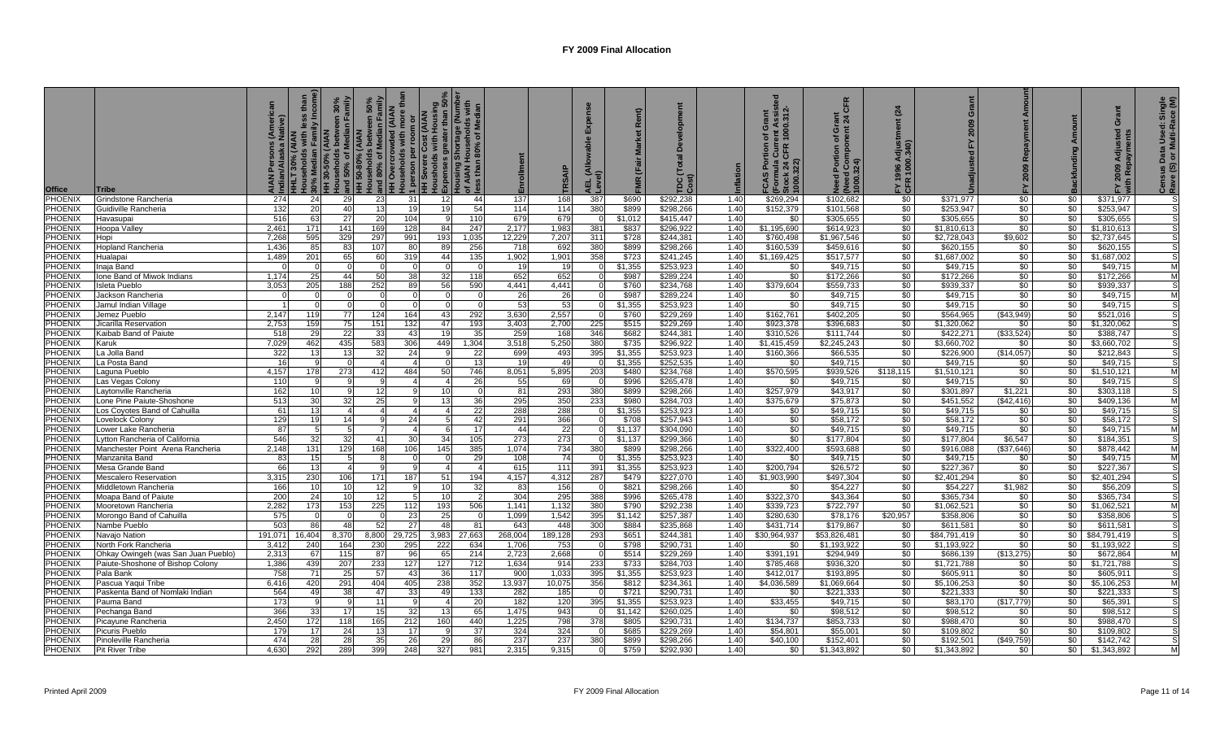# FY 2009 Final Allocation

| Office | Tribe | AIAN Persons (American Indian/Alaska Native) | HHLT 30% (AIAN Households with less than 30% Median Family Income) | HH 30-50% (AIAN Households between 30% and 50% of Median Family | HH 50-80% (AIAN Households between 50% and 80% of Median Family | HH Overcrowded (AIAN Households with more than 1 person per room or | HH Severe Cost (AIAN Households with Housing Expenses greater than 50% | Housing Shortage (Number of AIAN Households with less than 80% of Median | Enrollment | TRSAIP | AEL (Allowable Expense Level) | FMR (Fair Market Rent) | TDC (Total Development Cost) | Inflation | FCAS Portion of Grant (Formula Current Assisted Stock 24 CFR 1000.312-1000.322) | Need Portion of Grant (Need Component 24 CFR 1000.324) | FY 1996 Adjustment (24 CFR 1000.340) | Unadjusted FY 2009 Grant | FY 2009 Repayment Amount | Backfunding Amount | FY 2009 Adjusted Grant with Repayments | Census Data Used: Single Race (S) or Multi-Race (M) |
|---|---|---|---|---|---|---|---|---|---|---|---|---|---|---|---|---|---|---|---|---|---|---|
| PHOENIX | Grindstone Rancheria | 274 | 24 | 29 | 23 | 31 | 12 | 44 | 137 | 168 | 387 | $690 | $292,238 | 1.40 | $269,294 | $102,682 | $0 | $371,977 | $0 | $0 | $371,977 | S |
| PHOENIX | Guidiville Rancheria | 132 | 20 | 40 | 13 | 19 | 19 | 54 | 114 | 114 | 380 | $899 | $298,266 | 1.40 | $152,379 | $101,568 | $0 | $253,947 | $0 | $0 | $253,947 | S |
| PHOENIX | Havasupai | 516 | 63 | 27 | 20 | 104 | 9 | 110 | 679 | 679 | 0 | $1,012 | $415,447 | 1.40 | $0 | $305,655 | $0 | $305,655 | $0 | $0 | $305,655 | S |
| PHOENIX | Hoopa Valley | 2,461 | 171 | 141 | 169 | 128 | 84 | 247 | 2,177 | 1,983 | 381 | $837 | $296,922 | 1.40 | $1,195,690 | $614,923 | $0 | $1,810,613 | $0 | $0 | $1,810,613 | S |
| PHOENIX | Hopi | 7,268 | 595 | 329 | 297 | 991 | 193 | 1,035 | 12,229 | 7,207 | 311 | $728 | $244,381 | 1.40 | $760,498 | $1,967,546 | $0 | $2,728,043 | $9,602 | $0 | $2,737,645 | S |
| PHOENIX | Hopland Rancheria | 1,436 | 85 | 83 | 107 | 80 | 89 | 256 | 718 | 692 | 380 | $899 | $298,266 | 1.40 | $160,539 | $459,616 | $0 | $620,155 | $0 | $0 | $620,155 | S |
| PHOENIX | Hualapai | 1,489 | 201 | 65 | 60 | 319 | 44 | 135 | 1,902 | 1,901 | 358 | $723 | $241,245 | 1.40 | $1,169,425 | $517,577 | $0 | $1,687,002 | $0 | $0 | $1,687,002 | S |
| PHOENIX | Inaja Band | 0 | 0 | 0 | 0 | 0 | 0 | 0 | 19 | 19 | 0 | $1,355 | $253,923 | 1.40 | $0 | $49,715 | $0 | $49,715 | $0 | $0 | $49,715 | M |
| PHOENIX | Ione Band of Miwok Indians | 1,174 | 25 | 44 | 50 | 38 | 32 | 118 | 652 | 652 | 0 | $987 | $289,224 | 1.40 | $0 | $172,266 | $0 | $172,266 | $0 | $0 | $172,266 | M |
| PHOENIX | Isleta Pueblo | 3,053 | 205 | 188 | 252 | 89 | 56 | 590 | 4,441 | 4,441 | 0 | $760 | $234,768 | 1.40 | $379,604 | $559,733 | $0 | $939,337 | $0 | $0 | $939,337 | S |
| PHOENIX | Jackson Rancheria | 0 | 0 | 0 | 0 | 0 | 0 | 0 | 26 | 26 | 0 | $987 | $289,224 | 1.40 | $0 | $49,715 | $0 | $49,715 | $0 | $0 | $49,715 | M |
| PHOENIX | Jamul Indian Village | 1 | 0 | 0 | 0 | 0 | 0 | 0 | 53 | 53 | 0 | $1,355 | $253,923 | 1.40 | $0 | $49,715 | $0 | $49,715 | $0 | $0 | $49,715 | S |
| PHOENIX | Jemez Pueblo | 2,147 | 119 | 77 | 124 | 164 | 43 | 292 | 3,630 | 2,557 | 0 | $760 | $229,269 | 1.40 | $162,761 | $402,205 | $0 | $564,965 | ($43,949) | $0 | $521,016 | S |
| PHOENIX | Jicarilla Reservation | 2,753 | 159 | 75 | 151 | 132 | 47 | 193 | 3,403 | 2,700 | 225 | $515 | $229,269 | 1.40 | $923,378 | $396,683 | $0 | $1,320,062 | $0 | $0 | $1,320,062 | S |
| PHOENIX | Kaibab Band of Paiute | 518 | 29 | 22 | 33 | 43 | 19 | 35 | 259 | 168 | 346 | $682 | $244,381 | 1.40 | $310,526 | $111,744 | $0 | $422,271 | ($33,524) | $0 | $388,747 | S |
| PHOENIX | Karuk | 7,029 | 462 | 435 | 583 | 306 | 449 | 1,304 | 3,518 | 5,250 | 380 | $735 | $296,922 | 1.40 | $1,415,459 | $2,245,243 | $0 | $3,660,702 | $0 | $0 | $3,660,702 | S |
| PHOENIX | La Jolla Band | 322 | 13 | 13 | 32 | 24 | 9 | 22 | 699 | 493 | 395 | $1,355 | $253,923 | 1.40 | $160,366 | $66,535 | $0 | $226,900 | ($14,057) | $0 | $212,843 | S |
| PHOENIX | La Posta Band | 16 | 9 | 0 | 4 | 4 | 0 | 13 | 19 | 49 | 0 | $1,355 | $252,535 | 1.40 | $0 | $49,715 | $0 | $49,715 | $0 | $0 | $49,715 | S |
| PHOENIX | Laguna Pueblo | 4,157 | 178 | 273 | 412 | 484 | 50 | 746 | 8,051 | 5,895 | 203 | $480 | $234,768 | 1.40 | $570,595 | $939,526 | $118,115 | $1,510,121 | $0 | $0 | $1,510,121 | M |
| PHOENIX | Las Vegas Colony | 110 | 9 | 9 | 9 | 4 | 4 | 26 | 55 | 69 | 0 | $996 | $265,478 | 1.40 | $0 | $49,715 | $0 | $49,715 | $0 | $0 | $49,715 | S |
| PHOENIX | Laytonville Rancheria | 162 | 10 | 9 | 12 | 9 | 10 | 0 | 81 | 293 | 380 | $899 | $298,266 | 1.40 | $257,979 | $43,917 | $0 | $301,897 | $1,221 | $0 | $303,118 | S |
| PHOENIX | Lone Pine Paiute-Shoshone | 513 | 30 | 32 | 25 | 9 | 13 | 36 | 295 | 350 | 233 | $980 | $284,703 | 1.40 | $375,679 | $75,873 | $0 | $451,552 | ($42,416) | $0 | $409,136 | M |
| PHOENIX | Los Coyotes Band of Cahuilla | 61 | 13 | 4 | 4 | 4 | 4 | 22 | 288 | 288 | 0 | $1,355 | $253,923 | 1.40 | $0 | $49,715 | $0 | $49,715 | $0 | $0 | $49,715 | S |
| PHOENIX | Lovelock Colony | 129 | 19 | 14 | 9 | 24 | 5 | 42 | 291 | 366 | 0 | $708 | $257,943 | 1.40 | $0 | $58,172 | $0 | $58,172 | $0 | $0 | $58,172 | S |
| PHOENIX | Lower Lake Rancheria | 87 | 5 | 5 | 7 | 4 | 6 | 17 | 44 | 22 | 0 | $1,137 | $304,090 | 1.40 | $0 | $49,715 | $0 | $49,715 | $0 | $0 | $49,715 | M |
| PHOENIX | Lytton Rancheria of California | 546 | 32 | 32 | 41 | 30 | 34 | 105 | 273 | 273 | 0 | $1,137 | $299,366 | 1.40 | $0 | $177,804 | $0 | $177,804 | $6,547 | $0 | $184,351 | S |
| PHOENIX | Manchester Point Arena Rancheria | 2,148 | 131 | 129 | 168 | 106 | 145 | 385 | 1,074 | 734 | 380 | $899 | $298,266 | 1.40 | $322,400 | $593,688 | $0 | $916,088 | ($37,646) | $0 | $878,442 | M |
| PHOENIX | Manzanita Band | 83 | 15 | 5 | 8 | 0 | 0 | 29 | 108 | 74 | 0 | $1,355 | $253,923 | 1.40 | $0 | $49,715 | $0 | $49,715 | $0 | $0 | $49,715 | M |
| PHOENIX | Mesa Grande Band | 66 | 13 | 4 | 9 | 9 | 4 | 4 | 615 | 111 | 391 | $1,355 | $253,923 | 1.40 | $200,794 | $26,572 | $0 | $227,367 | $0 | $0 | $227,367 | S |
| PHOENIX | Mescalero Reservation | 3,315 | 230 | 106 | 171 | 187 | 51 | 194 | 4,157 | 4,312 | 287 | $479 | $227,070 | 1.40 | $1,903,990 | $497,304 | $0 | $2,401,294 | $0 | $0 | $2,401,294 | S |
| PHOENIX | Middletown Rancheria | 166 | 10 | 10 | 12 | 9 | 10 | 32 | 83 | 156 | 0 | $821 | $298,266 | 1.40 | $0 | $54,227 | $0 | $54,227 | $1,982 | $0 | $56,209 | S |
| PHOENIX | Moapa Band of Paiute | 200 | 24 | 10 | 12 | 5 | 10 | 2 | 304 | 295 | 388 | $996 | $265,478 | 1.40 | $322,370 | $43,364 | $0 | $365,734 | $0 | $0 | $365,734 | S |
| PHOENIX | Mooretown Rancheria | 2,282 | 173 | 153 | 225 | 112 | 193 | 506 | 1,141 | 1,132 | 380 | $790 | $292,238 | 1.40 | $339,723 | $722,797 | $0 | $1,062,521 | $0 | $0 | $1,062,521 | M |
| PHOENIX | Morongo Band of Cahuilla | 575 | 0 | 0 | 0 | 23 | 25 | 0 | 1,099 | 1,542 | 395 | $1,142 | $257,387 | 1.40 | $280,630 | $78,176 | $20,957 | $358,806 | $0 | $0 | $358,806 | S |
| PHOENIX | Nambe Pueblo | 503 | 86 | 48 | 52 | 27 | 48 | 81 | 643 | 448 | 300 | $884 | $235,868 | 1.40 | $431,714 | $179,867 | $0 | $611,581 | $0 | $0 | $611,581 | S |
| PHOENIX | Navajo Nation | 191,071 | 16,404 | 8,370 | 8,800 | 29,725 | 3,983 | 27,663 | 268,004 | 189,128 | 293 | $651 | $244,381 | 1.40 | $30,964,937 | $53,826,481 | $0 | $84,791,419 | $0 | $0 | $84,791,419 | S |
| PHOENIX | North Fork Rancheria | 3,412 | 240 | 164 | 230 | 295 | 222 | 634 | 1,706 | 753 | 0 | $798 | $290,731 | 1.40 | $0 | $1,193,922 | $0 | $1,193,922 | $0 | $0 | $1,193,922 | S |
| PHOENIX | Ohkay Owingeh (was San Juan Pueblo) | 2,313 | 67 | 115 | 87 | 96 | 65 | 214 | 2,723 | 2,668 | 0 | $514 | $229,269 | 1.40 | $391,191 | $294,949 | $0 | $686,139 | ($13,275) | $0 | $672,864 | M |
| PHOENIX | Paiute-Shoshone of Bishop Colony | 1,386 | 439 | 207 | 233 | 127 | 127 | 712 | 1,634 | 914 | 233 | $733 | $284,703 | 1.40 | $785,468 | $936,320 | $0 | $1,721,788 | $0 | $0 | $1,721,788 | S |
| PHOENIX | Pala Bank | 758 | 71 | 25 | 57 | 43 | 36 | 117 | 900 | 1,033 | 395 | $1,355 | $253,923 | 1.40 | $412,017 | $193,895 | $0 | $605,911 | $0 | $0 | $605,911 | S |
| PHOENIX | Pascua Yaqui Tribe | 6,416 | 420 | 291 | 404 | 405 | 238 | 352 | 13,937 | 10,075 | 356 | $812 | $234,361 | 1.40 | $4,036,589 | $1,069,664 | $0 | $5,106,253 | $0 | $0 | $5,106,253 | M |
| PHOENIX | Paskenta Band of Nomlaki Indian | 564 | 49 | 38 | 47 | 33 | 49 | 133 | 282 | 185 | 0 | $721 | $290,731 | 1.40 | $0 | $221,333 | $0 | $221,333 | $0 | $0 | $221,333 | S |
| PHOENIX | Pauma Band | 173 | 9 | 9 | 11 | 9 | 4 | 20 | 182 | 120 | 395 | $1,355 | $253,923 | 1.40 | $33,455 | $49,715 | $0 | $83,170 | ($17,779) | $0 | $65,391 | S |
| PHOENIX | Pechanga Band | 366 | 33 | 17 | 15 | 32 | 13 | 65 | 1,475 | 943 | 0 | $1,142 | $260,025 | 1.40 | $0 | $98,512 | $0 | $98,512 | $0 | $0 | $98,512 | S |
| PHOENIX | Picayune Rancheria | 2,450 | 172 | 118 | 165 | 212 | 160 | 440 | 1,225 | 798 | 378 | $805 | $290,731 | 1.40 | $134,737 | $853,733 | $0 | $988,470 | $0 | $0 | $988,470 | S |
| PHOENIX | Picuris Pueblo | 179 | 17 | 24 | 13 | 17 | 9 | 37 | 324 | 324 | 0 | $685 | $229,269 | 1.40 | $54,801 | $55,001 | $0 | $109,802 | $0 | $0 | $109,802 | S |
| PHOENIX | Pinoleville Rancheria | 474 | 28 | 28 | 35 | 26 | 29 | 86 | 237 | 237 | 380 | $899 | $298,266 | 1.40 | $40,100 | $152,401 | $0 | $192,501 | ($49,759) | $0 | $142,742 | S |
| PHOENIX | Pit River Tribe | 4,630 | 292 | 289 | 399 | 248 | 327 | 981 | 2,315 | 9,315 | 0 | $759 | $292,930 | 1.40 | $0 | $1,343,892 | $0 | $1,343,892 | $0 | $0 | $1,343,892 | M |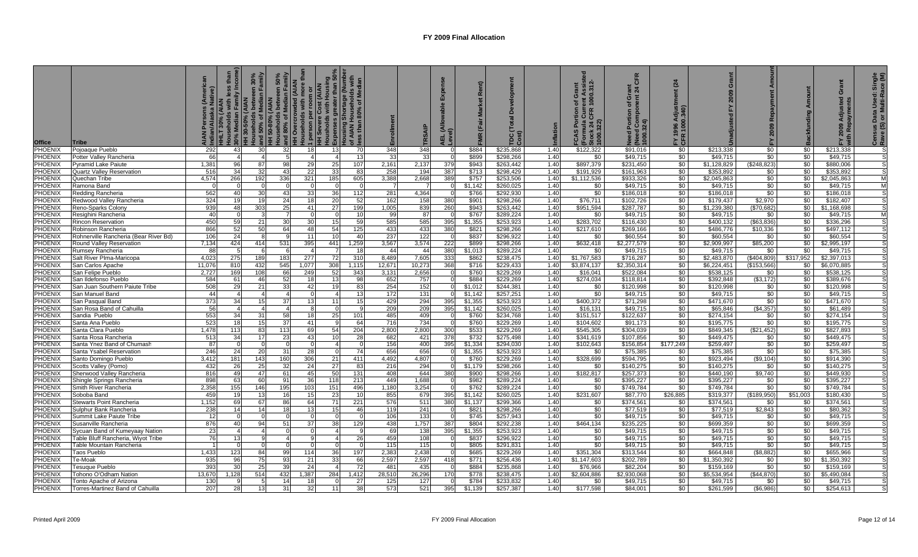# FY 2009 Final Allocation

| Office | Tribe | AIAN Persons (American Indian/Alaska Native) | HHLT 30% (AIAN Households with less than 30% Median Family Income) | HH 30-50% (AIAN Households between 30% and 50% of Median Family Income) | HH 50-80% (AIAN Households between 50% and 80% of Median Family Income) | HH Overcrowded (AIAN Households with more than 1 person per room or without kitchen or plumbing) | HH Severe Cost (AIAN Households with Housing Expenses greater than 50% of Income) | Housing Shortage (Number of AIAN Households with less than 80% of Median Family Income) | Enrollment | TRSAIP | AEL (Allowable Expense Level) | FMR (Fair Market Rent) | TDC (Total Development Cost) | Inflation | FCAS Portion of Grant (Formula Current Assisted Stock 24 CFR 1000.312-1000.322) | Need Portion of Grant (Need Component 24 CFR 1000.324) | FY 1996 Adjustment (24 CFR 1000.340) | Unadjusted FY 2009 Grant | FY 2009 Repayment Amount | Backfunding Amount | FY 2009 Adjusted Grant with Repayments | Census Data Used: Single Race (S) or Multi-Race (M) |
|---|---|---|---|---|---|---|---|---|---|---|---|---|---|---|---|---|---|---|---|---|---|---|
| PHOENIX | Pojoaque Pueblo | 292 | 43 | 30 | 32 | 18 | 13 | 70 | 348 | 348 | 0 | $884 | $235,868 | 1.40 | $122,322 | $91,016 | $0 | $213,338 | $0 | $0 | $213,338 | S |
| PHOENIX | Potter Valley Rancheria | 66 | 4 | 4 | 5 | 4 | 4 | 13 | 33 | 33 | 0 | $899 | $298,266 | 1.40 | $0 | $49,715 | $0 | $49,715 | $0 | $0 | $49,715 | S |
| PHOENIX | Pyramid Lake Paiute | 1,381 | 96 | 87 | 98 | 29 | 25 | 107 | 2,161 | 2,137 | 379 | $943 | $263,442 | 1.40 | $897,379 | $231,450 | $0 | $1,128,829 | ($248,823) | $0 | $880,006 | S |
| PHOENIX | Quartz Valley Reservation | 516 | 34 | 32 | 43 | 22 | 33 | 83 | 258 | 194 | 387 | $713 | $298,429 | 1.40 | $191,929 | $161,963 | $0 | $353,892 | $0 | $0 | $353,892 | S |
| PHOENIX | Quechan Tribe | 4,574 | 266 | 192 | 336 | 321 | 185 | 605 | 3,388 | 2,668 | 389 | $757 | $253,506 | 1.40 | $1,112,536 | $933,326 | $0 | $2,045,863 | $0 | $0 | $2,045,863 | M |
| PHOENIX | Ramona Band | 0 | 0 | 0 | 0 | 0 | 0 | 0 | 7 | 7 | 0 | $1,142 | $260,025 | 1.40 | $0 | $49,715 | $0 | $49,715 | $0 | $0 | $49,715 | M |
| PHOENIX | Redding Rancheria | 562 | 40 | 30 | 43 | 33 | 36 | 112 | 281 | 4,364 | 0 | $766 | $292,930 | 1.40 | $0 | $186,018 | $0 | $186,018 | $0 | $0 | $186,018 | S |
| PHOENIX | Redwood Valley Rancheria | 324 | 19 | 19 | 24 | 18 | 20 | 52 | 162 | 158 | 380 | $901 | $298,266 | 1.40 | $76,711 | $102,726 | $0 | $179,437 | $2,970 | $0 | $182,407 | S |
| PHOENIX | Reno-Sparks Colony | 939 | 48 | 303 | 25 | 41 | 27 | 199 | 1,005 | 839 | 260 | $943 | $263,442 | 1.40 | $951,594 | $287,787 | $0 | $1,239,380 | ($70,682) | $0 | $1,168,698 | S |
| PHOENIX | Resighini Rancheria | 40 | 0 | 3 | 7 | 0 | 0 | 10 | 99 | 87 | 0 | $767 | $289,224 | 1.40 | $0 | $49,715 | $0 | $49,715 | $0 | $0 | $49,715 | M |
| PHOENIX | Rincon Reservation | 450 | 59 | 21 | 30 | 30 | 15 | 59 | 585 | 585 | 395 | $1,355 | $253,923 | 1.40 | $283,702 | $116,430 | $0 | $400,132 | ($63,836) | $0 | $336,296 | S |
| PHOENIX | Robinson Rancheria | 866 | 52 | 50 | 64 | 48 | 54 | 125 | 433 | 433 | 380 | $821 | $298,266 | 1.40 | $217,610 | $269,166 | $0 | $486,776 | $10,336 | $0 | $497,112 | S |
| PHOENIX | Rohnerville Rancheria (Bear River Bd) | 106 | 24 | 8 | 9 | 11 | 10 | 40 | 237 | 122 | 0 | $837 | $296,922 | 1.40 | $0 | $60,554 | $0 | $60,554 | $0 | $0 | $60,554 | S |
| PHOENIX | Round Valley Reservation | 7,134 | 424 | 414 | 531 | 395 | 441 | 1,259 | 3,567 | 3,574 | 222 | $899 | $298,266 | 1.40 | $632,418 | $2,277,579 | $0 | $2,909,997 | $85,200 | $0 | $2,995,197 | S |
| PHOENIX | Rumsey Rancheria | 88 | 5 | 6 | 6 | 4 | 7 | 18 | 44 | 44 | 380 | $1,013 | $289,224 | 1.40 | $0 | $49,715 | $0 | $49,715 | $0 | $0 | $49,715 | S |
| PHOENIX | Salt River PIma-Maricopa | 4,023 | 275 | 189 | 183 | 277 | 72 | 310 | 8,489 | 7,605 | 333 | $862 | $238,475 | 1.40 | $1,767,583 | $716,287 | $0 | $2,483,870 | ($404,809) | $317,952 | $2,397,013 | S |
| PHOENIX | San Carlos Apache | 11,076 | 810 | 432 | 545 | 1,077 | 308 | 1,115 | 12,671 | 10,273 | 368 | $716 | $229,433 | 1.40 | $3,874,137 | $2,350,314 | $0 | $6,224,451 | ($153,566) | $0 | $6,070,885 | S |
| PHOENIX | San Felipe Pueblo | 2,727 | 169 | 108 | 66 | 249 | 52 | 343 | 3,131 | 2,656 | 0 | $760 | $229,269 | 1.40 | $16,041 | $522,084 | $0 | $538,125 | $0 | $0 | $538,125 | S |
| PHOENIX | San Ildefonso Pueblo | 584 | 61 | 46 | 52 | 18 | 13 | 98 | 652 | 757 | 0 | $884 | $229,269 | 1.40 | $274,034 | $118,814 | $0 | $392,848 | ($3,172) | $0 | $389,676 | S |
| PHOENIX | San Juan Southern Paiute Tribe | 508 | 29 | 21 | 33 | 42 | 19 | 83 | 254 | 152 | 0 | $1,012 | $244,381 | 1.40 | $0 | $120,998 | $0 | $120,998 | $0 | $0 | $120,998 | S |
| PHOENIX | San Manuel Band | 44 | 4 | 4 | 4 | 0 | 4 | 13 | 172 | 131 | 0 | $1,142 | $257,251 | 1.40 | $0 | $49,715 | $0 | $49,715 | $0 | $0 | $49,715 | S |
| PHOENIX | San Pasqual Band | 373 | 34 | 15 | 37 | 13 | 11 | 15 | 429 | 294 | 395 | $1,355 | $253,923 | 1.40 | $400,372 | $71,298 | $0 | $471,670 | $0 | $0 | $471,670 | S |
| PHOENIX | San Rosa Band of Cahuilla | 56 | 4 | 4 | 4 | 8 | 0 | 9 | 209 | 209 | 395 | $1,142 | $260,025 | 1.40 | $16,131 | $49,715 | $0 | $65,846 | ($4,357) | $0 | $61,489 | S |
| PHOENIX | Sandia Pueblo | 553 | 34 | 31 | 58 | 18 | 25 | 101 | 485 | 409 | 0 | $760 | $234,768 | 1.40 | $151,517 | $122,637 | $0 | $274,154 | $0 | $0 | $274,154 | S |
| PHOENIX | Santa Ana Pueblo | 523 | 18 | 15 | 37 | 41 | 9 | 64 | 716 | 734 | 0 | $760 | $229,269 | 1.40 | $104,602 | $91,173 | $0 | $195,775 | $0 | $0 | $195,775 | S |
| PHOENIX | Santa Clara Pueblo | 1,478 | 113 | 83 | 113 | 69 | 54 | 204 | 2,800 | 2,800 | 300 | $533 | $229,269 | 1.40 | $545,305 | $304,039 | $0 | $849,345 | ($21,452) | $0 | $827,893 | S |
| PHOENIX | Santa Rosa Rancheria | 513 | 34 | 17 | 23 | 43 | 10 | 28 | 682 | 421 | 378 | $732 | $275,498 | 1.40 | $341,619 | $107,856 | $0 | $449,475 | $0 | $0 | $449,475 | S |
| PHOENIX | Santa Ynez Band of Chumash | 87 | 0 | 0 | 0 | 0 | 4 | 0 | 156 | 400 | 395 | $1,334 | $294,030 | 1.40 | $102,643 | $156,854 | $177,249 | $259,497 | $0 | $0 | $259,497 | S |
| PHOENIX | Santa Ysabel Reservation | 246 | 24 | 20 | 31 | 28 | 0 | 74 | 656 | 656 | 0 | $1,355 | $253,923 | 1.40 | $0 | $75,385 | $0 | $75,385 | $0 | $0 | $75,385 | S |
| PHOENIX | Santo Domingo Pueblo | 3,412 | 181 | 143 | 160 | 306 | 21 | 411 | 4,492 | 4,807 | 0 | $760 | $229,269 | 1.40 | $328,699 | $594,795 | $0 | $923,494 | ($9,104) | $0 | $914,390 | S |
| PHOENIX | Scotts Valley (Pomo) | 432 | 26 | 25 | 32 | 24 | 27 | 83 | 216 | 294 | 0 | $1,179 | $298,266 | 1.40 | $0 | $140,275 | $0 | $140,275 | $0 | $0 | $140,275 | S |
| PHOENIX | Sherwood Valley Rancheria | 816 | 49 | 47 | 61 | 45 | 50 | 131 | 408 | 644 | 380 | $900 | $298,266 | 1.40 | $182,817 | $257,373 | $0 | $440,190 | $9,740 | $0 | $449,930 | S |
| PHOENIX | Shingle Springs Rancheria | 898 | 63 | 60 | 91 | 36 | 118 | 213 | 449 | 1,688 | 0 | $982 | $289,224 | 1.40 | $0 | $395,227 | $0 | $395,227 | $0 | $0 | $395,227 | S |
| PHOENIX | Smith River Rancheria | 2,358 | 155 | 146 | 195 | 103 | 151 | 496 | 1,180 | 3,254 | 0 | $762 | $289,224 | 1.40 | $0 | $749,784 | $0 | $749,784 | $0 | $0 | $749,784 | S |
| PHOENIX | Soboba Band | 459 | 19 | 13 | 16 | 15 | 23 | 10 | 855 | 679 | 395 | $1,142 | $260,025 | 1.40 | $231,607 | $87,770 | $26,885 | $319,377 | ($189,950) | $51,003 | $180,430 | S |
| PHOENIX | Stewarts Point Rancheria | 1,152 | 69 | 67 | 86 | 64 | 71 | 221 | 576 | 511 | 380 | $1,137 | $299,366 | 1.40 | $0 | $374,561 | $0 | $374,561 | $0 | $0 | $374,561 | S |
| PHOENIX | Sulphur Bank Rancheria | 238 | 14 | 14 | 18 | 13 | 15 | 46 | 119 | 241 | 0 | $821 | $298,266 | 1.40 | $0 | $77,519 | $0 | $77,519 | $2,843 | $0 | $80,362 | S |
| PHOENIX | Summit Lake Paiute Tribe | 12 | 0 | 0 | 0 | 0 | 0 | 0 | 106 | 133 | 0 | $745 | $257,943 | 1.40 | $0 | $49,715 | $0 | $49,715 | $0 | $0 | $49,715 | S |
| PHOENIX | Susanville Rancheria | 876 | 40 | 94 | 51 | 37 | 38 | 129 | 438 | 1,757 | 387 | $804 | $292,238 | 1.40 | $464,134 | $235,225 | $0 | $699,359 | $0 | $0 | $699,359 | S |
| PHOENIX | Sycuan Band of Kumeyaay Nation | 23 | 4 | 4 | 0 | 0 | 4 | 9 | 69 | 138 | 395 | $1,355 | $253,923 | 1.40 | $0 | $49,715 | $0 | $49,715 | $0 | $0 | $49,715 | S |
| PHOENIX | Table Bluff Rancheria, Wiyot Tribe | 76 | 13 | 9 | 4 | 9 | 4 | 26 | 459 | 108 | 0 | $837 | $296,922 | 1.40 | $0 | $49,715 | $0 | $49,715 | $0 | $0 | $49,715 | S |
| PHOENIX | Table Mountain Rancheria | 1 | 0 | 0 | 0 | 0 | 0 | 0 | 115 | 115 | 0 | $805 | $291,831 | 1.40 | $0 | $49,715 | $0 | $49,715 | $0 | $0 | $49,715 | S |
| PHOENIX | Taos Pueblo | 1,433 | 123 | 84 | 99 | 114 | 36 | 197 | 2,383 | 2,438 | 0 | $685 | $229,269 | 1.40 | $351,304 | $313,544 | $0 | $664,848 | ($8,882) | $0 | $655,966 | S |
| PHOENIX | Te-Moak | 935 | 96 | 75 | 93 | 21 | 33 | 66 | 2,597 | 2,597 | 418 | $771 | $256,436 | 1.40 | $1,147,603 | $202,789 | $0 | $1,350,392 | $0 | $0 | $1,350,392 | S |
| PHOENIX | Tesuque Pueblo | 393 | 30 | 25 | 39 | 24 | 4 | 72 | 481 | 435 | 0 | $884 | $235,868 | 1.40 | $76,966 | $82,204 | $0 | $159,169 | $0 | $0 | $159,169 | S |
| PHOENIX | Tohono O'Odham Nation | 13,670 | 1,128 | 514 | 432 | 1,387 | 284 | 1,412 | 28,510 | 26,296 | 170 | $778 | $238,475 | 1.40 | $2,604,886 | $2,930,068 | $0 | $5,534,954 | ($44,870) | $0 | $5,490,084 | S |
| PHOENIX | Tonto Apache of Arizona | 130 | 9 | 5 | 14 | 18 | 0 | 27 | 125 | 127 | 0 | $784 | $233,832 | 1.40 | $0 | $49,715 | $0 | $49,715 | $0 | $0 | $49,715 | S |
| PHOENIX | Torres-Martinez Band of Cahuilla | 207 | 28 | 13 | 31 | 32 | 11 | 38 | 573 | 521 | 395 | $1,139 | $257,387 | 1.40 | $177,598 | $84,001 | $0 | $261,599 | ($6,986) | $0 | $254,613 | S |

Printed April 2009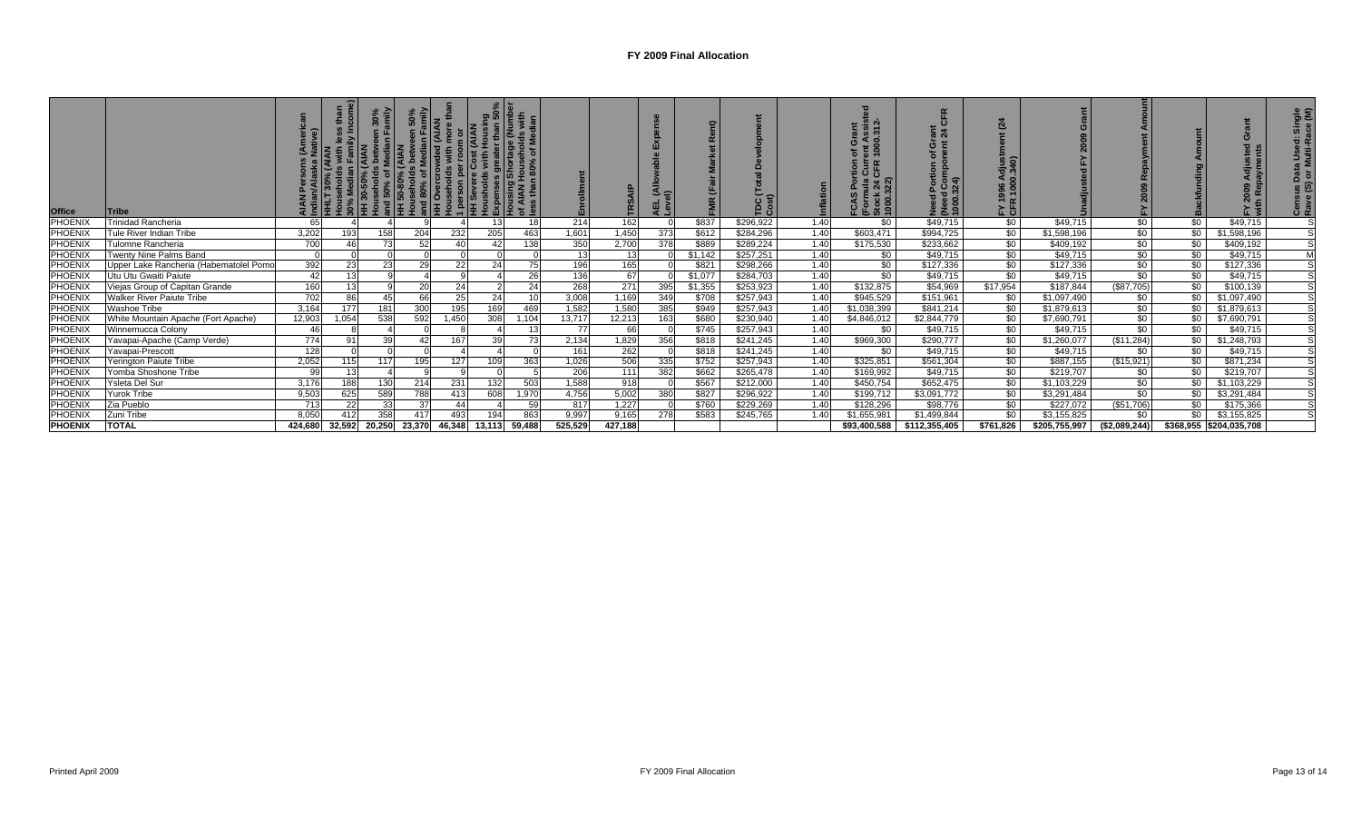# FY 2009 Final Allocation

| Office | Tribe | AIAN Persons (American Indian/Alaska Native) | HHLT 30% (AIAN Households with less than 30% Median Family Income) | HH 30-50% (AIAN Households between 30% and 50% of Median Family Income) | HH 50-80% (AIAN Households between 50% and 80% of Median Family Income) | HH Overcrowded (AIAN Households with more than 1 person per room or without kitchen or plumbing) | HH Severe Cost (AIAN Households with Housing Expenses greater than 50% of Income) | Housing Shortage (Number of AIAN Households with less than 80% of Median Family Income) | Enrollment | TRSAIP | AEL (Allowable Expense Level) | FMR (Fair Market Rent) | TDC (Total Development Cost) | Inflation | FCAS Portion of Grant (Formula Current Assisted Stock 24 CFR 1000.312-1000.322) | Need Portion of Grant (Need Component 24 CFR 1000.324) | FY 1996 Adjustment (24 CFR 1000.340) | Unadjusted FY 2009 Grant | FY 2009 Repayment Amount | Backfunding Amount | FY 2009 Adjusted Grant with Repayments | Census Data Used: Single Race (S) or Multi-Race (M) |
|---|---|---|---|---|---|---|---|---|---|---|---|---|---|---|---|---|---|---|---|---|---|---|
| PHOENIX | Trinidad Rancheria | 65 | 4 | 4 | 9 | 4 | 13 | 18 | 214 | 162 | 0 | $837 | $296,922 | 1.40 | $0 | $49,715 | $0 | $49,715 | $0 | $0 | $49,715 | S |
| PHOENIX | Tule River Indian Tribe | 3,202 | 193 | 158 | 204 | 232 | 205 | 463 | 1,601 | 1,450 | 373 | $612 | $284,296 | 1.40 | $603,471 | $994,725 | $0 | $1,598,196 | $0 | $0 | $1,598,196 | S |
| PHOENIX | Tulomne Rancheria | 700 | 46 | 73 | 52 | 40 | 42 | 138 | 350 | 2,700 | 378 | $889 | $289,224 | 1.40 | $175,530 | $233,662 | $0 | $409,192 | $0 | $0 | $409,192 | S |
| PHOENIX | Twenty Nine Palms Band | 0 | 0 | 0 | 0 | 0 | 0 | 0 | 13 | 13 | 0 | $1,142 | $257,251 | 1.40 | $0 | $49,715 | $0 | $49,715 | $0 | $0 | $49,715 | M |
| PHOENIX | Upper Lake Rancheria (Habematolel Pomo | 392 | 23 | 23 | 29 | 22 | 24 | 75 | 196 | 165 | 0 | $821 | $298,266 | 1.40 | $0 | $127,336 | $0 | $127,336 | $0 | $0 | $127,336 | S |
| PHOENIX | Utu Utu Gwaiti Paiute | 42 | 13 | 9 | 4 | 9 | 4 | 26 | 136 | 67 | 0 | $1,077 | $284,703 | 1.40 | $0 | $49,715 | $0 | $49,715 | $0 | $0 | $49,715 | S |
| PHOENIX | Viejas Group of Capitan Grande | 160 | 13 | 9 | 20 | 24 | 2 | 24 | 268 | 271 | 395 | $1,355 | $253,923 | 1.40 | $132,875 | $54,969 | $17,954 | $187,844 | ($87,705) | $0 | $100,139 | S |
| PHOENIX | Walker River Paiute Tribe | 702 | 86 | 45 | 66 | 25 | 24 | 10 | 3,008 | 1,169 | 349 | $708 | $257,943 | 1.40 | $945,529 | $151,961 | $0 | $1,097,490 | $0 | $0 | $1,097,490 | S |
| PHOENIX | Washoe Tribe | 3,164 | 177 | 181 | 300 | 195 | 169 | 469 | 1,582 | 1,580 | 385 | $949 | $257,943 | 1.40 | $1,038,399 | $841,214 | $0 | $1,879,613 | $0 | $0 | $1,879,613 | S |
| PHOENIX | White Mountain Apache (Fort Apache) | 12,903 | 1,054 | 538 | 592 | 1,450 | 308 | 1,104 | 13,717 | 12,213 | 163 | $680 | $230,940 | 1.40 | $4,846,012 | $2,844,779 | $0 | $7,690,791 | $0 | $0 | $7,690,791 | S |
| PHOENIX | Winnemucca Colony | 46 | 8 | 4 | 0 | 8 | 4 | 13 | 77 | 66 | 0 | $745 | $257,943 | 1.40 | $0 | $49,715 | $0 | $49,715 | $0 | $0 | $49,715 | S |
| PHOENIX | Yavapai-Apache (Camp Verde) | 774 | 91 | 39 | 42 | 167 | 39 | 73 | 2,134 | 1,829 | 356 | $818 | $241,245 | 1.40 | $969,300 | $290,777 | $0 | $1,260,077 | ($11,284) | $0 | $1,248,793 | S |
| PHOENIX | Yavapai-Prescott | 128 | 0 | 0 | 0 | 4 | 4 | 0 | 161 | 262 | 0 | $818 | $241,245 | 1.40 | $0 | $49,715 | $0 | $49,715 | $0 | $0 | $49,715 | S |
| PHOENIX | Yerington Paiute Tribe | 2,052 | 115 | 117 | 195 | 127 | 109 | 363 | 1,026 | 506 | 335 | $752 | $257,943 | 1.40 | $325,851 | $561,304 | $0 | $887,155 | ($15,921) | $0 | $871,234 | S |
| PHOENIX | Yomba Shoshone Tribe | 99 | 13 | 4 | 9 | 9 | 0 | 5 | 206 | 111 | 382 | $662 | $265,478 | 1.40 | $169,992 | $49,715 | $0 | $219,707 | $0 | $0 | $219,707 | S |
| PHOENIX | Ysleta Del Sur | 3,176 | 188 | 130 | 214 | 231 | 132 | 503 | 1,588 | 918 | 0 | $567 | $212,000 | 1.40 | $450,754 | $652,475 | $0 | $1,103,229 | $0 | $0 | $1,103,229 | S |
| PHOENIX | Yurok Tribe | 9,503 | 625 | 589 | 788 | 413 | 608 | 1,970 | 4,756 | 5,002 | 380 | $827 | $296,922 | 1.40 | $199,712 | $3,091,772 | $0 | $3,291,484 | $0 | $0 | $3,291,484 | S |
| PHOENIX | Zia Pueblo | 713 | 22 | 33 | 37 | 44 | 4 | 59 | 817 | 1,227 | 0 | $760 | $229,269 | 1.40 | $128,296 | $98,776 | $0 | $227,072 | ($51,706) | $0 | $175,366 | S |
| PHOENIX | Zuni Tribe | 8,050 | 412 | 358 | 417 | 493 | 194 | 863 | 9,997 | 9,165 | 278 | $583 | $245,765 | 1.40 | $1,655,981 | $1,499,844 | $0 | $3,155,825 | $0 | $0 | $3,155,825 | S |
| **PHOENIX** | **TOTAL** | **424,680** | **32,592** | **20,250** | **23,370** | **46,348** | **13,113** | **59,488** | **525,529** | **427,188** | | | | | **$93,400,588** | **$112,355,405** | **$761,826** | **$205,755,997** | **($2,089,244)** | **$368,955** | **$204,035,708** | |

Printed April 2009

FY 2009 Final Allocation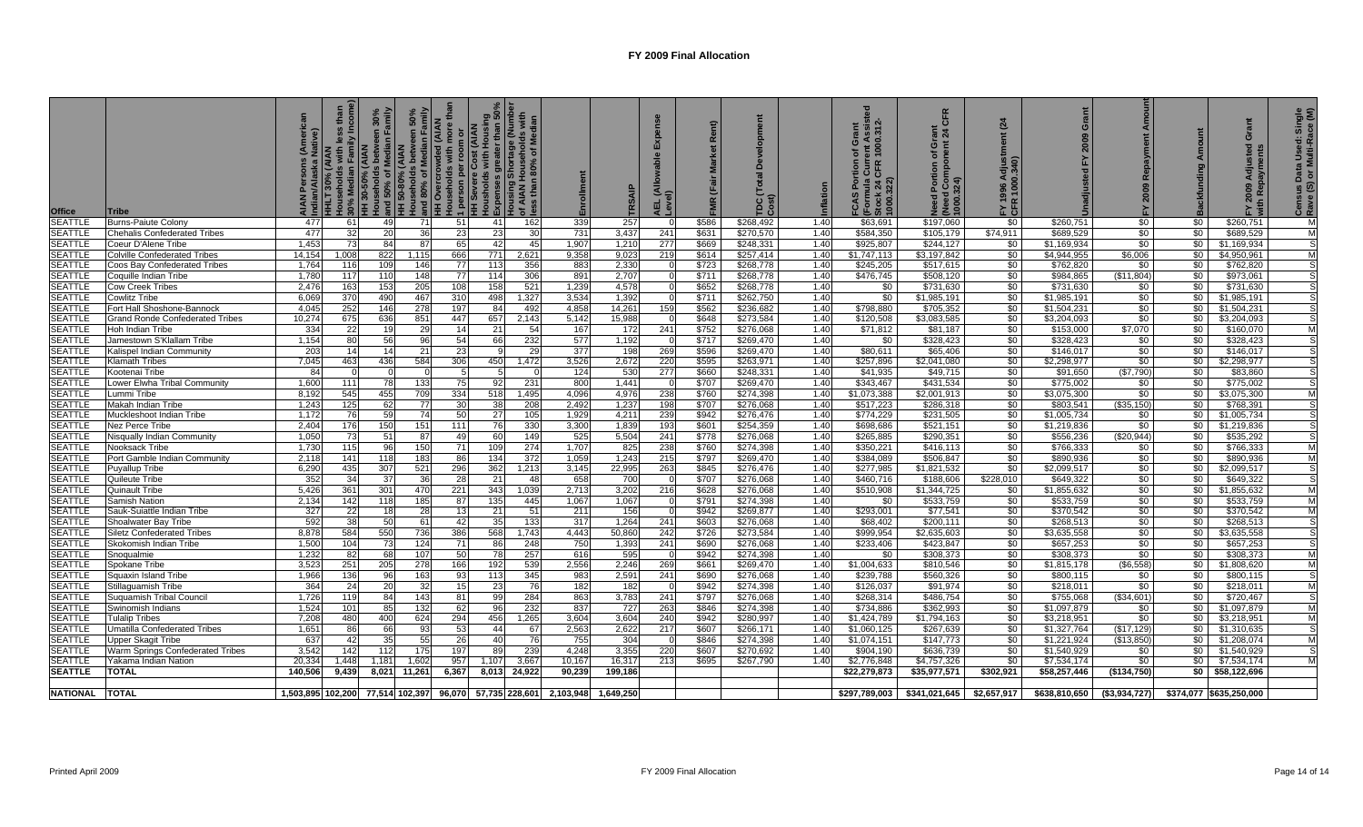# FY 2009 Final Allocation

| Office | Tribe | AIAN Persons (American Indian/Alaska Native) | HHLT 30% (AIAN Households with less than 30% Median Family Income) | HH 30-50% (AIAN Households between 30% and 50% of Median Family | HH 50-80% (AIAN Households between 50% and 80% of Median Family | HH Overcrowded (AIAN Households with more than 1 person per room or | HH Severe Cost (AIAN Households with Housing Expenses greater than 50% | Housing Shortage (Number of AIAN Households with less than 80% of Median | Enrollment | TRSAIP | AEL (Allowable Expense Level) | FMR (Fair Market Rent) | TDC (Total Development Cost) | Inflation | FCAS Portion of Grant (Formula Current Assisted Stock 24 CFR 1000.312-1000.322) | Need Portion of Grant (Need Component 24 CFR 1000.324) | FY 1996 Adjustment (24 CFR 1000.340) | Unadjusted FY 2009 Grant | FY 2009 Repayment Amount | Backfunding Amount | FY 2009 Adjusted Grant with Repayments | Census Data Used: Single Race (S) or Multi-Race (M) |
|---|---|---|---|---|---|---|---|---|---|---|---|---|---|---|---|---|---|---|---|---|---|---|
| SEATTLE | Burns-Paiute Colony | 477 | 61 | 49 | 71 | 51 | 41 | 162 | 339 | 257 | 0 | $586 | $268,492 | 1.40 | $63,691 | $197,060 | $0 | $260,751 | $0 | $0 | $260,751 | M |
| SEATTLE | Chehalis Confederated Tribes | 477 | 32 | 20 | 36 | 23 | 23 | 30 | 731 | 3,437 | 241 | $631 | $270,570 | 1.40 | $584,350 | $105,179 | $74,911 | $689,529 | $0 | $0 | $689,529 | M |
| SEATTLE | Coeur D'Alene Tribe | 1,453 | 73 | 84 | 87 | 65 | 42 | 45 | 1,907 | 1,210 | 277 | $669 | $248,331 | 1.40 | $925,807 | $244,127 | $0 | $1,169,934 | $0 | $0 | $1,169,934 | S |
| SEATTLE | Colville Confederated Tribes | 14,154 | 1,008 | 822 | 1,115 | 666 | 771 | 2,621 | 9,358 | 9,023 | 219 | $614 | $257,414 | 1.40 | $1,747,113 | $3,197,842 | $0 | $4,944,955 | $6,006 | $0 | $4,950,961 | M |
| SEATTLE | Coos Bay Confederated Tribes | 1,764 | 116 | 109 | 146 | 77 | 113 | 356 | 883 | 2,330 | 0 | $723 | $268,778 | 1.40 | $245,205 | $517,615 | $0 | $762,820 | $0 | $0 | $762,820 | S |
| SEATTLE | Coquille Indian Tribe | 1,780 | 117 | 110 | 148 | 77 | 114 | 306 | 891 | 2,707 | 0 | $711 | $268,778 | 1.40 | $476,745 | $508,120 | $0 | $984,865 | ($11,804) | $0 | $973,061 | S |
| SEATTLE | Cow Creek Tribes | 2,476 | 163 | 153 | 205 | 108 | 158 | 521 | 1,239 | 4,578 | 0 | $652 | $268,778 | 1.40 | $0 | $731,630 | $0 | $731,630 | $0 | $0 | $731,630 | S |
| SEATTLE | Cowlitz Tribe | 6,069 | 370 | 490 | 467 | 310 | 498 | 1,327 | 3,534 | 1,392 | 0 | $711 | $262,750 | 1.40 | $0 | $1,985,191 | $0 | $1,985,191 | $0 | $0 | $1,985,191 | S |
| SEATTLE | Fort Hall Shoshone-Bannock | 4,045 | 252 | 146 | 278 | 197 | 84 | 492 | 4,858 | 14,261 | 159 | $562 | $236,682 | 1.40 | $798,880 | $705,352 | $0 | $1,504,231 | $0 | $0 | $1,504,231 | S |
| SEATTLE | Grand Ronde Confederated Tribes | 10,274 | 675 | 636 | 851 | 447 | 657 | 2,143 | 5,142 | 15,988 | 0 | $648 | $273,584 | 1.40 | $120,508 | $3,083,585 | $0 | $3,204,093 | $0 | $0 | $3,204,093 | S |
| SEATTLE | Hoh Indian Tribe | 334 | 22 | 19 | 29 | 14 | 21 | 54 | 167 | 172 | 241 | $752 | $276,068 | 1.40 | $71,812 | $81,187 | $0 | $153,000 | $7,070 | $0 | $160,070 | M |
| SEATTLE | Jamestown S'Klallam Tribe | 1,154 | 80 | 56 | 96 | 54 | 66 | 232 | 577 | 1,192 | 0 | $717 | $269,470 | 1.40 | $0 | $328,423 | $0 | $328,423 | $0 | $0 | $328,423 | S |
| SEATTLE | Kalispel Indian Community | 203 | 14 | 14 | 21 | 23 | 9 | 29 | 377 | 198 | 269 | $596 | $269,470 | 1.40 | $80,611 | $65,406 | $0 | $146,017 | $0 | $0 | $146,017 | S |
| SEATTLE | Klamath Tribes | 7,045 | 463 | 436 | 584 | 306 | 450 | 1,472 | 3,526 | 2,672 | 220 | $595 | $263,971 | 1.40 | $257,896 | $2,041,080 | $0 | $2,298,977 | $0 | $0 | $2,298,977 | S |
| SEATTLE | Kootenai Tribe | 84 | 0 | 0 | 0 | 5 | 5 | 0 | 124 | 530 | 277 | $660 | $248,331 | 1.40 | $41,935 | $49,715 | $0 | $91,650 | ($7,790) | $0 | $83,860 | S |
| SEATTLE | Lower Elwha Tribal Community | 1,600 | 111 | 78 | 133 | 75 | 92 | 231 | 800 | 1,441 | 0 | $707 | $269,470 | 1.40 | $343,467 | $431,534 | $0 | $775,002 | $0 | $0 | $775,002 | S |
| SEATTLE | Lummi Tribe | 8,192 | 545 | 455 | 709 | 334 | 518 | 1,495 | 4,096 | 4,976 | 238 | $760 | $274,398 | 1.40 | $1,073,388 | $2,001,913 | $0 | $3,075,300 | $0 | $0 | $3,075,300 | M |
| SEATTLE | Makah Indian Tribe | 1,243 | 125 | 62 | 77 | 30 | 38 | 208 | 2,492 | 1,237 | 198 | $707 | $276,068 | 1.40 | $517,223 | $286,318 | $0 | $803,541 | ($35,150) | $0 | $768,391 | S |
| SEATTLE | Muckleshoot Indian Tribe | 1,172 | 76 | 59 | 74 | 50 | 27 | 105 | 1,929 | 4,211 | 239 | $942 | $276,476 | 1.40 | $774,229 | $231,505 | $0 | $1,005,734 | $0 | $0 | $1,005,734 | S |
| SEATTLE | Nez Perce Tribe | 2,404 | 176 | 150 | 151 | 111 | 76 | 330 | 3,300 | 1,839 | 193 | $601 | $254,359 | 1.40 | $698,686 | $521,151 | $0 | $1,219,836 | $0 | $0 | $1,219,836 | S |
| SEATTLE | Nisqually Indian Community | 1,050 | 73 | 51 | 87 | 49 | 60 | 149 | 525 | 5,504 | 241 | $778 | $276,068 | 1.40 | $265,885 | $290,351 | $0 | $556,236 | ($20,944) | $0 | $535,292 | S |
| SEATTLE | Nooksack Tribe | 1,730 | 115 | 96 | 150 | 71 | 109 | 274 | 1,707 | 825 | 238 | $760 | $274,398 | 1.40 | $350,221 | $416,113 | $0 | $766,333 | $0 | $0 | $766,333 | M |
| SEATTLE | Port Gamble Indian Community | 2,118 | 141 | 118 | 183 | 86 | 134 | 372 | 1,059 | 1,243 | 215 | $797 | $269,470 | 1.40 | $384,089 | $506,847 | $0 | $890,936 | $0 | $0 | $890,936 | M |
| SEATTLE | Puyallup Tribe | 6,290 | 435 | 307 | 521 | 296 | 362 | 1,213 | 3,145 | 22,995 | 263 | $845 | $276,476 | 1.40 | $277,985 | $1,821,532 | $0 | $2,099,517 | $0 | $0 | $2,099,517 | S |
| SEATTLE | Quileute Tribe | 352 | 34 | 37 | 36 | 28 | 21 | 48 | 658 | 700 | 0 | $707 | $276,068 | 1.40 | $460,716 | $188,606 | $228,010 | $649,322 | $0 | $0 | $649,322 | S |
| SEATTLE | Quinault Tribe | 5,426 | 361 | 301 | 470 | 221 | 343 | 1,039 | 2,713 | 3,202 | 216 | $628 | $276,068 | 1.40 | $510,908 | $1,344,725 | $0 | $1,855,632 | $0 | $0 | $1,855,632 | M |
| SEATTLE | Samish Nation | 2,134 | 142 | 118 | 185 | 87 | 135 | 445 | 1,067 | 1,067 | 0 | $791 | $274,398 | 1.40 | $0 | $533,759 | $0 | $533,759 | $0 | $0 | $533,759 | M |
| SEATTLE | Sauk-Suiattle Indian Tribe | 327 | 22 | 18 | 28 | 13 | 21 | 51 | 211 | 156 | 0 | $942 | $269,877 | 1.40 | $293,001 | $77,541 | $0 | $370,542 | $0 | $0 | $370,542 | M |
| SEATTLE | Shoalwater Bay Tribe | 592 | 38 | 50 | 61 | 42 | 35 | 133 | 317 | 1,264 | 241 | $603 | $276,068 | 1.40 | $68,402 | $200,111 | $0 | $268,513 | $0 | $0 | $268,513 | S |
| SEATTLE | Siletz Confederated Tribes | 8,878 | 584 | 550 | 736 | 386 | 568 | 1,743 | 4,443 | 50,860 | 242 | $726 | $273,584 | 1.40 | $999,954 | $2,635,603 | $0 | $3,635,558 | $0 | $0 | $3,635,558 | S |
| SEATTLE | Skokomish Indian Tribe | 1,500 | 104 | 73 | 124 | 71 | 86 | 248 | 750 | 1,393 | 241 | $690 | $276,068 | 1.40 | $233,406 | $423,847 | $0 | $657,253 | $0 | $0 | $657,253 | S |
| SEATTLE | Snoqualmie | 1,232 | 82 | 68 | 107 | 50 | 78 | 257 | 616 | 595 | 0 | $942 | $274,398 | 1.40 | $0 | $308,373 | $0 | $308,373 | $0 | $0 | $308,373 | M |
| SEATTLE | Spokane Tribe | 3,523 | 251 | 205 | 278 | 166 | 192 | 539 | 2,556 | 2,246 | 269 | $661 | $269,470 | 1.40 | $1,004,633 | $810,546 | $0 | $1,815,178 | ($6,558) | $0 | $1,808,620 | M |
| SEATTLE | Squaxin Island Tribe | 1,966 | 136 | 96 | 163 | 93 | 113 | 345 | 983 | 2,591 | 241 | $690 | $276,068 | 1.40 | $239,788 | $560,326 | $0 | $800,115 | $0 | $0 | $800,115 | S |
| SEATTLE | Stillaguamish Tribe | 364 | 24 | 20 | 32 | 15 | 23 | 76 | 182 | 182 | 0 | $942 | $274,398 | 1.40 | $126,037 | $91,974 | $0 | $218,011 | $0 | $0 | $218,011 | M |
| SEATTLE | Suquamish Tribal Council | 1,726 | 119 | 84 | 143 | 81 | 99 | 284 | 863 | 3,783 | 241 | $797 | $276,068 | 1.40 | $268,314 | $486,754 | $0 | $755,068 | ($34,601) | $0 | $720,467 | S |
| SEATTLE | Swinomish Indians | 1,524 | 101 | 85 | 132 | 62 | 96 | 232 | 837 | 727 | 263 | $846 | $274,398 | 1.40 | $734,886 | $362,993 | $0 | $1,097,879 | $0 | $0 | $1,097,879 | M |
| SEATTLE | Tulalip Tribes | 7,208 | 480 | 400 | 624 | 294 | 456 | 1,265 | 3,604 | 3,604 | 240 | $942 | $280,997 | 1.40 | $1,424,789 | $1,794,163 | $0 | $3,218,951 | $0 | $0 | $3,218,951 | M |
| SEATTLE | Umatilla Confederated Tribes | 1,651 | 86 | 66 | 93 | 53 | 44 | 67 | 2,563 | 2,622 | 217 | $607 | $266,171 | 1.40 | $1,060,125 | $267,639 | $0 | $1,327,764 | ($17,129) | $0 | $1,310,635 | S |
| SEATTLE | Upper Skagit Tribe | 637 | 42 | 35 | 55 | 26 | 40 | 76 | 755 | 304 | 0 | $846 | $274,398 | 1.40 | $1,074,151 | $147,773 | $0 | $1,221,924 | ($13,850) | $0 | $1,208,074 | M |
| SEATTLE | Warm Springs Confederated Tribes | 3,542 | 142 | 112 | 175 | 197 | 89 | 239 | 4,248 | 3,355 | 220 | $607 | $270,692 | 1.40 | $904,190 | $636,739 | $0 | $1,540,929 | $0 | $0 | $1,540,929 | S |
| SEATTLE | Yakama Indian Nation | 20,334 | 1,448 | 1,181 | 1,602 | 957 | 1,107 | 3,667 | 10,167 | 16,317 | 213 | $695 | $267,790 | 1.40 | $2,776,848 | $4,757,326 | $0 | $7,534,174 | $0 | $0 | $7,534,174 | M |
| **SEATTLE** | **TOTAL** | **140,506** | **9,439** | **8,021** | **11,261** | **6,367** | **8,013** | **24,922** | **90,239** | **199,186** | | | | | **$22,279,873** | **$35,977,571** | **$302,921** | **$58,257,446** | **($134,750)** | **$0** | **$58,122,696** | |
| | | | | | | | | | | | | | | | | | | | | | | |
| **NATIONAL** | **TOTAL** | **1,503,895** | **102,200** | **77,514** | **102,397** | **96,070** | **57,735** | **228,601** | **2,103,948** | **1,649,250** | | | | | **$297,789,003** | **$341,021,645** | **$2,657,917** | **$638,810,650** | **($3,934,727)** | **$374,077** | **$635,250,000** | |

Printed April 2009 — FY 2009 Final Allocation